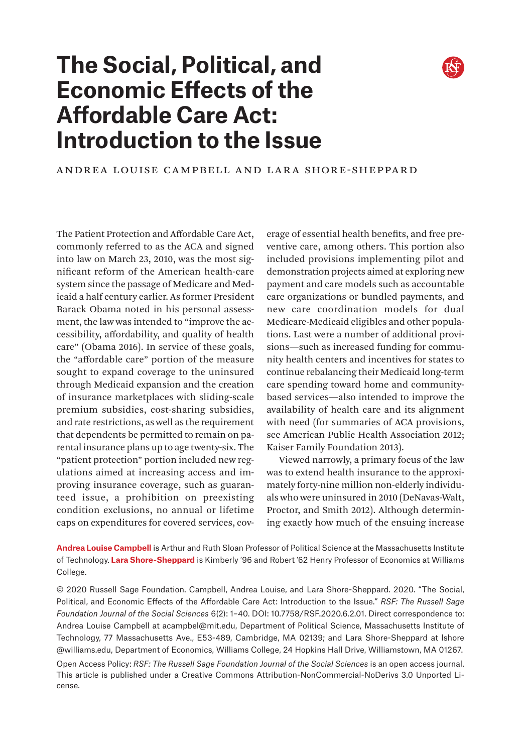# The Social, Political, and Economic Effects of the Affordable Care Act: Introduction to the Issue

ANDREA LOUISE CAMPBELL AND LARA SHORE-SHEPPARD

The Patient Protection and Affordable Care Act, commonly referred to as the ACA and signed into law on March 23, 2010, was the most significant reform of the American health-care system since the passage of Medicare and Medicaid a half century earlier. As former President Barack Obama noted in his personal assessment, the law was intended to "improve the accessibility, affordability, and quality of health care" (Obama 2016). In service of these goals, the "affordable care" portion of the measure sought to expand coverage to the uninsured through Medicaid expansion and the creation of insurance marketplaces with sliding-scale premium subsidies, cost-sharing subsidies, and rate restrictions, as well as the requirement that dependents be permitted to remain on parental insurance plans up to age twenty-six. The "patient protection" portion included new regulations aimed at increasing access and improving insurance coverage, such as guaranteed issue, a prohibition on preexisting condition exclusions, no annual or lifetime caps on expenditures for covered services, coverage of essential health benefits, and free preventive care, among others. This portion also included provisions implementing pilot and demonstration projects aimed at exploring new payment and care models such as accountable care organizations or bundled payments, and new care coordination models for dual Medicare-Medicaid eligibles and other populations. Last were a number of additional provisions—such as increased funding for community health centers and incentives for states to continue rebalancing their Medicaid long-term care spending toward home and community-based services—also intended to improve the availability of health care and its alignment with need (for summaries of ACA provisions, see American Public Health Association 2012; Kaiser Family Foundation 2013).

Viewed narrowly, a primary focus of the law was to extend health insurance to the approximately forty-nine million non-elderly individuals who were uninsured in 2010 (DeNavas-Walt, Proctor, and Smith 2012). Although determining exactly how much of the ensuing increase

**Andrea Louise Campbell** is Arthur and Ruth Sloan Professor of Political Science at the Massachusetts Institute of Technology. **Lara Shore-Sheppard** is Kimberly '96 and Robert '62 Henry Professor of Economics at Williams College.

© 2020 Russell Sage Foundation. Campbell, Andrea Louise, and Lara Shore-Sheppard. 2020. "The Social, Political, and Economic Effects of the Affordable Care Act: Introduction to the Issue." *RSF: The Russell Sage Foundation Journal of the Social Sciences* 6(2): 1–40. DOI: 10.7758/RSF.2020.6.2.01. Direct correspondence to: Andrea Louise Campbell at acampbel@mit.edu, Department of Political Science, Massachusetts Institute of Technology, 77 Massachusetts Ave., E53-489, Cambridge, MA 02139; and Lara Shore-Sheppard at lshore@williams.edu, Department of Economics, Williams College, 24 Hopkins Hall Drive, Williamstown, MA 01267.

Open Access Policy: *RSF: The Russell Sage Foundation Journal of the Social Sciences* is an open access journal. This article is published under a Creative Commons Attribution-NonCommercial-NoDerivs 3.0 Unported License.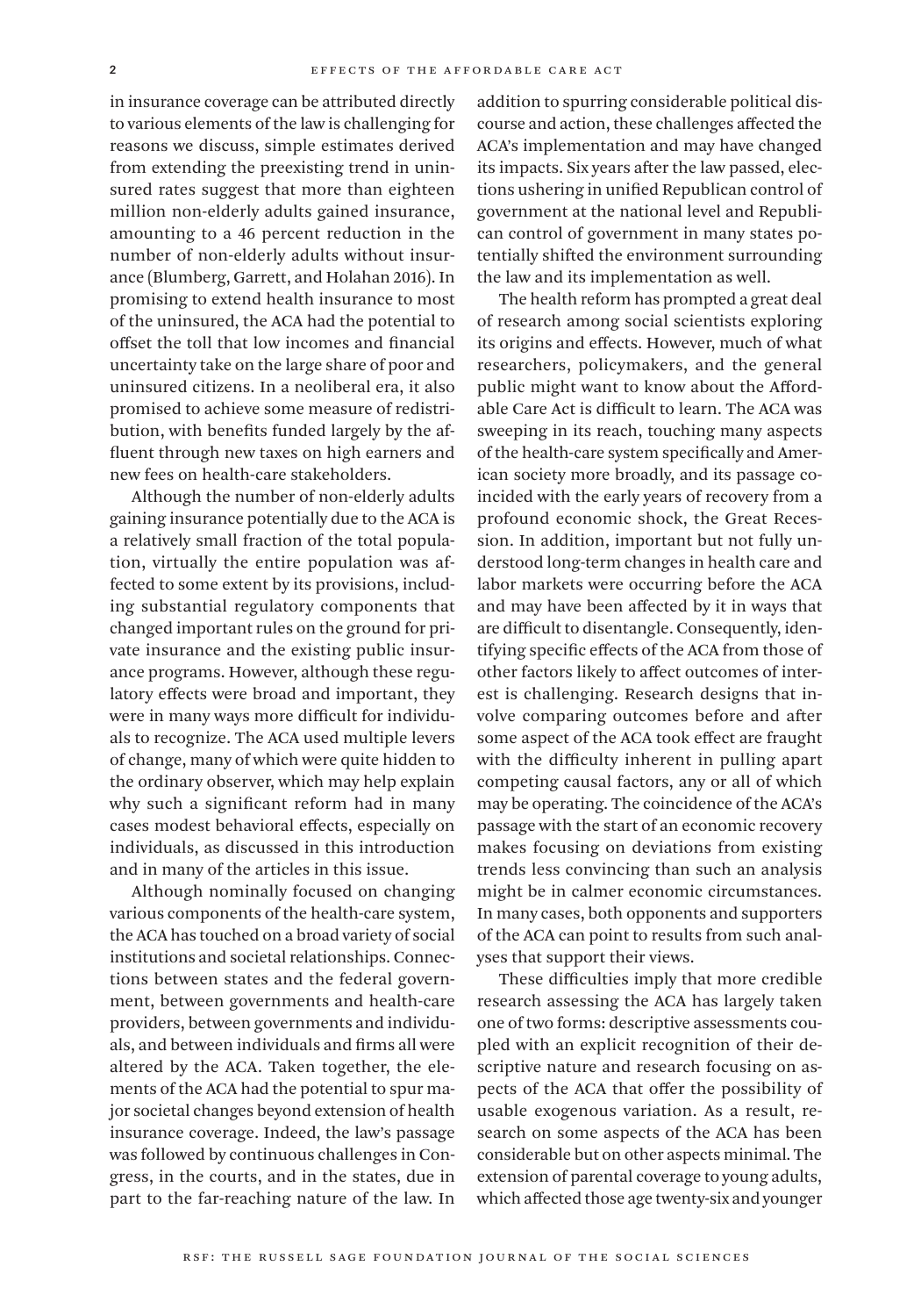in insurance coverage can be attributed directly to various elements of the law is challenging for reasons we discuss, simple estimates derived from extending the preexisting trend in uninsured rates suggest that more than eighteen million non-elderly adults gained insurance, amounting to a 46 percent reduction in the number of non-elderly adults without insurance (Blumberg, Garrett, and Holahan 2016). In promising to extend health insurance to most of the uninsured, the ACA had the potential to offset the toll that low incomes and financial uncertainty take on the large share of poor and uninsured citizens. In a neoliberal era, it also promised to achieve some measure of redistribution, with benefits funded largely by the affluent through new taxes on high earners and new fees on health-care stakeholders.

Although the number of non-elderly adults gaining insurance potentially due to the ACA is a relatively small fraction of the total population, virtually the entire population was affected to some extent by its provisions, including substantial regulatory components that changed important rules on the ground for private insurance and the existing public insurance programs. However, although these regulatory effects were broad and important, they were in many ways more difficult for individuals to recognize. The ACA used multiple levers of change, many of which were quite hidden to the ordinary observer, which may help explain why such a significant reform had in many cases modest behavioral effects, especially on individuals, as discussed in this introduction and in many of the articles in this issue.

Although nominally focused on changing various components of the health-care system, the ACA has touched on a broad variety of social institutions and societal relationships. Connections between states and the federal government, between governments and health-care providers, between governments and individuals, and between individuals and firms all were altered by the ACA. Taken together, the elements of the ACA had the potential to spur major societal changes beyond extension of health insurance coverage. Indeed, the law's passage was followed by continuous challenges in Congress, in the courts, and in the states, due in part to the far-reaching nature of the law. In addition to spurring considerable political discourse and action, these challenges affected the ACA's implementation and may have changed its impacts. Six years after the law passed, elections ushering in unified Republican control of government at the national level and Republican control of government in many states potentially shifted the environment surrounding the law and its implementation as well.

The health reform has prompted a great deal of research among social scientists exploring its origins and effects. However, much of what researchers, policymakers, and the general public might want to know about the Affordable Care Act is difficult to learn. The ACA was sweeping in its reach, touching many aspects of the health-care system specifically and American society more broadly, and its passage coincided with the early years of recovery from a profound economic shock, the Great Recession. In addition, important but not fully understood long-term changes in health care and labor markets were occurring before the ACA and may have been affected by it in ways that are difficult to disentangle. Consequently, identifying specific effects of the ACA from those of other factors likely to affect outcomes of interest is challenging. Research designs that involve comparing outcomes before and after some aspect of the ACA took effect are fraught with the difficulty inherent in pulling apart competing causal factors, any or all of which may be operating. The coincidence of the ACA's passage with the start of an economic recovery makes focusing on deviations from existing trends less convincing than such an analysis might be in calmer economic circumstances. In many cases, both opponents and supporters of the ACA can point to results from such analyses that support their views.

These difficulties imply that more credible research assessing the ACA has largely taken one of two forms: descriptive assessments coupled with an explicit recognition of their descriptive nature and research focusing on aspects of the ACA that offer the possibility of usable exogenous variation. As a result, research on some aspects of the ACA has been considerable but on other aspects minimal. The extension of parental coverage to young adults, which affected those age twenty-six and younger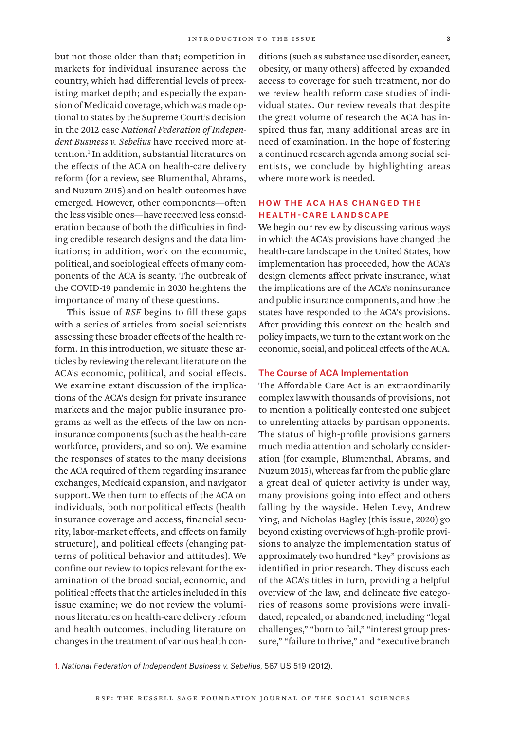but not those older than that; competition in markets for individual insurance across the country, which had differential levels of preexisting market depth; and especially the expansion of Medicaid coverage, which was made optional to states by the Supreme Court's decision in the 2012 case *National Federation of Independent Business v. Sebelius* have received more attention.[1] In addition, substantial literatures on the effects of the ACA on health-care delivery reform (for a review, see Blumenthal, Abrams, and Nuzum 2015) and on health outcomes have emerged. However, other components—often the less visible ones—have received less consideration because of both the difficulties in finding credible research designs and the data limitations; in addition, work on the economic, political, and sociological effects of many components of the ACA is scanty. The outbreak of the COVID-19 pandemic in 2020 heightens the importance of many of these questions.

This issue of *RSF* begins to fill these gaps with a series of articles from social scientists assessing these broader effects of the health reform. In this introduction, we situate these articles by reviewing the relevant literature on the ACA's economic, political, and social effects. We examine extant discussion of the implications of the ACA's design for private insurance markets and the major public insurance programs as well as the effects of the law on noninsurance components (such as the health-care workforce, providers, and so on). We examine the responses of states to the many decisions the ACA required of them regarding insurance exchanges, Medicaid expansion, and navigator support. We then turn to effects of the ACA on individuals, both nonpolitical effects (health insurance coverage and access, financial security, labor-market effects, and effects on family structure), and political effects (changing patterns of political behavior and attitudes). We confine our review to topics relevant for the examination of the broad social, economic, and political effects that the articles included in this issue examine; we do not review the voluminous literatures on health-care delivery reform and health outcomes, including literature on changes in the treatment of various health conditions (such as substance use disorder, cancer, obesity, or many others) affected by expanded access to coverage for such treatment, nor do we review health reform case studies of individual states. Our review reveals that despite the great volume of research the ACA has inspired thus far, many additional areas are in need of examination. In the hope of fostering a continued research agenda among social scientists, we conclude by highlighting areas where more work is needed.

## HOW THE ACA HAS CHANGED THE HEALTH-CARE LANDSCAPE

We begin our review by discussing various ways in which the ACA's provisions have changed the health-care landscape in the United States, how implementation has proceeded, how the ACA's design elements affect private insurance, what the implications are of the ACA's noninsurance and public insurance components, and how the states have responded to the ACA's provisions. After providing this context on the health and policy impacts, we turn to the extant work on the economic, social, and political effects of the ACA.

### The Course of ACA Implementation

The Affordable Care Act is an extraordinarily complex law with thousands of provisions, not to mention a politically contested one subject to unrelenting attacks by partisan opponents. The status of high-profile provisions garners much media attention and scholarly consideration (for example, Blumenthal, Abrams, and Nuzum 2015), whereas far from the public glare a great deal of quieter activity is under way, many provisions going into effect and others falling by the wayside. Helen Levy, Andrew Ying, and Nicholas Bagley (this issue, 2020) go beyond existing overviews of high-profile provisions to analyze the implementation status of approximately two hundred "key" provisions as identified in prior research. They discuss each of the ACA's titles in turn, providing a helpful overview of the law, and delineate five categories of reasons some provisions were invalidated, repealed, or abandoned, including "legal challenges," "born to fail," "interest group pressure," "failure to thrive," and "executive branch

1. *National Federation of Independent Business v. Sebelius,* 567 US 519 (2012).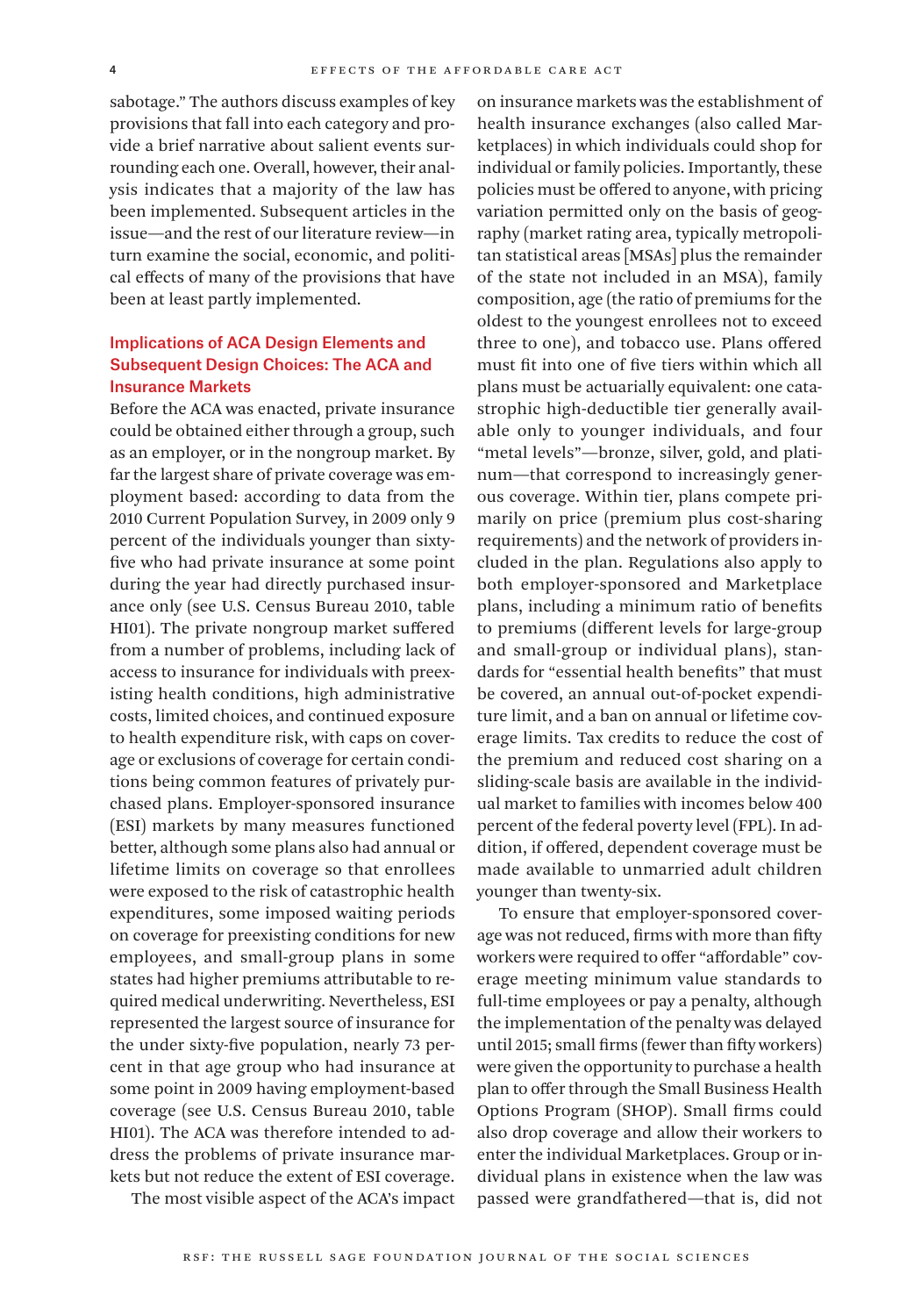sabotage." The authors discuss examples of key provisions that fall into each category and provide a brief narrative about salient events surrounding each one. Overall, however, their analysis indicates that a majority of the law has been implemented. Subsequent articles in the issue—and the rest of our literature review—in turn examine the social, economic, and political effects of many of the provisions that have been at least partly implemented.

## Implications of ACA Design Elements and Subsequent Design Choices: The ACA and Insurance Markets

Before the ACA was enacted, private insurance could be obtained either through a group, such as an employer, or in the nongroup market. By far the largest share of private coverage was employment based: according to data from the 2010 Current Population Survey, in 2009 only 9 percent of the individuals younger than sixty-five who had private insurance at some point during the year had directly purchased insurance only (see U.S. Census Bureau 2010, table HI01). The private nongroup market suffered from a number of problems, including lack of access to insurance for individuals with preexisting health conditions, high administrative costs, limited choices, and continued exposure to health expenditure risk, with caps on coverage or exclusions of coverage for certain conditions being common features of privately purchased plans. Employer-sponsored insurance (ESI) markets by many measures functioned better, although some plans also had annual or lifetime limits on coverage so that enrollees were exposed to the risk of catastrophic health expenditures, some imposed waiting periods on coverage for preexisting conditions for new employees, and small-group plans in some states had higher premiums attributable to required medical underwriting. Nevertheless, ESI represented the largest source of insurance for the under sixty-five population, nearly 73 percent in that age group who had insurance at some point in 2009 having employment-based coverage (see U.S. Census Bureau 2010, table HI01). The ACA was therefore intended to address the problems of private insurance markets but not reduce the extent of ESI coverage.

The most visible aspect of the ACA's impact on insurance markets was the establishment of health insurance exchanges (also called Marketplaces) in which individuals could shop for individual or family policies. Importantly, these policies must be offered to anyone, with pricing variation permitted only on the basis of geography (market rating area, typically metropolitan statistical areas [MSAs] plus the remainder of the state not included in an MSA), family composition, age (the ratio of premiums for the oldest to the youngest enrollees not to exceed three to one), and tobacco use. Plans offered must fit into one of five tiers within which all plans must be actuarially equivalent: one catastrophic high-deductible tier generally available only to younger individuals, and four "metal levels"—bronze, silver, gold, and platinum—that correspond to increasingly generous coverage. Within tier, plans compete primarily on price (premium plus cost-sharing requirements) and the network of providers included in the plan. Regulations also apply to both employer-sponsored and Marketplace plans, including a minimum ratio of benefits to premiums (different levels for large-group and small-group or individual plans), standards for "essential health benefits" that must be covered, an annual out-of-pocket expenditure limit, and a ban on annual or lifetime coverage limits. Tax credits to reduce the cost of the premium and reduced cost sharing on a sliding-scale basis are available in the individual market to families with incomes below 400 percent of the federal poverty level (FPL). In addition, if offered, dependent coverage must be made available to unmarried adult children younger than twenty-six.

To ensure that employer-sponsored coverage was not reduced, firms with more than fifty workers were required to offer "affordable" coverage meeting minimum value standards to full-time employees or pay a penalty, although the implementation of the penalty was delayed until 2015; small firms (fewer than fifty workers) were given the opportunity to purchase a health plan to offer through the Small Business Health Options Program (SHOP). Small firms could also drop coverage and allow their workers to enter the individual Marketplaces. Group or individual plans in existence when the law was passed were grandfathered—that is, did not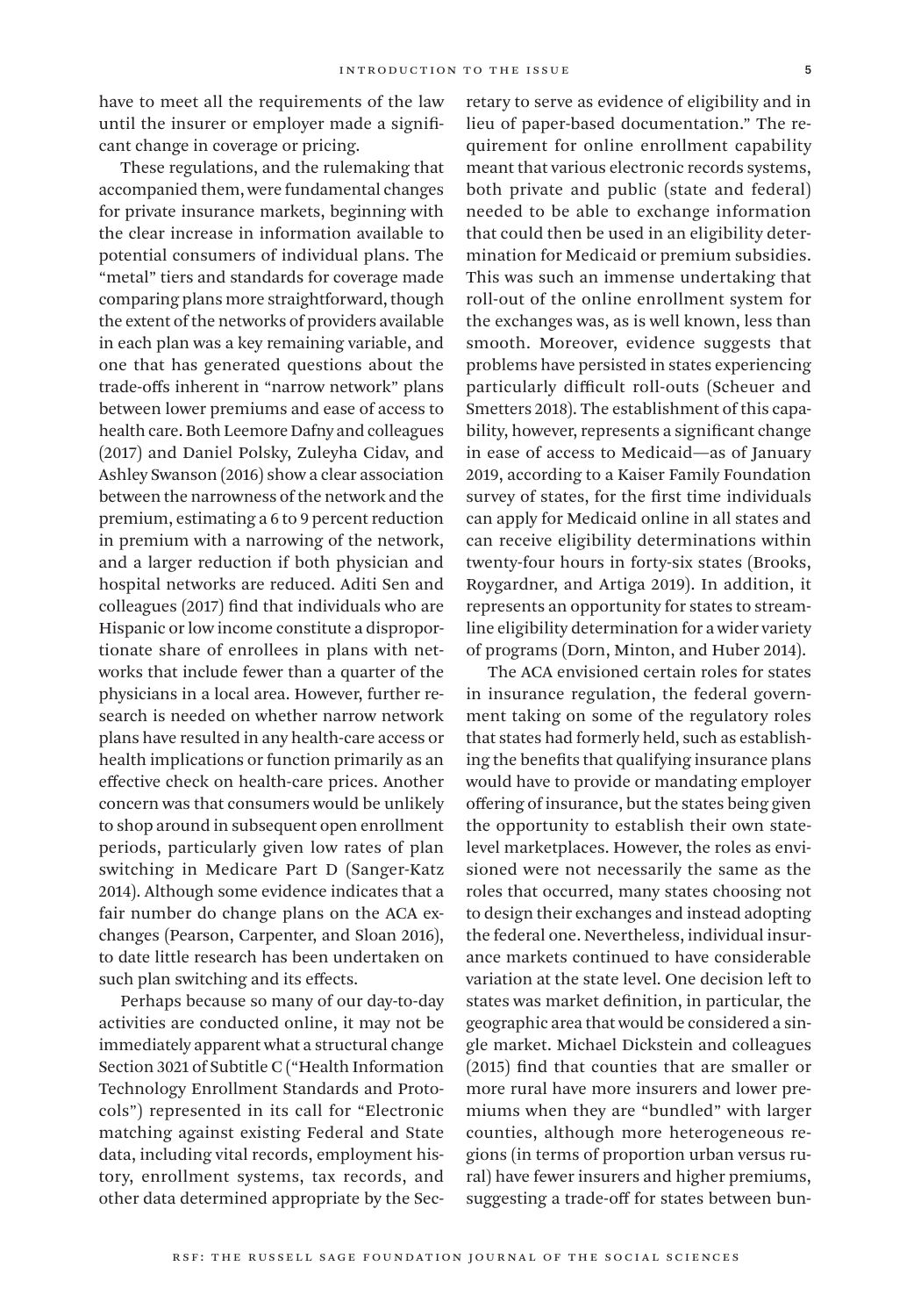have to meet all the requirements of the law until the insurer or employer made a significant change in coverage or pricing.

These regulations, and the rulemaking that accompanied them, were fundamental changes for private insurance markets, beginning with the clear increase in information available to potential consumers of individual plans. The "metal" tiers and standards for coverage made comparing plans more straightforward, though the extent of the networks of providers available in each plan was a key remaining variable, and one that has generated questions about the trade-offs inherent in "narrow network" plans between lower premiums and ease of access to health care. Both Leemore Dafny and colleagues (2017) and Daniel Polsky, Zuleyha Cidav, and Ashley Swanson (2016) show a clear association between the narrowness of the network and the premium, estimating a 6 to 9 percent reduction in premium with a narrowing of the network, and a larger reduction if both physician and hospital networks are reduced. Aditi Sen and colleagues (2017) find that individuals who are Hispanic or low income constitute a disproportionate share of enrollees in plans with networks that include fewer than a quarter of the physicians in a local area. However, further research is needed on whether narrow network plans have resulted in any health-care access or health implications or function primarily as an effective check on health-care prices. Another concern was that consumers would be unlikely to shop around in subsequent open enrollment periods, particularly given low rates of plan switching in Medicare Part D (Sanger-Katz 2014). Although some evidence indicates that a fair number do change plans on the ACA exchanges (Pearson, Carpenter, and Sloan 2016), to date little research has been undertaken on such plan switching and its effects.

Perhaps because so many of our day-to-day activities are conducted online, it may not be immediately apparent what a structural change Section 3021 of Subtitle C ("Health Information Technology Enrollment Standards and Protocols") represented in its call for "Electronic matching against existing Federal and State data, including vital records, employment history, enrollment systems, tax records, and other data determined appropriate by the Secretary to serve as evidence of eligibility and in lieu of paper-based documentation." The requirement for online enrollment capability meant that various electronic records systems, both private and public (state and federal) needed to be able to exchange information that could then be used in an eligibility determination for Medicaid or premium subsidies. This was such an immense undertaking that roll-out of the online enrollment system for the exchanges was, as is well known, less than smooth. Moreover, evidence suggests that problems have persisted in states experiencing particularly difficult roll-outs (Scheuer and Smetters 2018). The establishment of this capability, however, represents a significant change in ease of access to Medicaid—as of January 2019, according to a Kaiser Family Foundation survey of states, for the first time individuals can apply for Medicaid online in all states and can receive eligibility determinations within twenty-four hours in forty-six states (Brooks, Roygardner, and Artiga 2019). In addition, it represents an opportunity for states to streamline eligibility determination for a wider variety of programs (Dorn, Minton, and Huber 2014).

The ACA envisioned certain roles for states in insurance regulation, the federal government taking on some of the regulatory roles that states had formerly held, such as establishing the benefits that qualifying insurance plans would have to provide or mandating employer offering of insurance, but the states being given the opportunity to establish their own state-level marketplaces. However, the roles as envisioned were not necessarily the same as the roles that occurred, many states choosing not to design their exchanges and instead adopting the federal one. Nevertheless, individual insurance markets continued to have considerable variation at the state level. One decision left to states was market definition, in particular, the geographic area that would be considered a single market. Michael Dickstein and colleagues (2015) find that counties that are smaller or more rural have more insurers and lower premiums when they are "bundled" with larger counties, although more heterogeneous regions (in terms of proportion urban versus rural) have fewer insurers and higher premiums, suggesting a trade-off for states between bun-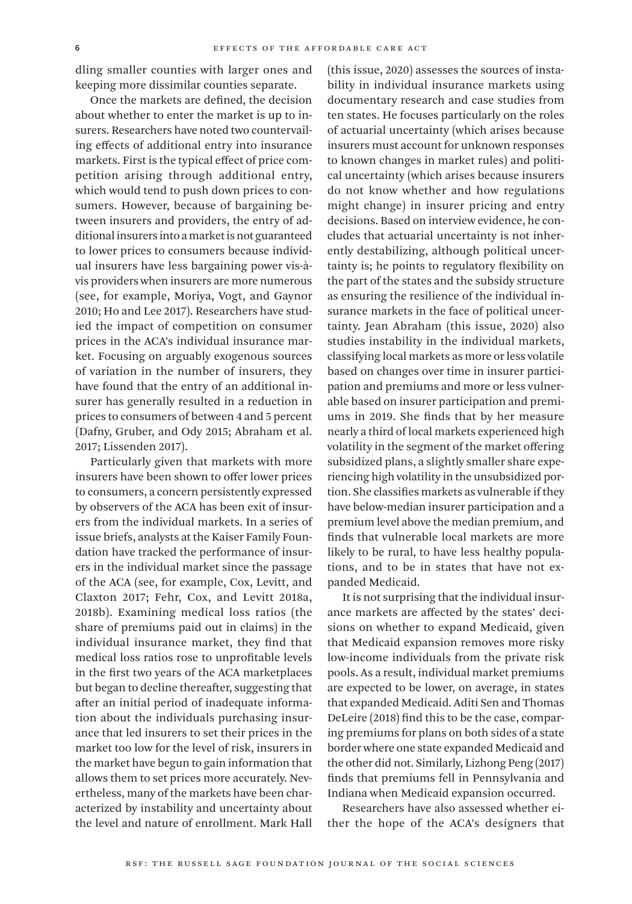dling smaller counties with larger ones and keeping more dissimilar counties separate.

Once the markets are defined, the decision about whether to enter the market is up to insurers. Researchers have noted two countervailing effects of additional entry into insurance markets. First is the typical effect of price competition arising through additional entry, which would tend to push down prices to consumers. However, because of bargaining between insurers and providers, the entry of additional insurers into a market is not guaranteed to lower prices to consumers because individual insurers have less bargaining power vis-à-vis providers when insurers are more numerous (see, for example, Moriya, Vogt, and Gaynor 2010; Ho and Lee 2017). Researchers have studied the impact of competition on consumer prices in the ACA's individual insurance market. Focusing on arguably exogenous sources of variation in the number of insurers, they have found that the entry of an additional insurer has generally resulted in a reduction in prices to consumers of between 4 and 5 percent (Dafny, Gruber, and Ody 2015; Abraham et al. 2017; Lissenden 2017).

Particularly given that markets with more insurers have been shown to offer lower prices to consumers, a concern persistently expressed by observers of the ACA has been exit of insurers from the individual markets. In a series of issue briefs, analysts at the Kaiser Family Foundation have tracked the performance of insurers in the individual market since the passage of the ACA (see, for example, Cox, Levitt, and Claxton 2017; Fehr, Cox, and Levitt 2018a, 2018b). Examining medical loss ratios (the share of premiums paid out in claims) in the individual insurance market, they find that medical loss ratios rose to unprofitable levels in the first two years of the ACA marketplaces but began to decline thereafter, suggesting that after an initial period of inadequate information about the individuals purchasing insurance that led insurers to set their prices in the market too low for the level of risk, insurers in the market have begun to gain information that allows them to set prices more accurately. Nevertheless, many of the markets have been characterized by instability and uncertainty about the level and nature of enrollment. Mark Hall (this issue, 2020) assesses the sources of instability in individual insurance markets using documentary research and case studies from ten states. He focuses particularly on the roles of actuarial uncertainty (which arises because insurers must account for unknown responses to known changes in market rules) and political uncertainty (which arises because insurers do not know whether and how regulations might change) in insurer pricing and entry decisions. Based on interview evidence, he concludes that actuarial uncertainty is not inherently destabilizing, although political uncertainty is; he points to regulatory flexibility on the part of the states and the subsidy structure as ensuring the resilience of the individual insurance markets in the face of political uncertainty. Jean Abraham (this issue, 2020) also studies instability in the individual markets, classifying local markets as more or less volatile based on changes over time in insurer participation and premiums and more or less vulnerable based on insurer participation and premiums in 2019. She finds that by her measure nearly a third of local markets experienced high volatility in the segment of the market offering subsidized plans, a slightly smaller share experiencing high volatility in the unsubsidized portion. She classifies markets as vulnerable if they have below-median insurer participation and a premium level above the median premium, and finds that vulnerable local markets are more likely to be rural, to have less healthy populations, and to be in states that have not expanded Medicaid.

It is not surprising that the individual insurance markets are affected by the states' decisions on whether to expand Medicaid, given that Medicaid expansion removes more risky low-income individuals from the private risk pools. As a result, individual market premiums are expected to be lower, on average, in states that expanded Medicaid. Aditi Sen and Thomas DeLeire (2018) find this to be the case, comparing premiums for plans on both sides of a state border where one state expanded Medicaid and the other did not. Similarly, Lizhong Peng (2017) finds that premiums fell in Pennsylvania and Indiana when Medicaid expansion occurred.

Researchers have also assessed whether either the hope of the ACA's designers that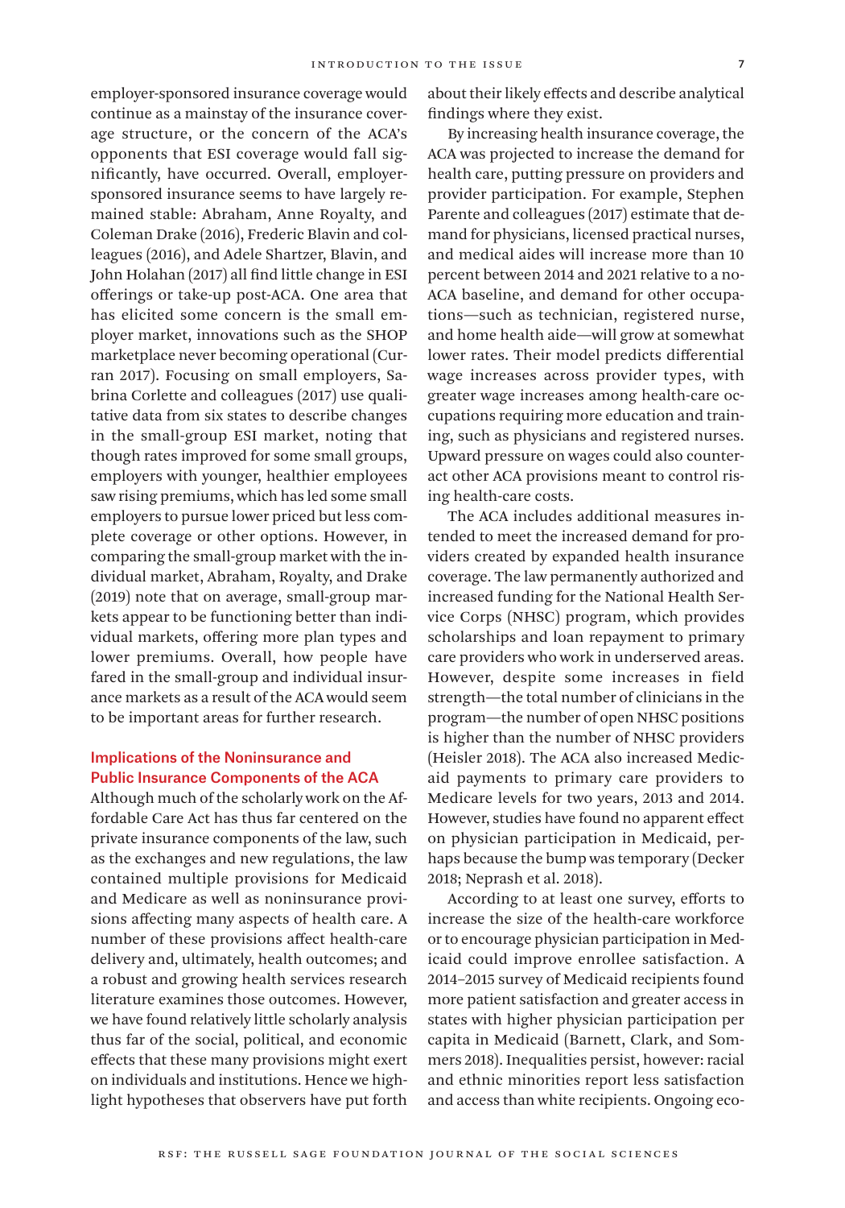employer-sponsored insurance coverage would continue as a mainstay of the insurance coverage structure, or the concern of the ACA's opponents that ESI coverage would fall significantly, have occurred. Overall, employer-sponsored insurance seems to have largely remained stable: Abraham, Anne Royalty, and Coleman Drake (2016), Frederic Blavin and colleagues (2016), and Adele Shartzer, Blavin, and John Holahan (2017) all find little change in ESI offerings or take-up post-ACA. One area that has elicited some concern is the small employer market, innovations such as the SHOP marketplace never becoming operational (Curran 2017). Focusing on small employers, Sabrina Corlette and colleagues (2017) use qualitative data from six states to describe changes in the small-group ESI market, noting that though rates improved for some small groups, employers with younger, healthier employees saw rising premiums, which has led some small employers to pursue lower priced but less complete coverage or other options. However, in comparing the small-group market with the individual market, Abraham, Royalty, and Drake (2019) note that on average, small-group markets appear to be functioning better than individual markets, offering more plan types and lower premiums. Overall, how people have fared in the small-group and individual insurance markets as a result of the ACA would seem to be important areas for further research.

### Implications of the Noninsurance and Public Insurance Components of the ACA

Although much of the scholarly work on the Affordable Care Act has thus far centered on the private insurance components of the law, such as the exchanges and new regulations, the law contained multiple provisions for Medicaid and Medicare as well as noninsurance provisions affecting many aspects of health care. A number of these provisions affect health-care delivery and, ultimately, health outcomes; and a robust and growing health services research literature examines those outcomes. However, we have found relatively little scholarly analysis thus far of the social, political, and economic effects that these many provisions might exert on individuals and institutions. Hence we highlight hypotheses that observers have put forth about their likely effects and describe analytical findings where they exist.

By increasing health insurance coverage, the ACA was projected to increase the demand for health care, putting pressure on providers and provider participation. For example, Stephen Parente and colleagues (2017) estimate that demand for physicians, licensed practical nurses, and medical aides will increase more than 10 percent between 2014 and 2021 relative to a no-ACA baseline, and demand for other occupations—such as technician, registered nurse, and home health aide—will grow at somewhat lower rates. Their model predicts differential wage increases across provider types, with greater wage increases among health-care occupations requiring more education and training, such as physicians and registered nurses. Upward pressure on wages could also counteract other ACA provisions meant to control rising health-care costs.

The ACA includes additional measures intended to meet the increased demand for providers created by expanded health insurance coverage. The law permanently authorized and increased funding for the National Health Service Corps (NHSC) program, which provides scholarships and loan repayment to primary care providers who work in underserved areas. However, despite some increases in field strength—the total number of clinicians in the program—the number of open NHSC positions is higher than the number of NHSC providers (Heisler 2018). The ACA also increased Medicaid payments to primary care providers to Medicare levels for two years, 2013 and 2014. However, studies have found no apparent effect on physician participation in Medicaid, perhaps because the bump was temporary (Decker 2018; Neprash et al. 2018).

According to at least one survey, efforts to increase the size of the health-care workforce or to encourage physician participation in Medicaid could improve enrollee satisfaction. A 2014–2015 survey of Medicaid recipients found more patient satisfaction and greater access in states with higher physician participation per capita in Medicaid (Barnett, Clark, and Sommers 2018). Inequalities persist, however: racial and ethnic minorities report less satisfaction and access than white recipients. Ongoing eco-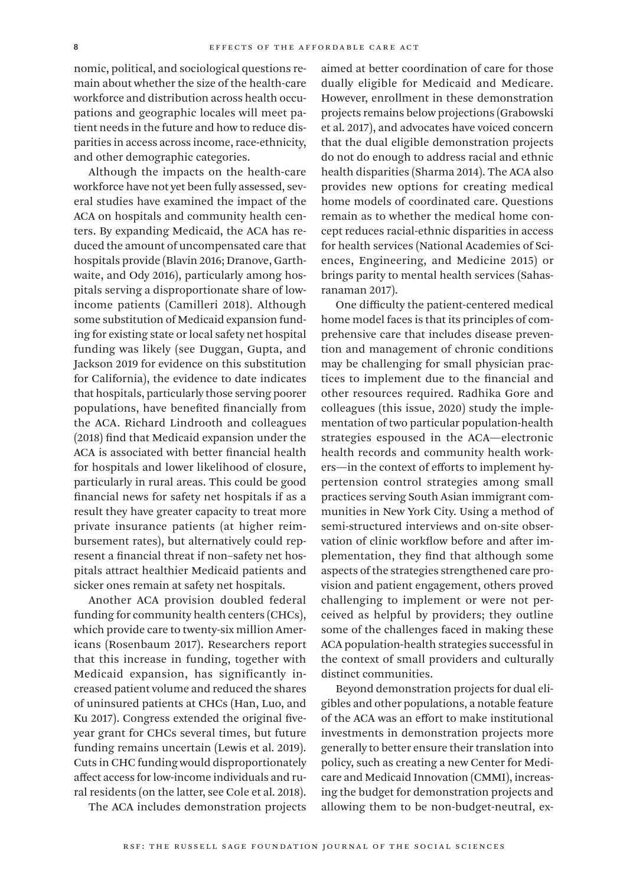nomic, political, and sociological questions remain about whether the size of the health-care workforce and distribution across health occupations and geographic locales will meet patient needs in the future and how to reduce disparities in access across income, race-ethnicity, and other demographic categories.

Although the impacts on the health-care workforce have not yet been fully assessed, several studies have examined the impact of the ACA on hospitals and community health centers. By expanding Medicaid, the ACA has reduced the amount of uncompensated care that hospitals provide (Blavin 2016; Dranove, Garthwaite, and Ody 2016), particularly among hospitals serving a disproportionate share of low-income patients (Camilleri 2018). Although some substitution of Medicaid expansion funding for existing state or local safety net hospital funding was likely (see Duggan, Gupta, and Jackson 2019 for evidence on this substitution for California), the evidence to date indicates that hospitals, particularly those serving poorer populations, have benefited financially from the ACA. Richard Lindrooth and colleagues (2018) find that Medicaid expansion under the ACA is associated with better financial health for hospitals and lower likelihood of closure, particularly in rural areas. This could be good financial news for safety net hospitals if as a result they have greater capacity to treat more private insurance patients (at higher reimbursement rates), but alternatively could represent a financial threat if non–safety net hospitals attract healthier Medicaid patients and sicker ones remain at safety net hospitals.

Another ACA provision doubled federal funding for community health centers (CHCs), which provide care to twenty-six million Americans (Rosenbaum 2017). Researchers report that this increase in funding, together with Medicaid expansion, has significantly increased patient volume and reduced the shares of uninsured patients at CHCs (Han, Luo, and Ku 2017). Congress extended the original five-year grant for CHCs several times, but future funding remains uncertain (Lewis et al. 2019). Cuts in CHC funding would disproportionately affect access for low-income individuals and rural residents (on the latter, see Cole et al. 2018).

The ACA includes demonstration projects aimed at better coordination of care for those dually eligible for Medicaid and Medicare. However, enrollment in these demonstration projects remains below projections (Grabowski et al. 2017), and advocates have voiced concern that the dual eligible demonstration projects do not do enough to address racial and ethnic health disparities (Sharma 2014). The ACA also provides new options for creating medical home models of coordinated care. Questions remain as to whether the medical home concept reduces racial-ethnic disparities in access for health services (National Academies of Sciences, Engineering, and Medicine 2015) or brings parity to mental health services (Sahasranaman 2017).

One difficulty the patient-centered medical home model faces is that its principles of comprehensive care that includes disease prevention and management of chronic conditions may be challenging for small physician practices to implement due to the financial and other resources required. Radhika Gore and colleagues (this issue, 2020) study the implementation of two particular population-health strategies espoused in the ACA—electronic health records and community health workers—in the context of efforts to implement hypertension control strategies among small practices serving South Asian immigrant communities in New York City. Using a method of semi-structured interviews and on-site observation of clinic workflow before and after implementation, they find that although some aspects of the strategies strengthened care provision and patient engagement, others proved challenging to implement or were not perceived as helpful by providers; they outline some of the challenges faced in making these ACA population-health strategies successful in the context of small providers and culturally distinct communities.

Beyond demonstration projects for dual eligibles and other populations, a notable feature of the ACA was an effort to make institutional investments in demonstration projects more generally to better ensure their translation into policy, such as creating a new Center for Medicare and Medicaid Innovation (CMMI), increasing the budget for demonstration projects and allowing them to be non-budget-neutral, ex-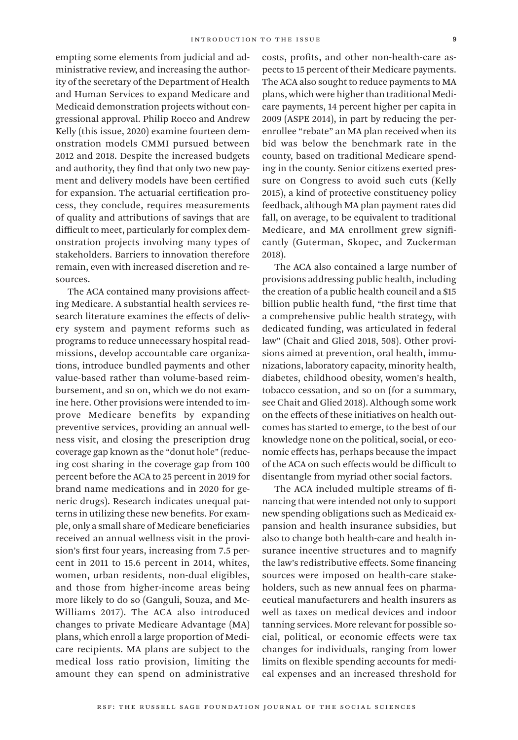empting some elements from judicial and administrative review, and increasing the authority of the secretary of the Department of Health and Human Services to expand Medicare and Medicaid demonstration projects without congressional approval. Philip Rocco and Andrew Kelly (this issue, 2020) examine fourteen demonstration models CMMI pursued between 2012 and 2018. Despite the increased budgets and authority, they find that only two new payment and delivery models have been certified for expansion. The actuarial certification process, they conclude, requires measurements of quality and attributions of savings that are difficult to meet, particularly for complex demonstration projects involving many types of stakeholders. Barriers to innovation therefore remain, even with increased discretion and resources.

The ACA contained many provisions affecting Medicare. A substantial health services research literature examines the effects of delivery system and payment reforms such as programs to reduce unnecessary hospital readmissions, develop accountable care organizations, introduce bundled payments and other value-based rather than volume-based reimbursement, and so on, which we do not examine here. Other provisions were intended to improve Medicare benefits by expanding preventive services, providing an annual wellness visit, and closing the prescription drug coverage gap known as the "donut hole" (reducing cost sharing in the coverage gap from 100 percent before the ACA to 25 percent in 2019 for brand name medications and in 2020 for generic drugs). Research indicates unequal patterns in utilizing these new benefits. For example, only a small share of Medicare beneficiaries received an annual wellness visit in the provision's first four years, increasing from 7.5 percent in 2011 to 15.6 percent in 2014, whites, women, urban residents, non-dual eligibles, and those from higher-income areas being more likely to do so (Ganguli, Souza, and McWilliams 2017). The ACA also introduced changes to private Medicare Advantage (MA) plans, which enroll a large proportion of Medicare recipients. MA plans are subject to the medical loss ratio provision, limiting the amount they can spend on administrative costs, profits, and other non-health-care aspects to 15 percent of their Medicare payments. The ACA also sought to reduce payments to MA plans, which were higher than traditional Medicare payments, 14 percent higher per capita in 2009 (ASPE 2014), in part by reducing the per-enrollee "rebate" an MA plan received when its bid was below the benchmark rate in the county, based on traditional Medicare spending in the county. Senior citizens exerted pressure on Congress to avoid such cuts (Kelly 2015), a kind of protective constituency policy feedback, although MA plan payment rates did fall, on average, to be equivalent to traditional Medicare, and MA enrollment grew significantly (Guterman, Skopec, and Zuckerman 2018).

The ACA also contained a large number of provisions addressing public health, including the creation of a public health council and a $15 billion public health fund, "the first time that a comprehensive public health strategy, with dedicated funding, was articulated in federal law" (Chait and Glied 2018, 508). Other provisions aimed at prevention, oral health, immunizations, laboratory capacity, minority health, diabetes, childhood obesity, women's health, tobacco cessation, and so on (for a summary, see Chait and Glied 2018). Although some work on the effects of these initiatives on health outcomes has started to emerge, to the best of our knowledge none on the political, social, or economic effects has, perhaps because the impact of the ACA on such effects would be difficult to disentangle from myriad other social factors.

The ACA included multiple streams of financing that were intended not only to support new spending obligations such as Medicaid expansion and health insurance subsidies, but also to change both health-care and health insurance incentive structures and to magnify the law's redistributive effects. Some financing sources were imposed on health-care stakeholders, such as new annual fees on pharmaceutical manufacturers and health insurers as well as taxes on medical devices and indoor tanning services. More relevant for possible social, political, or economic effects were tax changes for individuals, ranging from lower limits on flexible spending accounts for medical expenses and an increased threshold for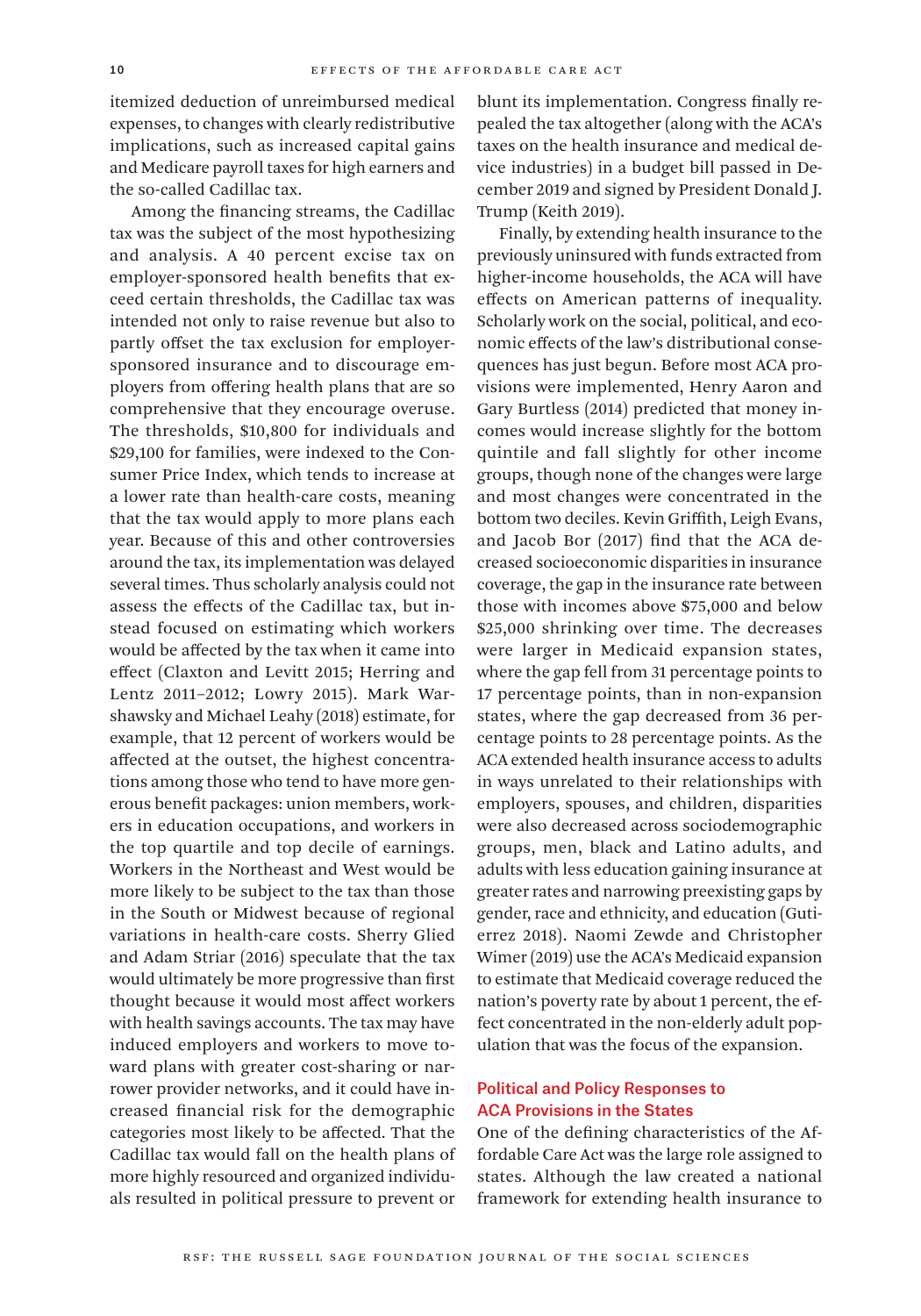itemized deduction of unreimbursed medical expenses, to changes with clearly redistributive implications, such as increased capital gains and Medicare payroll taxes for high earners and the so-called Cadillac tax.

Among the financing streams, the Cadillac tax was the subject of the most hypothesizing and analysis. A 40 percent excise tax on employer-sponsored health benefits that exceed certain thresholds, the Cadillac tax was intended not only to raise revenue but also to partly offset the tax exclusion for employer-sponsored insurance and to discourage employers from offering health plans that are so comprehensive that they encourage overuse. The thresholds, $10,800 for individuals and $29,100 for families, were indexed to the Consumer Price Index, which tends to increase at a lower rate than health-care costs, meaning that the tax would apply to more plans each year. Because of this and other controversies around the tax, its implementation was delayed several times. Thus scholarly analysis could not assess the effects of the Cadillac tax, but instead focused on estimating which workers would be affected by the tax when it came into effect (Claxton and Levitt 2015; Herring and Lentz 2011–2012; Lowry 2015). Mark Warshawsky and Michael Leahy (2018) estimate, for example, that 12 percent of workers would be affected at the outset, the highest concentrations among those who tend to have more generous benefit packages: union members, workers in education occupations, and workers in the top quartile and top decile of earnings. Workers in the Northeast and West would be more likely to be subject to the tax than those in the South or Midwest because of regional variations in health-care costs. Sherry Glied and Adam Striar (2016) speculate that the tax would ultimately be more progressive than first thought because it would most affect workers with health savings accounts. The tax may have induced employers and workers to move toward plans with greater cost-sharing or narrower provider networks, and it could have increased financial risk for the demographic categories most likely to be affected. That the Cadillac tax would fall on the health plans of more highly resourced and organized individuals resulted in political pressure to prevent or blunt its implementation. Congress finally repealed the tax altogether (along with the ACA's taxes on the health insurance and medical device industries) in a budget bill passed in December 2019 and signed by President Donald J. Trump (Keith 2019).

Finally, by extending health insurance to the previously uninsured with funds extracted from higher-income households, the ACA will have effects on American patterns of inequality. Scholarly work on the social, political, and economic effects of the law's distributional consequences has just begun. Before most ACA provisions were implemented, Henry Aaron and Gary Burtless (2014) predicted that money incomes would increase slightly for the bottom quintile and fall slightly for other income groups, though none of the changes were large and most changes were concentrated in the bottom two deciles. Kevin Griffith, Leigh Evans, and Jacob Bor (2017) find that the ACA decreased socioeconomic disparities in insurance coverage, the gap in the insurance rate between those with incomes above $75,000 and below $25,000 shrinking over time. The decreases were larger in Medicaid expansion states, where the gap fell from 31 percentage points to 17 percentage points, than in non-expansion states, where the gap decreased from 36 percentage points to 28 percentage points. As the ACA extended health insurance access to adults in ways unrelated to their relationships with employers, spouses, and children, disparities were also decreased across sociodemographic groups, men, black and Latino adults, and adults with less education gaining insurance at greater rates and narrowing preexisting gaps by gender, race and ethnicity, and education (Gutierrez 2018). Naomi Zewde and Christopher Wimer (2019) use the ACA's Medicaid expansion to estimate that Medicaid coverage reduced the nation's poverty rate by about 1 percent, the effect concentrated in the non-elderly adult population that was the focus of the expansion.

## Political and Policy Responses to ACA Provisions in the States

One of the defining characteristics of the Affordable Care Act was the large role assigned to states. Although the law created a national framework for extending health insurance to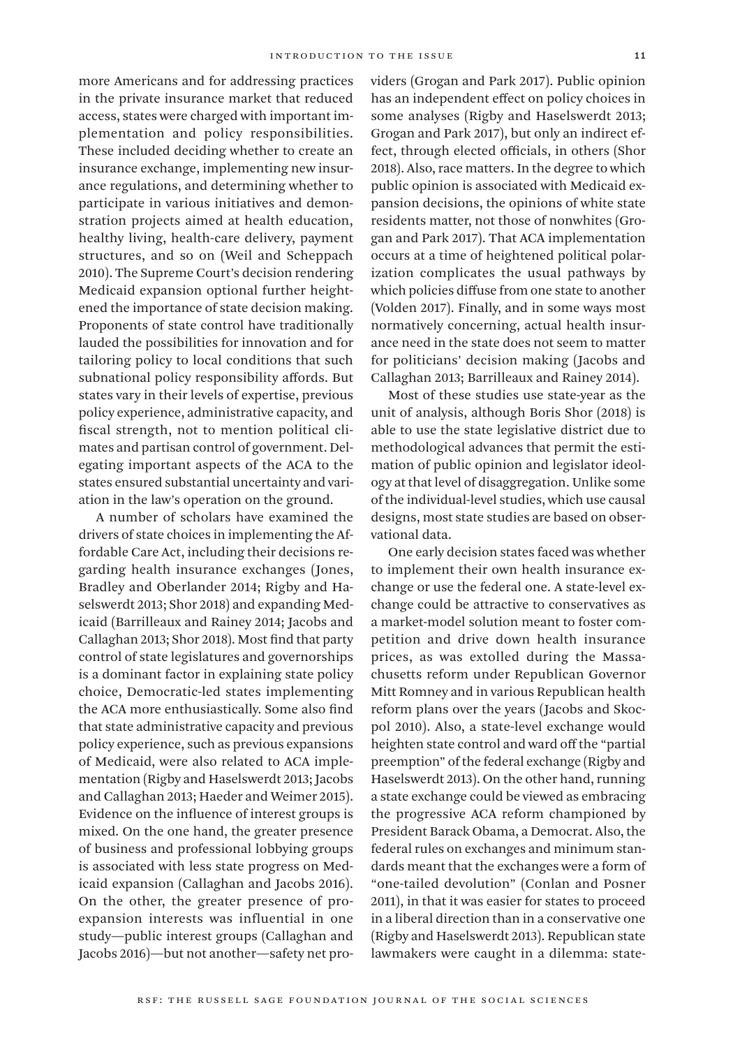more Americans and for addressing practices in the private insurance market that reduced access, states were charged with important implementation and policy responsibilities. These included deciding whether to create an insurance exchange, implementing new insurance regulations, and determining whether to participate in various initiatives and demonstration projects aimed at health education, healthy living, health-care delivery, payment structures, and so on (Weil and Scheppach 2010). The Supreme Court's decision rendering Medicaid expansion optional further heightened the importance of state decision making. Proponents of state control have traditionally lauded the possibilities for innovation and for tailoring policy to local conditions that such subnational policy responsibility affords. But states vary in their levels of expertise, previous policy experience, administrative capacity, and fiscal strength, not to mention political climates and partisan control of government. Delegating important aspects of the ACA to the states ensured substantial uncertainty and variation in the law's operation on the ground.

A number of scholars have examined the drivers of state choices in implementing the Affordable Care Act, including their decisions regarding health insurance exchanges (Jones, Bradley and Oberlander 2014; Rigby and Haselswerdt 2013; Shor 2018) and expanding Medicaid (Barrilleaux and Rainey 2014; Jacobs and Callaghan 2013; Shor 2018). Most find that party control of state legislatures and governorships is a dominant factor in explaining state policy choice, Democratic-led states implementing the ACA more enthusiastically. Some also find that state administrative capacity and previous policy experience, such as previous expansions of Medicaid, were also related to ACA implementation (Rigby and Haselswerdt 2013; Jacobs and Callaghan 2013; Haeder and Weimer 2015). Evidence on the influence of interest groups is mixed. On the one hand, the greater presence of business and professional lobbying groups is associated with less state progress on Medicaid expansion (Callaghan and Jacobs 2016). On the other, the greater presence of pro-expansion interests was influential in one study—public interest groups (Callaghan and Jacobs 2016)—but not another—safety net providers (Grogan and Park 2017). Public opinion has an independent effect on policy choices in some analyses (Rigby and Haselswerdt 2013; Grogan and Park 2017), but only an indirect effect, through elected officials, in others (Shor 2018). Also, race matters. In the degree to which public opinion is associated with Medicaid expansion decisions, the opinions of white state residents matter, not those of nonwhites (Grogan and Park 2017). That ACA implementation occurs at a time of heightened political polarization complicates the usual pathways by which policies diffuse from one state to another (Volden 2017). Finally, and in some ways most normatively concerning, actual health insurance need in the state does not seem to matter for politicians' decision making (Jacobs and Callaghan 2013; Barrilleaux and Rainey 2014).

Most of these studies use state-year as the unit of analysis, although Boris Shor (2018) is able to use the state legislative district due to methodological advances that permit the estimation of public opinion and legislator ideology at that level of disaggregation. Unlike some of the individual-level studies, which use causal designs, most state studies are based on observational data.

One early decision states faced was whether to implement their own health insurance exchange or use the federal one. A state-level exchange could be attractive to conservatives as a market-model solution meant to foster competition and drive down health insurance prices, as was extolled during the Massachusetts reform under Republican Governor Mitt Romney and in various Republican health reform plans over the years (Jacobs and Skocpol 2010). Also, a state-level exchange would heighten state control and ward off the "partial preemption" of the federal exchange (Rigby and Haselswerdt 2013). On the other hand, running a state exchange could be viewed as embracing the progressive ACA reform championed by President Barack Obama, a Democrat. Also, the federal rules on exchanges and minimum standards meant that the exchanges were a form of "one-tailed devolution" (Conlan and Posner 2011), in that it was easier for states to proceed in a liberal direction than in a conservative one (Rigby and Haselswerdt 2013). Republican state lawmakers were caught in a dilemma: state-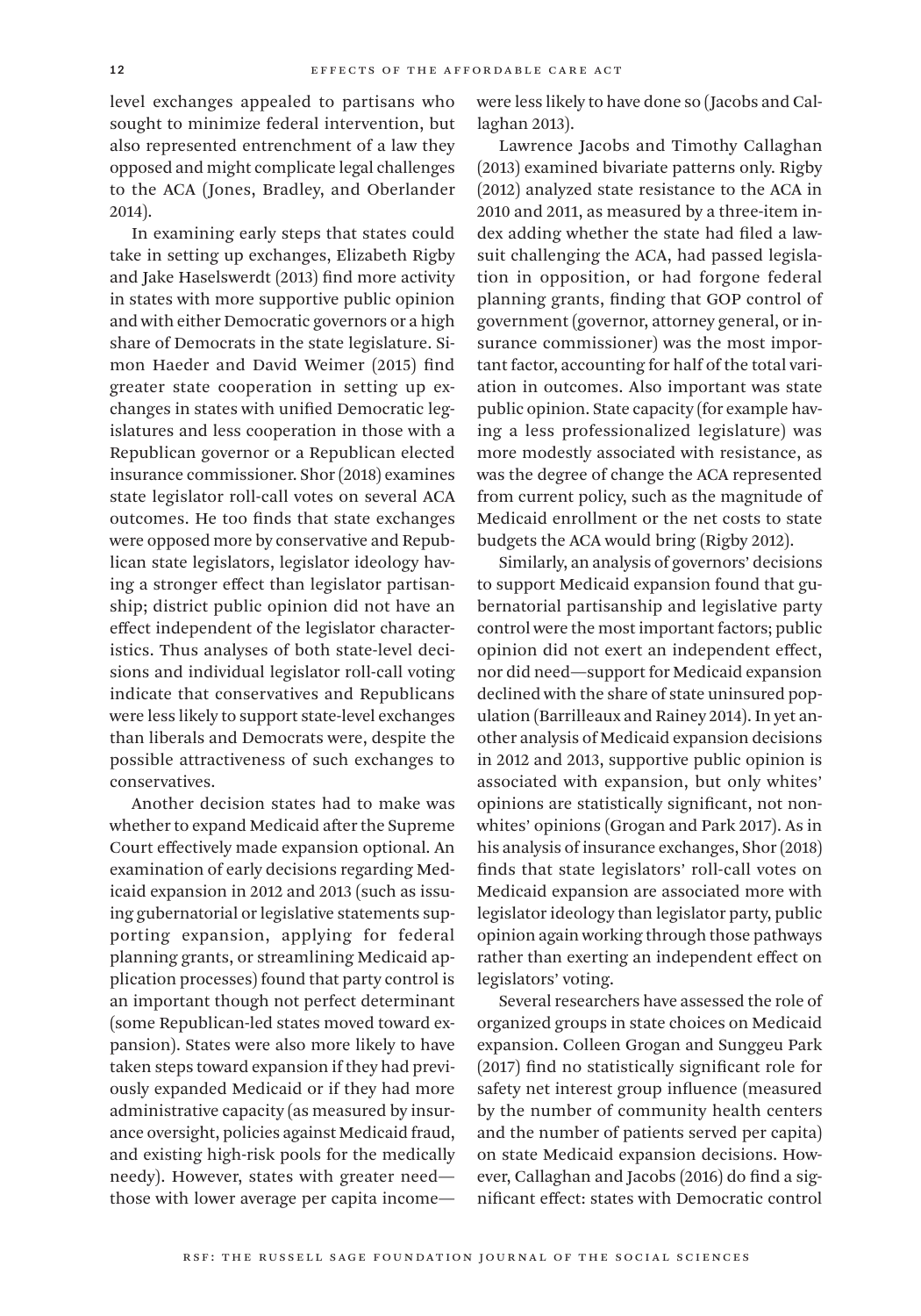level exchanges appealed to partisans who sought to minimize federal intervention, but also represented entrenchment of a law they opposed and might complicate legal challenges to the ACA (Jones, Bradley, and Oberlander 2014).

In examining early steps that states could take in setting up exchanges, Elizabeth Rigby and Jake Haselswerdt (2013) find more activity in states with more supportive public opinion and with either Democratic governors or a high share of Democrats in the state legislature. Simon Haeder and David Weimer (2015) find greater state cooperation in setting up exchanges in states with unified Democratic legislatures and less cooperation in those with a Republican governor or a Republican elected insurance commissioner. Shor (2018) examines state legislator roll-call votes on several ACA outcomes. He too finds that state exchanges were opposed more by conservative and Republican state legislators, legislator ideology having a stronger effect than legislator partisanship; district public opinion did not have an effect independent of the legislator characteristics. Thus analyses of both state-level decisions and individual legislator roll-call voting indicate that conservatives and Republicans were less likely to support state-level exchanges than liberals and Democrats were, despite the possible attractiveness of such exchanges to conservatives.

Another decision states had to make was whether to expand Medicaid after the Supreme Court effectively made expansion optional. An examination of early decisions regarding Medicaid expansion in 2012 and 2013 (such as issuing gubernatorial or legislative statements supporting expansion, applying for federal planning grants, or streamlining Medicaid application processes) found that party control is an important though not perfect determinant (some Republican-led states moved toward expansion). States were also more likely to have taken steps toward expansion if they had previously expanded Medicaid or if they had more administrative capacity (as measured by insurance oversight, policies against Medicaid fraud, and existing high-risk pools for the medically needy). However, states with greater need—those with lower average per capita income—were less likely to have done so (Jacobs and Callaghan 2013).

Lawrence Jacobs and Timothy Callaghan (2013) examined bivariate patterns only. Rigby (2012) analyzed state resistance to the ACA in 2010 and 2011, as measured by a three-item index adding whether the state had filed a lawsuit challenging the ACA, had passed legislation in opposition, or had forgone federal planning grants, finding that GOP control of government (governor, attorney general, or insurance commissioner) was the most important factor, accounting for half of the total variation in outcomes. Also important was state public opinion. State capacity (for example having a less professionalized legislature) was more modestly associated with resistance, as was the degree of change the ACA represented from current policy, such as the magnitude of Medicaid enrollment or the net costs to state budgets the ACA would bring (Rigby 2012).

Similarly, an analysis of governors' decisions to support Medicaid expansion found that gubernatorial partisanship and legislative party control were the most important factors; public opinion did not exert an independent effect, nor did need—support for Medicaid expansion declined with the share of state uninsured population (Barrilleaux and Rainey 2014). In yet another analysis of Medicaid expansion decisions in 2012 and 2013, supportive public opinion is associated with expansion, but only whites' opinions are statistically significant, not nonwhites' opinions (Grogan and Park 2017). As in his analysis of insurance exchanges, Shor (2018) finds that state legislators' roll-call votes on Medicaid expansion are associated more with legislator ideology than legislator party, public opinion again working through those pathways rather than exerting an independent effect on legislators' voting.

Several researchers have assessed the role of organized groups in state choices on Medicaid expansion. Colleen Grogan and Sunggeu Park (2017) find no statistically significant role for safety net interest group influence (measured by the number of community health centers and the number of patients served per capita) on state Medicaid expansion decisions. However, Callaghan and Jacobs (2016) do find a significant effect: states with Democratic control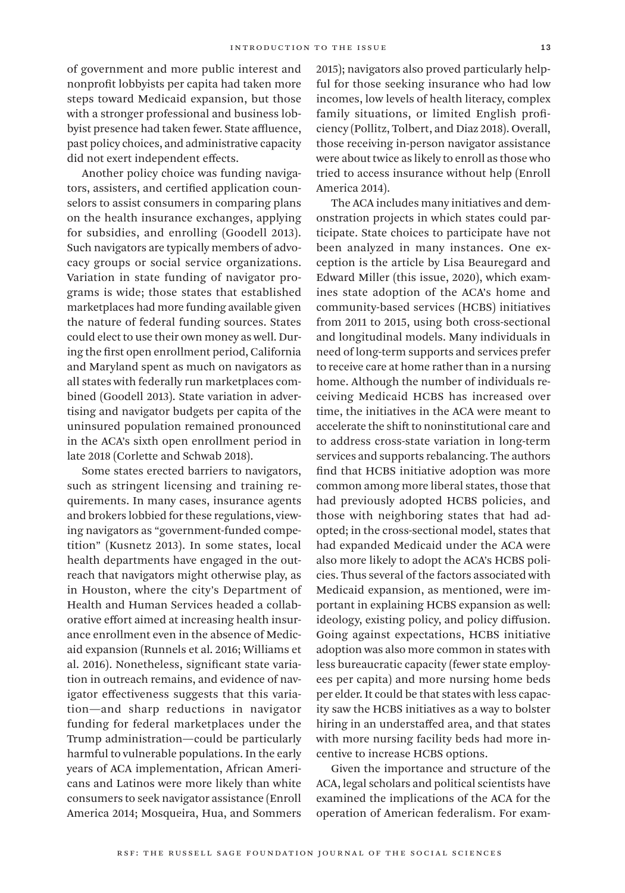of government and more public interest and nonprofit lobbyists per capita had taken more steps toward Medicaid expansion, but those with a stronger professional and business lobbyist presence had taken fewer. State affluence, past policy choices, and administrative capacity did not exert independent effects.

Another policy choice was funding navigators, assisters, and certified application counselors to assist consumers in comparing plans on the health insurance exchanges, applying for subsidies, and enrolling (Goodell 2013). Such navigators are typically members of advocacy groups or social service organizations. Variation in state funding of navigator programs is wide; those states that established marketplaces had more funding available given the nature of federal funding sources. States could elect to use their own money as well. During the first open enrollment period, California and Maryland spent as much on navigators as all states with federally run marketplaces combined (Goodell 2013). State variation in advertising and navigator budgets per capita of the uninsured population remained pronounced in the ACA's sixth open enrollment period in late 2018 (Corlette and Schwab 2018).

Some states erected barriers to navigators, such as stringent licensing and training requirements. In many cases, insurance agents and brokers lobbied for these regulations, viewing navigators as "government-funded competition" (Kusnetz 2013). In some states, local health departments have engaged in the outreach that navigators might otherwise play, as in Houston, where the city's Department of Health and Human Services headed a collaborative effort aimed at increasing health insurance enrollment even in the absence of Medicaid expansion (Runnels et al. 2016; Williams et al. 2016). Nonetheless, significant state variation in outreach remains, and evidence of navigator effectiveness suggests that this variation—and sharp reductions in navigator funding for federal marketplaces under the Trump administration—could be particularly harmful to vulnerable populations. In the early years of ACA implementation, African Americans and Latinos were more likely than white consumers to seek navigator assistance (Enroll America 2014; Mosqueira, Hua, and Sommers 2015); navigators also proved particularly helpful for those seeking insurance who had low incomes, low levels of health literacy, complex family situations, or limited English proficiency (Pollitz, Tolbert, and Diaz 2018). Overall, those receiving in-person navigator assistance were about twice as likely to enroll as those who tried to access insurance without help (Enroll America 2014).

The ACA includes many initiatives and demonstration projects in which states could participate. State choices to participate have not been analyzed in many instances. One exception is the article by Lisa Beauregard and Edward Miller (this issue, 2020), which examines state adoption of the ACA's home and community-based services (HCBS) initiatives from 2011 to 2015, using both cross-sectional and longitudinal models. Many individuals in need of long-term supports and services prefer to receive care at home rather than in a nursing home. Although the number of individuals receiving Medicaid HCBS has increased over time, the initiatives in the ACA were meant to accelerate the shift to noninstitutional care and to address cross-state variation in long-term services and supports rebalancing. The authors find that HCBS initiative adoption was more common among more liberal states, those that had previously adopted HCBS policies, and those with neighboring states that had adopted; in the cross-sectional model, states that had expanded Medicaid under the ACA were also more likely to adopt the ACA's HCBS policies. Thus several of the factors associated with Medicaid expansion, as mentioned, were important in explaining HCBS expansion as well: ideology, existing policy, and policy diffusion. Going against expectations, HCBS initiative adoption was also more common in states with less bureaucratic capacity (fewer state employees per capita) and more nursing home beds per elder. It could be that states with less capacity saw the HCBS initiatives as a way to bolster hiring in an understaffed area, and that states with more nursing facility beds had more incentive to increase HCBS options.

Given the importance and structure of the ACA, legal scholars and political scientists have examined the implications of the ACA for the operation of American federalism. For exam-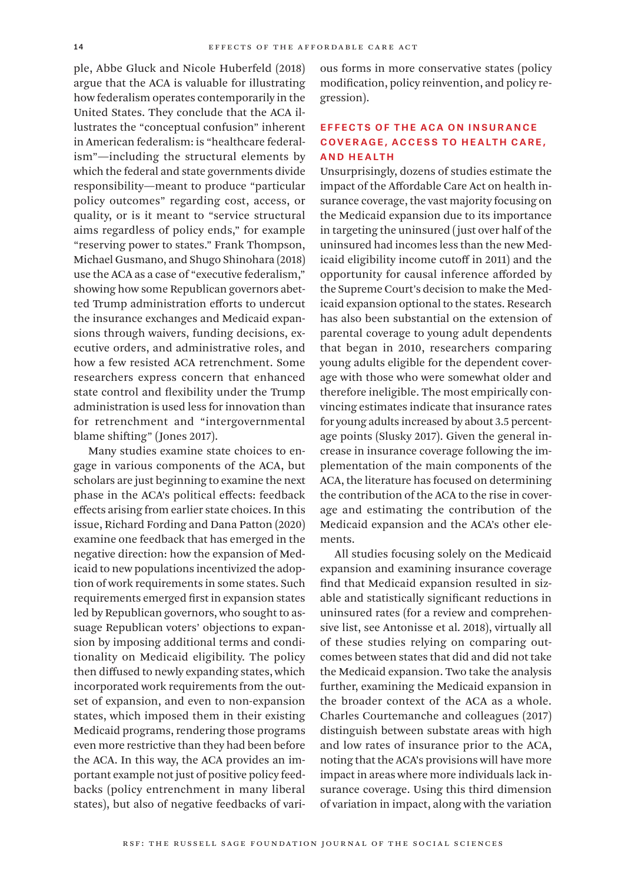ple, Abbe Gluck and Nicole Huberfeld (2018) argue that the ACA is valuable for illustrating how federalism operates contemporarily in the United States. They conclude that the ACA illustrates the "conceptual confusion" inherent in American federalism: is "healthcare federalism"—including the structural elements by which the federal and state governments divide responsibility—meant to produce "particular policy outcomes" regarding cost, access, or quality, or is it meant to "service structural aims regardless of policy ends," for example "reserving power to states." Frank Thompson, Michael Gusmano, and Shugo Shinohara (2018) use the ACA as a case of "executive federalism," showing how some Republican governors abetted Trump administration efforts to undercut the insurance exchanges and Medicaid expansions through waivers, funding decisions, executive orders, and administrative roles, and how a few resisted ACA retrenchment. Some researchers express concern that enhanced state control and flexibility under the Trump administration is used less for innovation than for retrenchment and "intergovernmental blame shifting" (Jones 2017).

Many studies examine state choices to engage in various components of the ACA, but scholars are just beginning to examine the next phase in the ACA's political effects: feedback effects arising from earlier state choices. In this issue, Richard Fording and Dana Patton (2020) examine one feedback that has emerged in the negative direction: how the expansion of Medicaid to new populations incentivized the adoption of work requirements in some states. Such requirements emerged first in expansion states led by Republican governors, who sought to assuage Republican voters' objections to expansion by imposing additional terms and conditionality on Medicaid eligibility. The policy then diffused to newly expanding states, which incorporated work requirements from the outset of expansion, and even to non-expansion states, which imposed them in their existing Medicaid programs, rendering those programs even more restrictive than they had been before the ACA. In this way, the ACA provides an important example not just of positive policy feedbacks (policy entrenchment in many liberal states), but also of negative feedbacks of various forms in more conservative states (policy modification, policy reinvention, and policy regression).

## EFFECTS OF THE ACA ON INSURANCE COVERAGE, ACCESS TO HEALTH CARE, AND HEALTH

Unsurprisingly, dozens of studies estimate the impact of the Affordable Care Act on health insurance coverage, the vast majority focusing on the Medicaid expansion due to its importance in targeting the uninsured (just over half of the uninsured had incomes less than the new Medicaid eligibility income cutoff in 2011) and the opportunity for causal inference afforded by the Supreme Court's decision to make the Medicaid expansion optional to the states. Research has also been substantial on the extension of parental coverage to young adult dependents that began in 2010, researchers comparing young adults eligible for the dependent coverage with those who were somewhat older and therefore ineligible. The most empirically convincing estimates indicate that insurance rates for young adults increased by about 3.5 percentage points (Slusky 2017). Given the general increase in insurance coverage following the implementation of the main components of the ACA, the literature has focused on determining the contribution of the ACA to the rise in coverage and estimating the contribution of the Medicaid expansion and the ACA's other elements.

All studies focusing solely on the Medicaid expansion and examining insurance coverage find that Medicaid expansion resulted in sizable and statistically significant reductions in uninsured rates (for a review and comprehensive list, see Antonisse et al. 2018), virtually all of these studies relying on comparing outcomes between states that did and did not take the Medicaid expansion. Two take the analysis further, examining the Medicaid expansion in the broader context of the ACA as a whole. Charles Courtemanche and colleagues (2017) distinguish between substate areas with high and low rates of insurance prior to the ACA, noting that the ACA's provisions will have more impact in areas where more individuals lack insurance coverage. Using this third dimension of variation in impact, along with the variation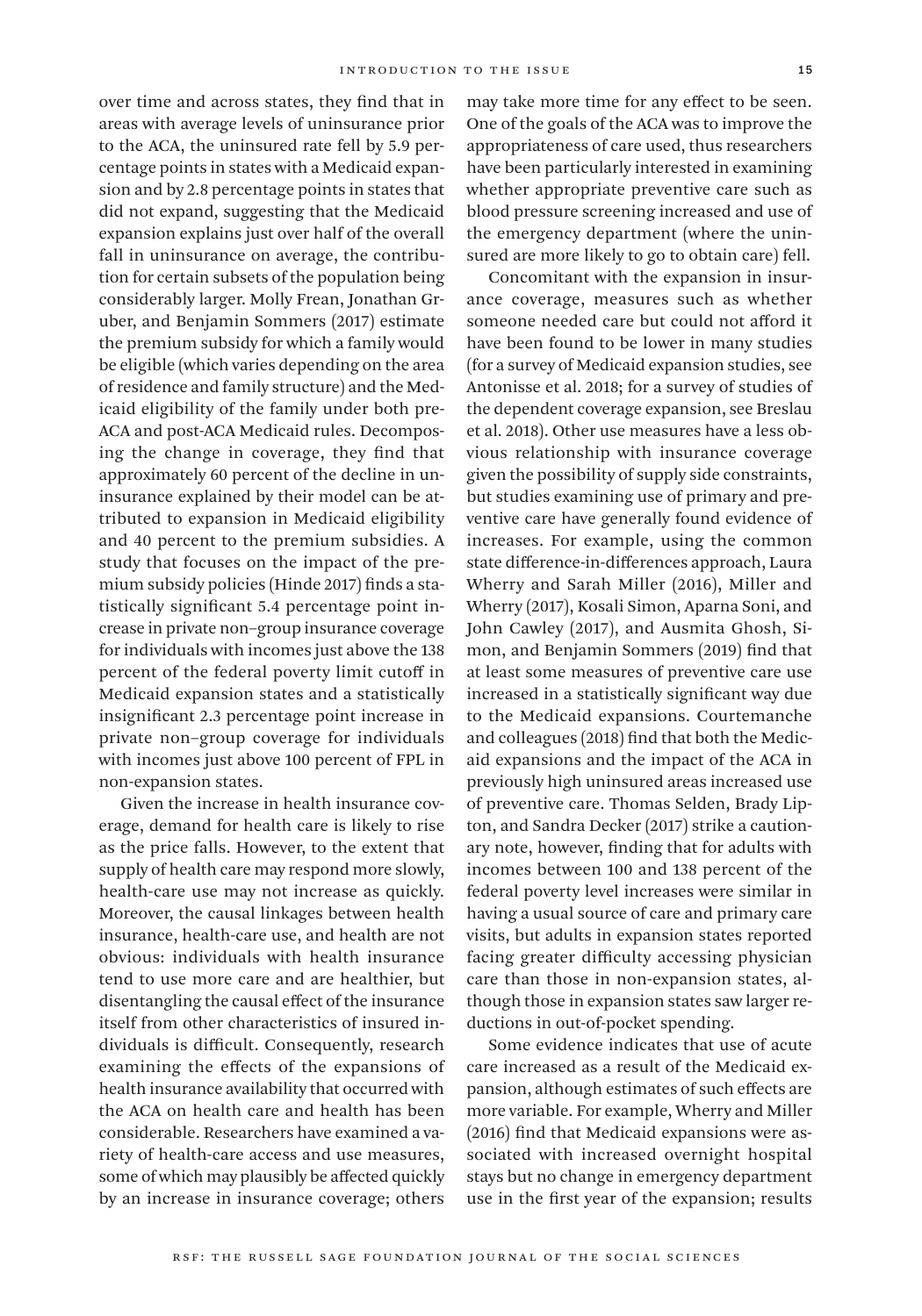over time and across states, they find that in areas with average levels of uninsurance prior to the ACA, the uninsured rate fell by 5.9 percentage points in states with a Medicaid expansion and by 2.8 percentage points in states that did not expand, suggesting that the Medicaid expansion explains just over half of the overall fall in uninsurance on average, the contribution for certain subsets of the population being considerably larger. Molly Frean, Jonathan Gruber, and Benjamin Sommers (2017) estimate the premium subsidy for which a family would be eligible (which varies depending on the area of residence and family structure) and the Medicaid eligibility of the family under both pre-ACA and post-ACA Medicaid rules. Decomposing the change in coverage, they find that approximately 60 percent of the decline in uninsurance explained by their model can be attributed to expansion in Medicaid eligibility and 40 percent to the premium subsidies. A study that focuses on the impact of the premium subsidy policies (Hinde 2017) finds a statistically significant 5.4 percentage point increase in private non–group insurance coverage for individuals with incomes just above the 138 percent of the federal poverty limit cutoff in Medicaid expansion states and a statistically insignificant 2.3 percentage point increase in private non–group coverage for individuals with incomes just above 100 percent of FPL in non-expansion states.

Given the increase in health insurance coverage, demand for health care is likely to rise as the price falls. However, to the extent that supply of health care may respond more slowly, health-care use may not increase as quickly. Moreover, the causal linkages between health insurance, health-care use, and health are not obvious: individuals with health insurance tend to use more care and are healthier, but disentangling the causal effect of the insurance itself from other characteristics of insured individuals is difficult. Consequently, research examining the effects of the expansions of health insurance availability that occurred with the ACA on health care and health has been considerable. Researchers have examined a variety of health-care access and use measures, some of which may plausibly be affected quickly by an increase in insurance coverage; others may take more time for any effect to be seen. One of the goals of the ACA was to improve the appropriateness of care used, thus researchers have been particularly interested in examining whether appropriate preventive care such as blood pressure screening increased and use of the emergency department (where the uninsured are more likely to go to obtain care) fell.

Concomitant with the expansion in insurance coverage, measures such as whether someone needed care but could not afford it have been found to be lower in many studies (for a survey of Medicaid expansion studies, see Antonisse et al. 2018; for a survey of studies of the dependent coverage expansion, see Breslau et al. 2018). Other use measures have a less obvious relationship with insurance coverage given the possibility of supply side constraints, but studies examining use of primary and preventive care have generally found evidence of increases. For example, using the common state difference-in-differences approach, Laura Wherry and Sarah Miller (2016), Miller and Wherry (2017), Kosali Simon, Aparna Soni, and John Cawley (2017), and Ausmita Ghosh, Simon, and Benjamin Sommers (2019) find that at least some measures of preventive care use increased in a statistically significant way due to the Medicaid expansions. Courtemanche and colleagues (2018) find that both the Medicaid expansions and the impact of the ACA in previously high uninsured areas increased use of preventive care. Thomas Selden, Brady Lipton, and Sandra Decker (2017) strike a cautionary note, however, finding that for adults with incomes between 100 and 138 percent of the federal poverty level increases were similar in having a usual source of care and primary care visits, but adults in expansion states reported facing greater difficulty accessing physician care than those in non-expansion states, although those in expansion states saw larger reductions in out-of-pocket spending.

Some evidence indicates that use of acute care increased as a result of the Medicaid expansion, although estimates of such effects are more variable. For example, Wherry and Miller (2016) find that Medicaid expansions were associated with increased overnight hospital stays but no change in emergency department use in the first year of the expansion; results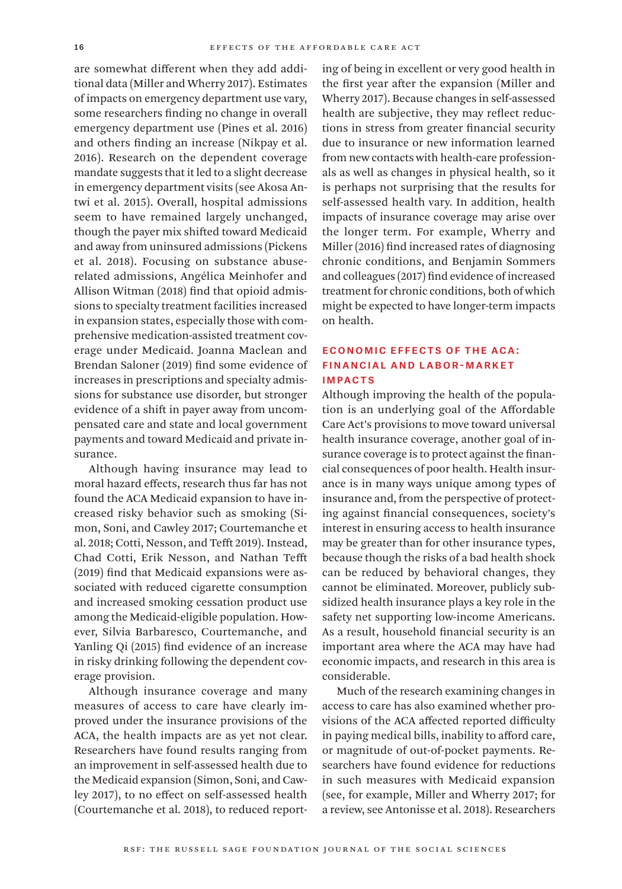are somewhat different when they add additional data (Miller and Wherry 2017). Estimates of impacts on emergency department use vary, some researchers finding no change in overall emergency department use (Pines et al. 2016) and others finding an increase (Nikpay et al. 2016). Research on the dependent coverage mandate suggests that it led to a slight decrease in emergency department visits (see Akosa Antwi et al. 2015). Overall, hospital admissions seem to have remained largely unchanged, though the payer mix shifted toward Medicaid and away from uninsured admissions (Pickens et al. 2018). Focusing on substance abuse-related admissions, Angélica Meinhofer and Allison Witman (2018) find that opioid admissions to specialty treatment facilities increased in expansion states, especially those with comprehensive medication-assisted treatment coverage under Medicaid. Joanna Maclean and Brendan Saloner (2019) find some evidence of increases in prescriptions and specialty admissions for substance use disorder, but stronger evidence of a shift in payer away from uncompensated care and state and local government payments and toward Medicaid and private insurance.

Although having insurance may lead to moral hazard effects, research thus far has not found the ACA Medicaid expansion to have increased risky behavior such as smoking (Simon, Soni, and Cawley 2017; Courtemanche et al. 2018; Cotti, Nesson, and Tefft 2019). Instead, Chad Cotti, Erik Nesson, and Nathan Tefft (2019) find that Medicaid expansions were associated with reduced cigarette consumption and increased smoking cessation product use among the Medicaid-eligible population. However, Silvia Barbaresco, Courtemanche, and Yanling Qi (2015) find evidence of an increase in risky drinking following the dependent coverage provision.

Although insurance coverage and many measures of access to care have clearly improved under the insurance provisions of the ACA, the health impacts are as yet not clear. Researchers have found results ranging from an improvement in self-assessed health due to the Medicaid expansion (Simon, Soni, and Cawley 2017), to no effect on self-assessed health (Courtemanche et al. 2018), to reduced reporting of being in excellent or very good health in the first year after the expansion (Miller and Wherry 2017). Because changes in self-assessed health are subjective, they may reflect reductions in stress from greater financial security due to insurance or new information learned from new contacts with health-care professionals as well as changes in physical health, so it is perhaps not surprising that the results for self-assessed health vary. In addition, health impacts of insurance coverage may arise over the longer term. For example, Wherry and Miller (2016) find increased rates of diagnosing chronic conditions, and Benjamin Sommers and colleagues (2017) find evidence of increased treatment for chronic conditions, both of which might be expected to have longer-term impacts on health.

## ECONOMIC EFFECTS OF THE ACA: FINANCIAL AND LABOR-MARKET IMPACTS

Although improving the health of the population is an underlying goal of the Affordable Care Act's provisions to move toward universal health insurance coverage, another goal of insurance coverage is to protect against the financial consequences of poor health. Health insurance is in many ways unique among types of insurance and, from the perspective of protecting against financial consequences, society's interest in ensuring access to health insurance may be greater than for other insurance types, because though the risks of a bad health shock can be reduced by behavioral changes, they cannot be eliminated. Moreover, publicly subsidized health insurance plays a key role in the safety net supporting low-income Americans. As a result, household financial security is an important area where the ACA may have had economic impacts, and research in this area is considerable.

Much of the research examining changes in access to care has also examined whether provisions of the ACA affected reported difficulty in paying medical bills, inability to afford care, or magnitude of out-of-pocket payments. Researchers have found evidence for reductions in such measures with Medicaid expansion (see, for example, Miller and Wherry 2017; for a review, see Antonisse et al. 2018). Researchers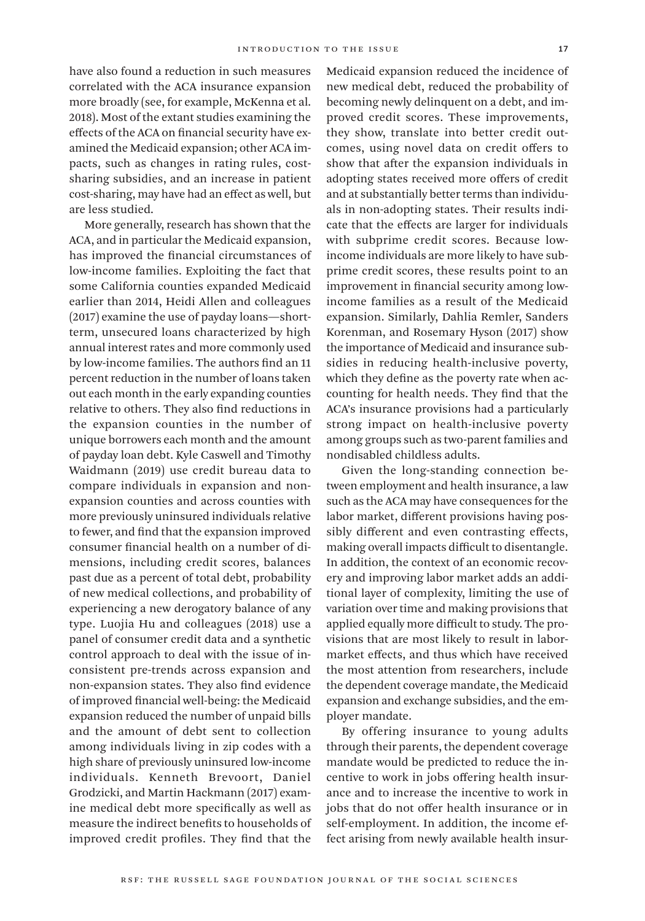have also found a reduction in such measures correlated with the ACA insurance expansion more broadly (see, for example, McKenna et al. 2018). Most of the extant studies examining the effects of the ACA on financial security have examined the Medicaid expansion; other ACA impacts, such as changes in rating rules, cost-sharing subsidies, and an increase in patient cost-sharing, may have had an effect as well, but are less studied.

More generally, research has shown that the ACA, and in particular the Medicaid expansion, has improved the financial circumstances of low-income families. Exploiting the fact that some California counties expanded Medicaid earlier than 2014, Heidi Allen and colleagues (2017) examine the use of payday loans—short-term, unsecured loans characterized by high annual interest rates and more commonly used by low-income families. The authors find an 11 percent reduction in the number of loans taken out each month in the early expanding counties relative to others. They also find reductions in the expansion counties in the number of unique borrowers each month and the amount of payday loan debt. Kyle Caswell and Timothy Waidmann (2019) use credit bureau data to compare individuals in expansion and non-expansion counties and across counties with more previously uninsured individuals relative to fewer, and find that the expansion improved consumer financial health on a number of dimensions, including credit scores, balances past due as a percent of total debt, probability of new medical collections, and probability of experiencing a new derogatory balance of any type. Luojia Hu and colleagues (2018) use a panel of consumer credit data and a synthetic control approach to deal with the issue of inconsistent pre-trends across expansion and non-expansion states. They also find evidence of improved financial well-being: the Medicaid expansion reduced the number of unpaid bills and the amount of debt sent to collection among individuals living in zip codes with a high share of previously uninsured low-income individuals. Kenneth Brevoort, Daniel Grodzicki, and Martin Hackmann (2017) examine medical debt more specifically as well as measure the indirect benefits to households of improved credit profiles. They find that the Medicaid expansion reduced the incidence of new medical debt, reduced the probability of becoming newly delinquent on a debt, and improved credit scores. These improvements, they show, translate into better credit outcomes, using novel data on credit offers to show that after the expansion individuals in adopting states received more offers of credit and at substantially better terms than individuals in non-adopting states. Their results indicate that the effects are larger for individuals with subprime credit scores. Because low-income individuals are more likely to have subprime credit scores, these results point to an improvement in financial security among low-income families as a result of the Medicaid expansion. Similarly, Dahlia Remler, Sanders Korenman, and Rosemary Hyson (2017) show the importance of Medicaid and insurance subsidies in reducing health-inclusive poverty, which they define as the poverty rate when accounting for health needs. They find that the ACA's insurance provisions had a particularly strong impact on health-inclusive poverty among groups such as two-parent families and nondisabled childless adults.

Given the long-standing connection between employment and health insurance, a law such as the ACA may have consequences for the labor market, different provisions having possibly different and even contrasting effects, making overall impacts difficult to disentangle. In addition, the context of an economic recovery and improving labor market adds an additional layer of complexity, limiting the use of variation over time and making provisions that applied equally more difficult to study. The provisions that are most likely to result in labor-market effects, and thus which have received the most attention from researchers, include the dependent coverage mandate, the Medicaid expansion and exchange subsidies, and the employer mandate.

By offering insurance to young adults through their parents, the dependent coverage mandate would be predicted to reduce the incentive to work in jobs offering health insurance and to increase the incentive to work in jobs that do not offer health insurance or in self-employment. In addition, the income effect arising from newly available health insur-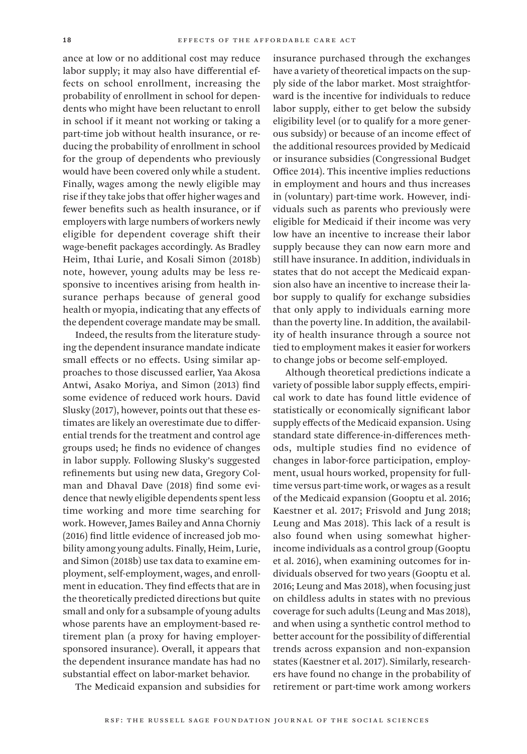ance at low or no additional cost may reduce labor supply; it may also have differential effects on school enrollment, increasing the probability of enrollment in school for dependents who might have been reluctant to enroll in school if it meant not working or taking a part-time job without health insurance, or reducing the probability of enrollment in school for the group of dependents who previously would have been covered only while a student. Finally, wages among the newly eligible may rise if they take jobs that offer higher wages and fewer benefits such as health insurance, or if employers with large numbers of workers newly eligible for dependent coverage shift their wage-benefit packages accordingly. As Bradley Heim, Ithai Lurie, and Kosali Simon (2018b) note, however, young adults may be less responsive to incentives arising from health insurance perhaps because of general good health or myopia, indicating that any effects of the dependent coverage mandate may be small.

Indeed, the results from the literature studying the dependent insurance mandate indicate small effects or no effects. Using similar approaches to those discussed earlier, Yaa Akosa Antwi, Asako Moriya, and Simon (2013) find some evidence of reduced work hours. David Slusky (2017), however, points out that these estimates are likely an overestimate due to differential trends for the treatment and control age groups used; he finds no evidence of changes in labor supply. Following Slusky's suggested refinements but using new data, Gregory Colman and Dhaval Dave (2018) find some evidence that newly eligible dependents spent less time working and more time searching for work. However, James Bailey and Anna Chorniy (2016) find little evidence of increased job mobility among young adults. Finally, Heim, Lurie, and Simon (2018b) use tax data to examine employment, self-employment, wages, and enrollment in education. They find effects that are in the theoretically predicted directions but quite small and only for a subsample of young adults whose parents have an employment-based retirement plan (a proxy for having employer-sponsored insurance). Overall, it appears that the dependent insurance mandate has had no substantial effect on labor-market behavior.

The Medicaid expansion and subsidies for insurance purchased through the exchanges have a variety of theoretical impacts on the supply side of the labor market. Most straightforward is the incentive for individuals to reduce labor supply, either to get below the subsidy eligibility level (or to qualify for a more generous subsidy) or because of an income effect of the additional resources provided by Medicaid or insurance subsidies (Congressional Budget Office 2014). This incentive implies reductions in employment and hours and thus increases in (voluntary) part-time work. However, individuals such as parents who previously were eligible for Medicaid if their income was very low have an incentive to increase their labor supply because they can now earn more and still have insurance. In addition, individuals in states that do not accept the Medicaid expansion also have an incentive to increase their labor supply to qualify for exchange subsidies that only apply to individuals earning more than the poverty line. In addition, the availability of health insurance through a source not tied to employment makes it easier for workers to change jobs or become self-employed.

Although theoretical predictions indicate a variety of possible labor supply effects, empirical work to date has found little evidence of statistically or economically significant labor supply effects of the Medicaid expansion. Using standard state difference-in-differences methods, multiple studies find no evidence of changes in labor-force participation, employment, usual hours worked, propensity for full-time versus part-time work, or wages as a result of the Medicaid expansion (Gooptu et al. 2016; Kaestner et al. 2017; Frisvold and Jung 2018; Leung and Mas 2018). This lack of a result is also found when using somewhat higher-income individuals as a control group (Gooptu et al. 2016), when examining outcomes for individuals observed for two years (Gooptu et al. 2016; Leung and Mas 2018), when focusing just on childless adults in states with no previous coverage for such adults (Leung and Mas 2018), and when using a synthetic control method to better account for the possibility of differential trends across expansion and non-expansion states (Kaestner et al. 2017). Similarly, researchers have found no change in the probability of retirement or part-time work among workers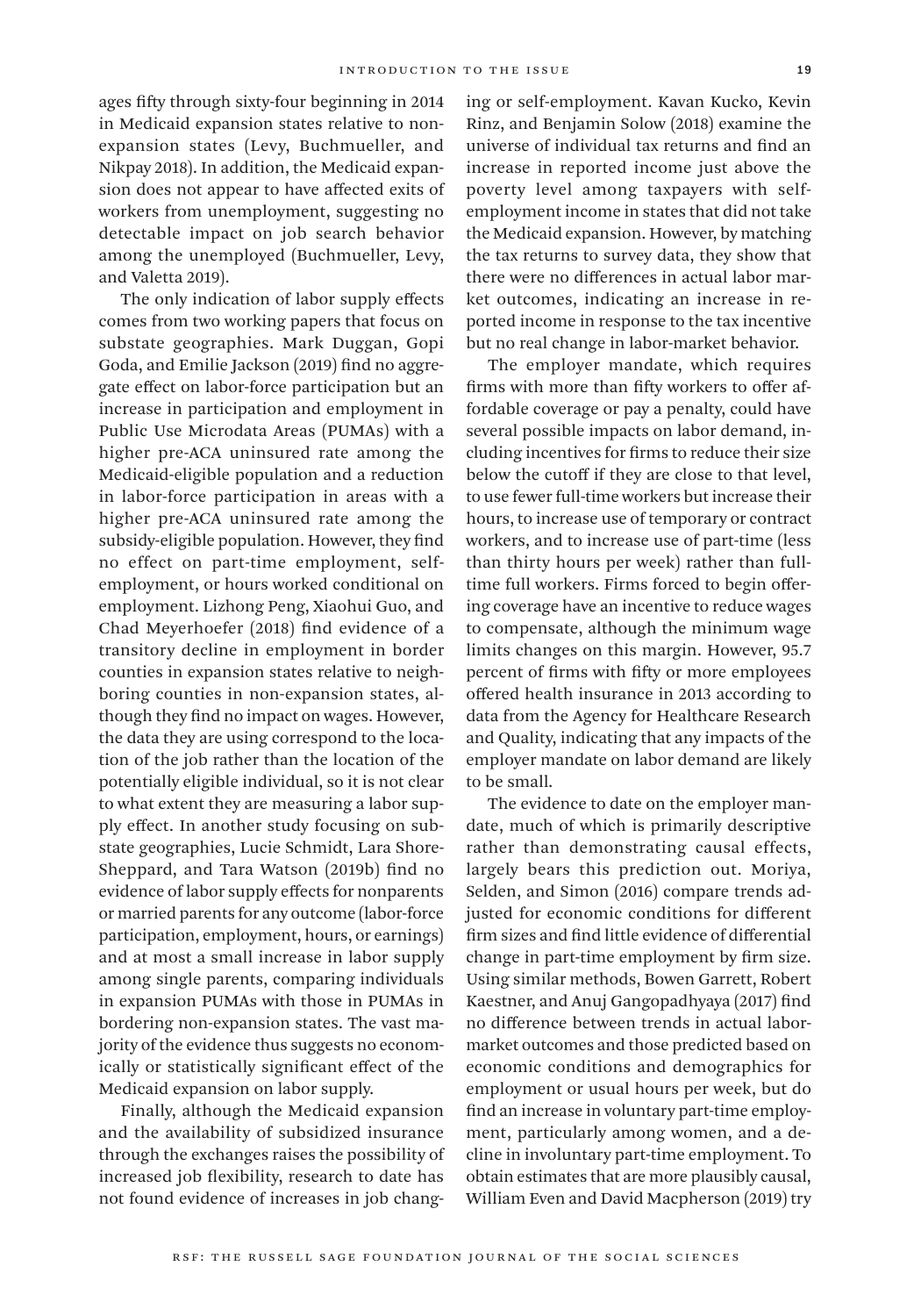ages fifty through sixty-four beginning in 2014 in Medicaid expansion states relative to non-expansion states (Levy, Buchmueller, and Nikpay 2018). In addition, the Medicaid expansion does not appear to have affected exits of workers from unemployment, suggesting no detectable impact on job search behavior among the unemployed (Buchmueller, Levy, and Valetta 2019).

The only indication of labor supply effects comes from two working papers that focus on substate geographies. Mark Duggan, Gopi Goda, and Emilie Jackson (2019) find no aggregate effect on labor-force participation but an increase in participation and employment in Public Use Microdata Areas (PUMAs) with a higher pre-ACA uninsured rate among the Medicaid-eligible population and a reduction in labor-force participation in areas with a higher pre-ACA uninsured rate among the subsidy-eligible population. However, they find no effect on part-time employment, self-employment, or hours worked conditional on employment. Lizhong Peng, Xiaohui Guo, and Chad Meyerhoefer (2018) find evidence of a transitory decline in employment in border counties in expansion states relative to neighboring counties in non-expansion states, although they find no impact on wages. However, the data they are using correspond to the location of the job rather than the location of the potentially eligible individual, so it is not clear to what extent they are measuring a labor supply effect. In another study focusing on substate geographies, Lucie Schmidt, Lara Shore-Sheppard, and Tara Watson (2019b) find no evidence of labor supply effects for nonparents or married parents for any outcome (labor-force participation, employment, hours, or earnings) and at most a small increase in labor supply among single parents, comparing individuals in expansion PUMAs with those in PUMAs in bordering non-expansion states. The vast majority of the evidence thus suggests no economically or statistically significant effect of the Medicaid expansion on labor supply.

Finally, although the Medicaid expansion and the availability of subsidized insurance through the exchanges raises the possibility of increased job flexibility, research to date has not found evidence of increases in job changing or self-employment. Kavan Kucko, Kevin Rinz, and Benjamin Solow (2018) examine the universe of individual tax returns and find an increase in reported income just above the poverty level among taxpayers with self-employment income in states that did not take the Medicaid expansion. However, by matching the tax returns to survey data, they show that there were no differences in actual labor market outcomes, indicating an increase in reported income in response to the tax incentive but no real change in labor-market behavior.

The employer mandate, which requires firms with more than fifty workers to offer affordable coverage or pay a penalty, could have several possible impacts on labor demand, including incentives for firms to reduce their size below the cutoff if they are close to that level, to use fewer full-time workers but increase their hours, to increase use of temporary or contract workers, and to increase use of part-time (less than thirty hours per week) rather than full-time full workers. Firms forced to begin offering coverage have an incentive to reduce wages to compensate, although the minimum wage limits changes on this margin. However, 95.7 percent of firms with fifty or more employees offered health insurance in 2013 according to data from the Agency for Healthcare Research and Quality, indicating that any impacts of the employer mandate on labor demand are likely to be small.

The evidence to date on the employer mandate, much of which is primarily descriptive rather than demonstrating causal effects, largely bears this prediction out. Moriya, Selden, and Simon (2016) compare trends adjusted for economic conditions for different firm sizes and find little evidence of differential change in part-time employment by firm size. Using similar methods, Bowen Garrett, Robert Kaestner, and Anuj Gangopadhyaya (2017) find no difference between trends in actual labor-market outcomes and those predicted based on economic conditions and demographics for employment or usual hours per week, but do find an increase in voluntary part-time employment, particularly among women, and a decline in involuntary part-time employment. To obtain estimates that are more plausibly causal, William Even and David Macpherson (2019) try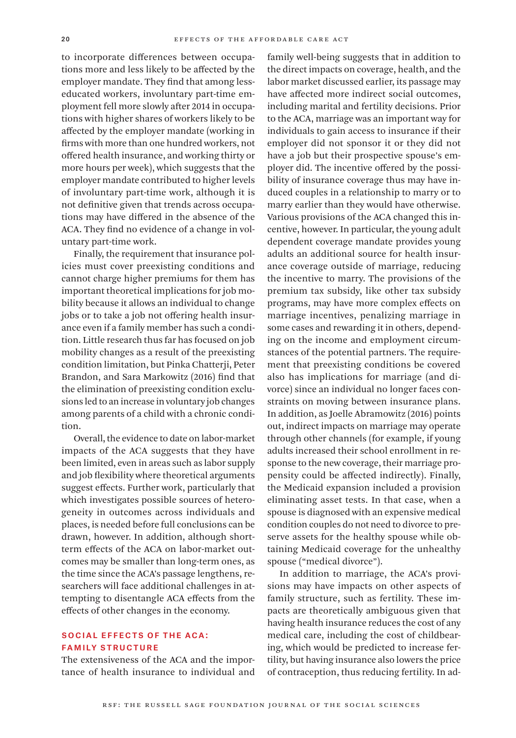to incorporate differences between occupations more and less likely to be affected by the employer mandate. They find that among less-educated workers, involuntary part-time employment fell more slowly after 2014 in occupations with higher shares of workers likely to be affected by the employer mandate (working in firms with more than one hundred workers, not offered health insurance, and working thirty or more hours per week), which suggests that the employer mandate contributed to higher levels of involuntary part-time work, although it is not definitive given that trends across occupations may have differed in the absence of the ACA. They find no evidence of a change in voluntary part-time work.

Finally, the requirement that insurance policies must cover preexisting conditions and cannot charge higher premiums for them has important theoretical implications for job mobility because it allows an individual to change jobs or to take a job not offering health insurance even if a family member has such a condition. Little research thus far has focused on job mobility changes as a result of the preexisting condition limitation, but Pinka Chatterji, Peter Brandon, and Sara Markowitz (2016) find that the elimination of preexisting condition exclusions led to an increase in voluntary job changes among parents of a child with a chronic condition.

Overall, the evidence to date on labor-market impacts of the ACA suggests that they have been limited, even in areas such as labor supply and job flexibility where theoretical arguments suggest effects. Further work, particularly that which investigates possible sources of heterogeneity in outcomes across individuals and places, is needed before full conclusions can be drawn, however. In addition, although short-term effects of the ACA on labor-market outcomes may be smaller than long-term ones, as the time since the ACA's passage lengthens, researchers will face additional challenges in attempting to disentangle ACA effects from the effects of other changes in the economy.

## SOCIAL EFFECTS OF THE ACA: FAMILY STRUCTURE

The extensiveness of the ACA and the importance of health insurance to individual and family well-being suggests that in addition to the direct impacts on coverage, health, and the labor market discussed earlier, its passage may have affected more indirect social outcomes, including marital and fertility decisions. Prior to the ACA, marriage was an important way for individuals to gain access to insurance if their employer did not sponsor it or they did not have a job but their prospective spouse's employer did. The incentive offered by the possibility of insurance coverage thus may have induced couples in a relationship to marry or to marry earlier than they would have otherwise. Various provisions of the ACA changed this incentive, however. In particular, the young adult dependent coverage mandate provides young adults an additional source for health insurance coverage outside of marriage, reducing the incentive to marry. The provisions of the premium tax subsidy, like other tax subsidy programs, may have more complex effects on marriage incentives, penalizing marriage in some cases and rewarding it in others, depending on the income and employment circumstances of the potential partners. The requirement that preexisting conditions be covered also has implications for marriage (and divorce) since an individual no longer faces constraints on moving between insurance plans. In addition, as Joelle Abramowitz (2016) points out, indirect impacts on marriage may operate through other channels (for example, if young adults increased their school enrollment in response to the new coverage, their marriage propensity could be affected indirectly). Finally, the Medicaid expansion included a provision eliminating asset tests. In that case, when a spouse is diagnosed with an expensive medical condition couples do not need to divorce to preserve assets for the healthy spouse while obtaining Medicaid coverage for the unhealthy spouse ("medical divorce").

In addition to marriage, the ACA's provisions may have impacts on other aspects of family structure, such as fertility. These impacts are theoretically ambiguous given that having health insurance reduces the cost of any medical care, including the cost of childbearing, which would be predicted to increase fertility, but having insurance also lowers the price of contraception, thus reducing fertility. In ad-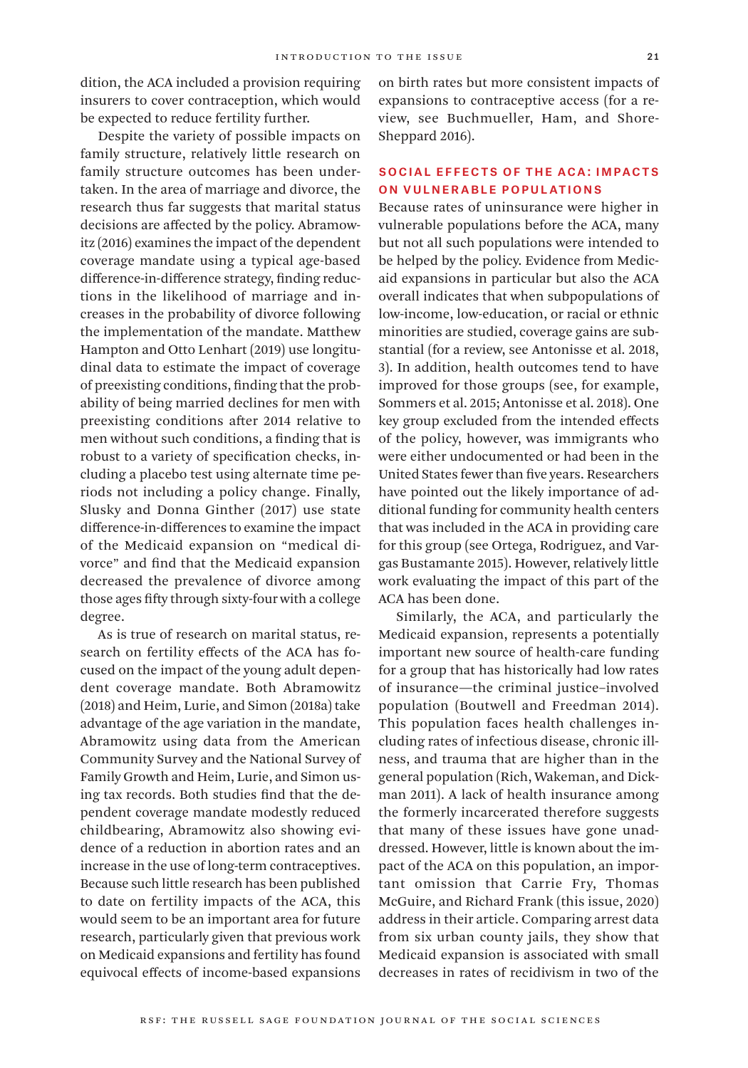dition, the ACA included a provision requiring insurers to cover contraception, which would be expected to reduce fertility further.

Despite the variety of possible impacts on family structure, relatively little research on family structure outcomes has been undertaken. In the area of marriage and divorce, the research thus far suggests that marital status decisions are affected by the policy. Abramowitz (2016) examines the impact of the dependent coverage mandate using a typical age-based difference-in-difference strategy, finding reductions in the likelihood of marriage and increases in the probability of divorce following the implementation of the mandate. Matthew Hampton and Otto Lenhart (2019) use longitudinal data to estimate the impact of coverage of preexisting conditions, finding that the probability of being married declines for men with preexisting conditions after 2014 relative to men without such conditions, a finding that is robust to a variety of specification checks, including a placebo test using alternate time periods not including a policy change. Finally, Slusky and Donna Ginther (2017) use state difference-in-differences to examine the impact of the Medicaid expansion on "medical divorce" and find that the Medicaid expansion decreased the prevalence of divorce among those ages fifty through sixty-four with a college degree.

As is true of research on marital status, research on fertility effects of the ACA has focused on the impact of the young adult dependent coverage mandate. Both Abramowitz (2018) and Heim, Lurie, and Simon (2018a) take advantage of the age variation in the mandate, Abramowitz using data from the American Community Survey and the National Survey of Family Growth and Heim, Lurie, and Simon using tax records. Both studies find that the dependent coverage mandate modestly reduced childbearing, Abramowitz also showing evidence of a reduction in abortion rates and an increase in the use of long-term contraceptives. Because such little research has been published to date on fertility impacts of the ACA, this would seem to be an important area for future research, particularly given that previous work on Medicaid expansions and fertility has found equivocal effects of income-based expansions on birth rates but more consistent impacts of expansions to contraceptive access (for a review, see Buchmueller, Ham, and Shore-Sheppard 2016).

## SOCIAL EFFECTS OF THE ACA: IMPACTS ON VULNERABLE POPULATIONS

Because rates of uninsurance were higher in vulnerable populations before the ACA, many but not all such populations were intended to be helped by the policy. Evidence from Medicaid expansions in particular but also the ACA overall indicates that when subpopulations of low-income, low-education, or racial or ethnic minorities are studied, coverage gains are substantial (for a review, see Antonisse et al. 2018, 3). In addition, health outcomes tend to have improved for those groups (see, for example, Sommers et al. 2015; Antonisse et al. 2018). One key group excluded from the intended effects of the policy, however, was immigrants who were either undocumented or had been in the United States fewer than five years. Researchers have pointed out the likely importance of additional funding for community health centers that was included in the ACA in providing care for this group (see Ortega, Rodriguez, and Vargas Bustamante 2015). However, relatively little work evaluating the impact of this part of the ACA has been done.

Similarly, the ACA, and particularly the Medicaid expansion, represents a potentially important new source of health-care funding for a group that has historically had low rates of insurance—the criminal justice–involved population (Boutwell and Freedman 2014). This population faces health challenges including rates of infectious disease, chronic illness, and trauma that are higher than in the general population (Rich, Wakeman, and Dickman 2011). A lack of health insurance among the formerly incarcerated therefore suggests that many of these issues have gone unaddressed. However, little is known about the impact of the ACA on this population, an important omission that Carrie Fry, Thomas McGuire, and Richard Frank (this issue, 2020) address in their article. Comparing arrest data from six urban county jails, they show that Medicaid expansion is associated with small decreases in rates of recidivism in two of the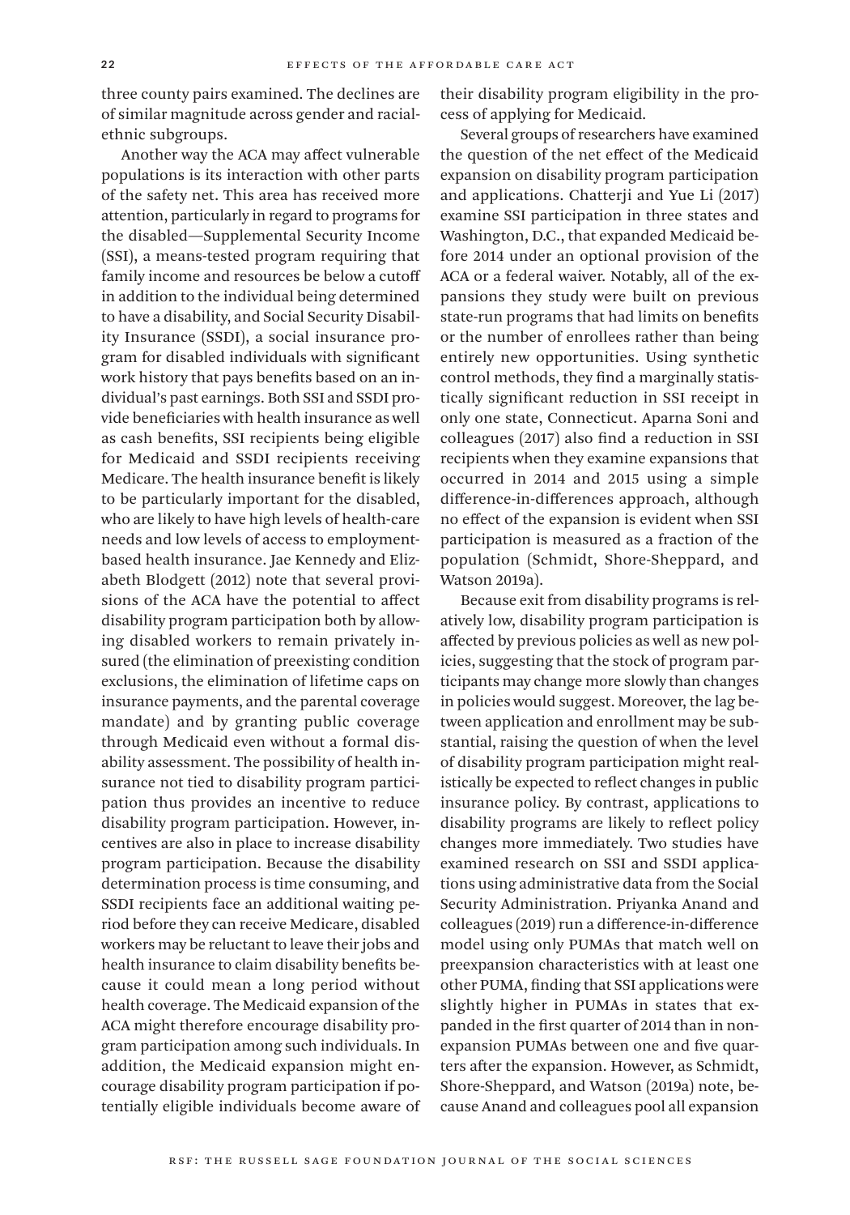three county pairs examined. The declines are of similar magnitude across gender and racial-ethnic subgroups.

Another way the ACA may affect vulnerable populations is its interaction with other parts of the safety net. This area has received more attention, particularly in regard to programs for the disabled—Supplemental Security Income (SSI), a means-tested program requiring that family income and resources be below a cutoff in addition to the individual being determined to have a disability, and Social Security Disability Insurance (SSDI), a social insurance program for disabled individuals with significant work history that pays benefits based on an individual's past earnings. Both SSI and SSDI provide beneficiaries with health insurance as well as cash benefits, SSI recipients being eligible for Medicaid and SSDI recipients receiving Medicare. The health insurance benefit is likely to be particularly important for the disabled, who are likely to have high levels of health-care needs and low levels of access to employment-based health insurance. Jae Kennedy and Elizabeth Blodgett (2012) note that several provisions of the ACA have the potential to affect disability program participation both by allowing disabled workers to remain privately insured (the elimination of preexisting condition exclusions, the elimination of lifetime caps on insurance payments, and the parental coverage mandate) and by granting public coverage through Medicaid even without a formal disability assessment. The possibility of health insurance not tied to disability program participation thus provides an incentive to reduce disability program participation. However, incentives are also in place to increase disability program participation. Because the disability determination process is time consuming, and SSDI recipients face an additional waiting period before they can receive Medicare, disabled workers may be reluctant to leave their jobs and health insurance to claim disability benefits because it could mean a long period without health coverage. The Medicaid expansion of the ACA might therefore encourage disability program participation among such individuals. In addition, the Medicaid expansion might encourage disability program participation if potentially eligible individuals become aware of their disability program eligibility in the process of applying for Medicaid.

Several groups of researchers have examined the question of the net effect of the Medicaid expansion on disability program participation and applications. Chatterji and Yue Li (2017) examine SSI participation in three states and Washington, D.C., that expanded Medicaid before 2014 under an optional provision of the ACA or a federal waiver. Notably, all of the expansions they study were built on previous state-run programs that had limits on benefits or the number of enrollees rather than being entirely new opportunities. Using synthetic control methods, they find a marginally statistically significant reduction in SSI receipt in only one state, Connecticut. Aparna Soni and colleagues (2017) also find a reduction in SSI recipients when they examine expansions that occurred in 2014 and 2015 using a simple difference-in-differences approach, although no effect of the expansion is evident when SSI participation is measured as a fraction of the population (Schmidt, Shore-Sheppard, and Watson 2019a).

Because exit from disability programs is relatively low, disability program participation is affected by previous policies as well as new policies, suggesting that the stock of program participants may change more slowly than changes in policies would suggest. Moreover, the lag between application and enrollment may be substantial, raising the question of when the level of disability program participation might realistically be expected to reflect changes in public insurance policy. By contrast, applications to disability programs are likely to reflect policy changes more immediately. Two studies have examined research on SSI and SSDI applications using administrative data from the Social Security Administration. Priyanka Anand and colleagues (2019) run a difference-in-difference model using only PUMAs that match well on preexpansion characteristics with at least one other PUMA, finding that SSI applications were slightly higher in PUMAs in states that expanded in the first quarter of 2014 than in nonexpansion PUMAs between one and five quarters after the expansion. However, as Schmidt, Shore-Sheppard, and Watson (2019a) note, because Anand and colleagues pool all expansion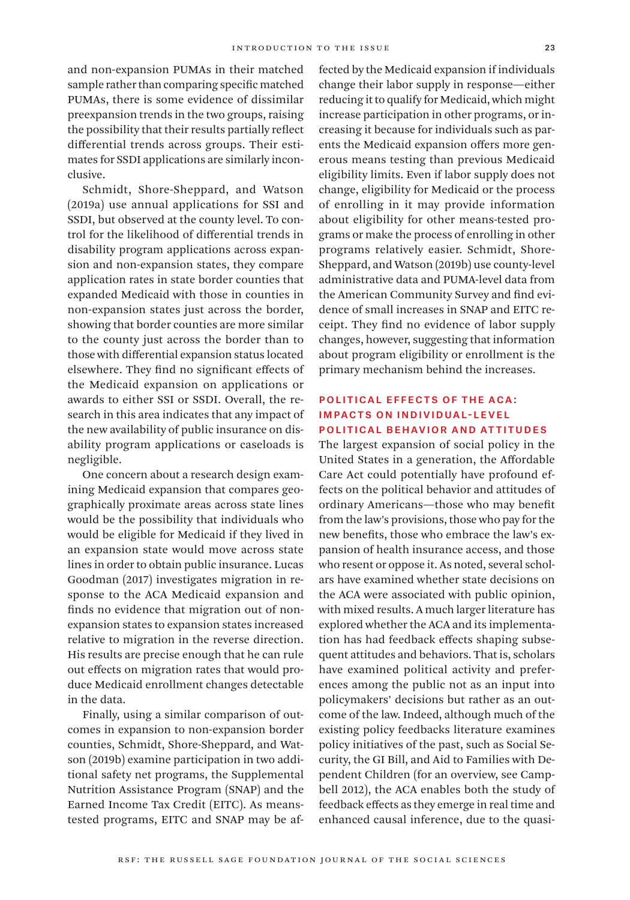and non-expansion PUMAs in their matched sample rather than comparing specific matched PUMAs, there is some evidence of dissimilar preexpansion trends in the two groups, raising the possibility that their results partially reflect differential trends across groups. Their estimates for SSDI applications are similarly inconclusive.

Schmidt, Shore-Sheppard, and Watson (2019a) use annual applications for SSI and SSDI, but observed at the county level. To control for the likelihood of differential trends in disability program applications across expansion and non-expansion states, they compare application rates in state border counties that expanded Medicaid with those in counties in non-expansion states just across the border, showing that border counties are more similar to the county just across the border than to those with differential expansion status located elsewhere. They find no significant effects of the Medicaid expansion on applications or awards to either SSI or SSDI. Overall, the research in this area indicates that any impact of the new availability of public insurance on disability program applications or caseloads is negligible.

One concern about a research design examining Medicaid expansion that compares geographically proximate areas across state lines would be the possibility that individuals who would be eligible for Medicaid if they lived in an expansion state would move across state lines in order to obtain public insurance. Lucas Goodman (2017) investigates migration in response to the ACA Medicaid expansion and finds no evidence that migration out of non-expansion states to expansion states increased relative to migration in the reverse direction. His results are precise enough that he can rule out effects on migration rates that would produce Medicaid enrollment changes detectable in the data.

Finally, using a similar comparison of outcomes in expansion to non-expansion border counties, Schmidt, Shore-Sheppard, and Watson (2019b) examine participation in two additional safety net programs, the Supplemental Nutrition Assistance Program (SNAP) and the Earned Income Tax Credit (EITC). As means-tested programs, EITC and SNAP may be affected by the Medicaid expansion if individuals change their labor supply in response—either reducing it to qualify for Medicaid, which might increase participation in other programs, or increasing it because for individuals such as parents the Medicaid expansion offers more generous means testing than previous Medicaid eligibility limits. Even if labor supply does not change, eligibility for Medicaid or the process of enrolling in it may provide information about eligibility for other means-tested programs or make the process of enrolling in other programs relatively easier. Schmidt, Shore-Sheppard, and Watson (2019b) use county-level administrative data and PUMA-level data from the American Community Survey and find evidence of small increases in SNAP and EITC receipt. They find no evidence of labor supply changes, however, suggesting that information about program eligibility or enrollment is the primary mechanism behind the increases.

## POLITICAL EFFECTS OF THE ACA: IMPACTS ON INDIVIDUAL-LEVEL POLITICAL BEHAVIOR AND ATTITUDES

The largest expansion of social policy in the United States in a generation, the Affordable Care Act could potentially have profound effects on the political behavior and attitudes of ordinary Americans—those who may benefit from the law's provisions, those who pay for the new benefits, those who embrace the law's expansion of health insurance access, and those who resent or oppose it. As noted, several scholars have examined whether state decisions on the ACA were associated with public opinion, with mixed results. A much larger literature has explored whether the ACA and its implementation has had feedback effects shaping subsequent attitudes and behaviors. That is, scholars have examined political activity and preferences among the public not as an input into policymakers' decisions but rather as an outcome of the law. Indeed, although much of the existing policy feedbacks literature examines policy initiatives of the past, such as Social Security, the GI Bill, and Aid to Families with Dependent Children (for an overview, see Campbell 2012), the ACA enables both the study of feedback effects as they emerge in real time and enhanced causal inference, due to the quasi-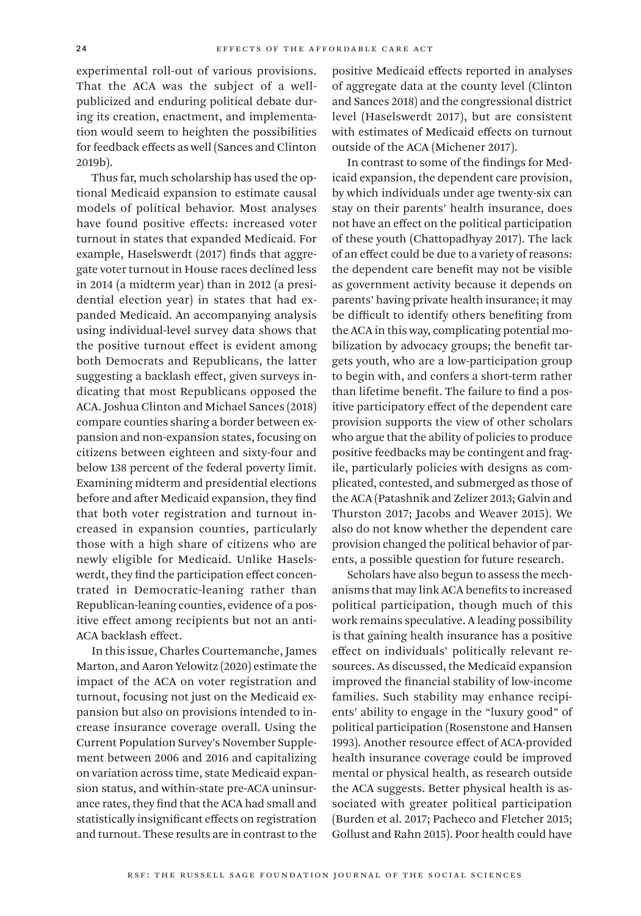experimental roll-out of various provisions. That the ACA was the subject of a well-publicized and enduring political debate during its creation, enactment, and implementation would seem to heighten the possibilities for feedback effects as well (Sances and Clinton 2019b).

Thus far, much scholarship has used the optional Medicaid expansion to estimate causal models of political behavior. Most analyses have found positive effects: increased voter turnout in states that expanded Medicaid. For example, Haselswerdt (2017) finds that aggregate voter turnout in House races declined less in 2014 (a midterm year) than in 2012 (a presidential election year) in states that had expanded Medicaid. An accompanying analysis using individual-level survey data shows that the positive turnout effect is evident among both Democrats and Republicans, the latter suggesting a backlash effect, given surveys indicating that most Republicans opposed the ACA. Joshua Clinton and Michael Sances (2018) compare counties sharing a border between expansion and non-expansion states, focusing on citizens between eighteen and sixty-four and below 138 percent of the federal poverty limit. Examining midterm and presidential elections before and after Medicaid expansion, they find that both voter registration and turnout increased in expansion counties, particularly those with a high share of citizens who are newly eligible for Medicaid. Unlike Haselswerdt, they find the participation effect concentrated in Democratic-leaning rather than Republican-leaning counties, evidence of a positive effect among recipients but not an anti-ACA backlash effect.

In this issue, Charles Courtemanche, James Marton, and Aaron Yelowitz (2020) estimate the impact of the ACA on voter registration and turnout, focusing not just on the Medicaid expansion but also on provisions intended to increase insurance coverage overall. Using the Current Population Survey's November Supplement between 2006 and 2016 and capitalizing on variation across time, state Medicaid expansion status, and within-state pre-ACA uninsurance rates, they find that the ACA had small and statistically insignificant effects on registration and turnout. These results are in contrast to the positive Medicaid effects reported in analyses of aggregate data at the county level (Clinton and Sances 2018) and the congressional district level (Haselswerdt 2017), but are consistent with estimates of Medicaid effects on turnout outside of the ACA (Michener 2017).

In contrast to some of the findings for Medicaid expansion, the dependent care provision, by which individuals under age twenty-six can stay on their parents' health insurance, does not have an effect on the political participation of these youth (Chattopadhyay 2017). The lack of an effect could be due to a variety of reasons: the dependent care benefit may not be visible as government activity because it depends on parents' having private health insurance; it may be difficult to identify others benefiting from the ACA in this way, complicating potential mobilization by advocacy groups; the benefit targets youth, who are a low-participation group to begin with, and confers a short-term rather than lifetime benefit. The failure to find a positive participatory effect of the dependent care provision supports the view of other scholars who argue that the ability of policies to produce positive feedbacks may be contingent and fragile, particularly policies with designs as complicated, contested, and submerged as those of the ACA (Patashnik and Zelizer 2013; Galvin and Thurston 2017; Jacobs and Weaver 2015). We also do not know whether the dependent care provision changed the political behavior of parents, a possible question for future research.

Scholars have also begun to assess the mechanisms that may link ACA benefits to increased political participation, though much of this work remains speculative. A leading possibility is that gaining health insurance has a positive effect on individuals' politically relevant resources. As discussed, the Medicaid expansion improved the financial stability of low-income families. Such stability may enhance recipients' ability to engage in the "luxury good" of political participation (Rosenstone and Hansen 1993). Another resource effect of ACA-provided health insurance coverage could be improved mental or physical health, as research outside the ACA suggests. Better physical health is associated with greater political participation (Burden et al. 2017; Pacheco and Fletcher 2015; Gollust and Rahn 2015). Poor health could have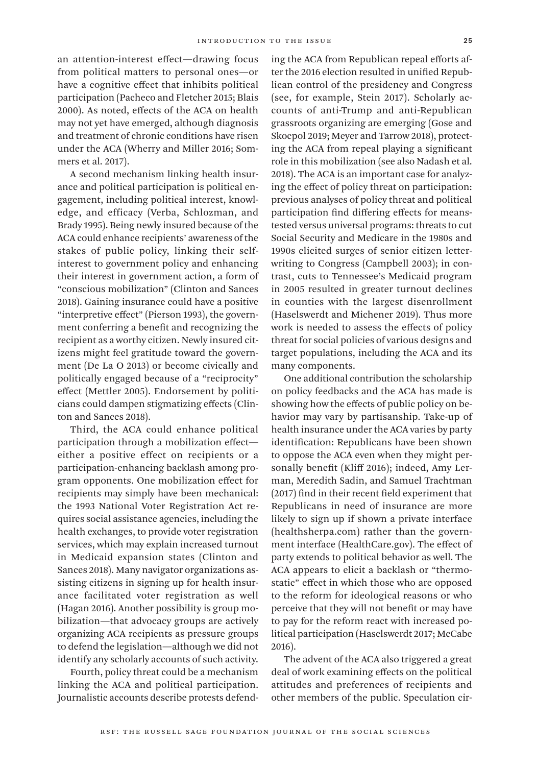an attention-interest effect—drawing focus from political matters to personal ones—or have a cognitive effect that inhibits political participation (Pacheco and Fletcher 2015; Blais 2000). As noted, effects of the ACA on health may not yet have emerged, although diagnosis and treatment of chronic conditions have risen under the ACA (Wherry and Miller 2016; Sommers et al. 2017).

A second mechanism linking health insurance and political participation is political engagement, including political interest, knowledge, and efficacy (Verba, Schlozman, and Brady 1995). Being newly insured because of the ACA could enhance recipients' awareness of the stakes of public policy, linking their self-interest to government policy and enhancing their interest in government action, a form of "conscious mobilization" (Clinton and Sances 2018). Gaining insurance could have a positive "interpretive effect" (Pierson 1993), the government conferring a benefit and recognizing the recipient as a worthy citizen. Newly insured citizens might feel gratitude toward the government (De La O 2013) or become civically and politically engaged because of a "reciprocity" effect (Mettler 2005). Endorsement by politicians could dampen stigmatizing effects (Clinton and Sances 2018).

Third, the ACA could enhance political participation through a mobilization effect—either a positive effect on recipients or a participation-enhancing backlash among program opponents. One mobilization effect for recipients may simply have been mechanical: the 1993 National Voter Registration Act requires social assistance agencies, including the health exchanges, to provide voter registration services, which may explain increased turnout in Medicaid expansion states (Clinton and Sances 2018). Many navigator organizations assisting citizens in signing up for health insurance facilitated voter registration as well (Hagan 2016). Another possibility is group mobilization—that advocacy groups are actively organizing ACA recipients as pressure groups to defend the legislation—although we did not identify any scholarly accounts of such activity.

Fourth, policy threat could be a mechanism linking the ACA and political participation. Journalistic accounts describe protests defending the ACA from Republican repeal efforts after the 2016 election resulted in unified Republican control of the presidency and Congress (see, for example, Stein 2017). Scholarly accounts of anti-Trump and anti-Republican grassroots organizing are emerging (Gose and Skocpol 2019; Meyer and Tarrow 2018), protecting the ACA from repeal playing a significant role in this mobilization (see also Nadash et al. 2018). The ACA is an important case for analyzing the effect of policy threat on participation: previous analyses of policy threat and political participation find differing effects for means-tested versus universal programs: threats to cut Social Security and Medicare in the 1980s and 1990s elicited surges of senior citizen letter-writing to Congress (Campbell 2003); in contrast, cuts to Tennessee's Medicaid program in 2005 resulted in greater turnout declines in counties with the largest disenrollment (Haselswerdt and Michener 2019). Thus more work is needed to assess the effects of policy threat for social policies of various designs and target populations, including the ACA and its many components.

One additional contribution the scholarship on policy feedbacks and the ACA has made is showing how the effects of public policy on behavior may vary by partisanship. Take-up of health insurance under the ACA varies by party identification: Republicans have been shown to oppose the ACA even when they might personally benefit (Kliff 2016); indeed, Amy Lerman, Meredith Sadin, and Samuel Trachtman (2017) find in their recent field experiment that Republicans in need of insurance are more likely to sign up if shown a private interface (healthsherpa.com) rather than the government interface (HealthCare.gov). The effect of party extends to political behavior as well. The ACA appears to elicit a backlash or "thermostatic" effect in which those who are opposed to the reform for ideological reasons or who perceive that they will not benefit or may have to pay for the reform react with increased political participation (Haselswerdt 2017; McCabe 2016).

The advent of the ACA also triggered a great deal of work examining effects on the political attitudes and preferences of recipients and other members of the public. Speculation cir-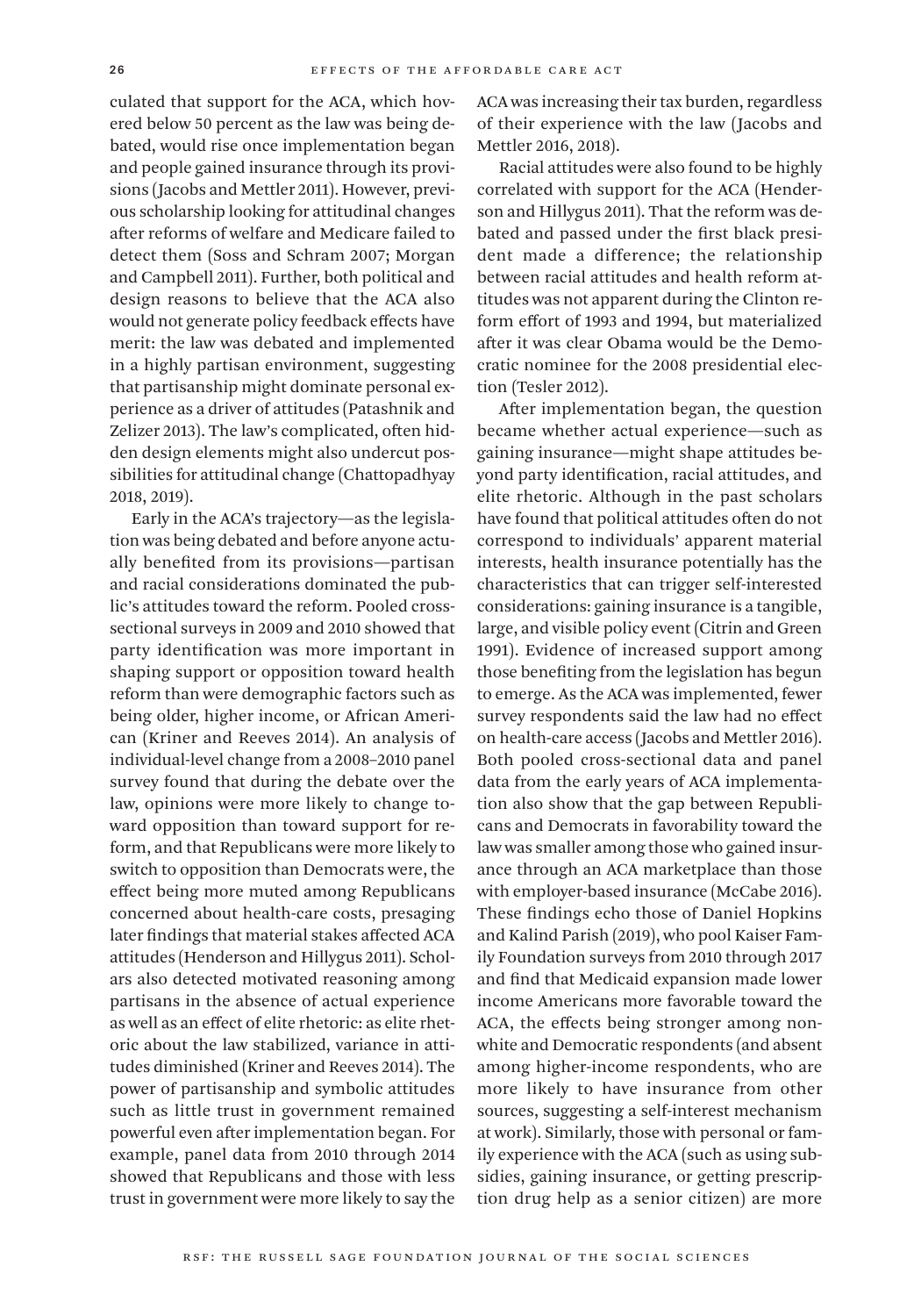culated that support for the ACA, which hovered below 50 percent as the law was being debated, would rise once implementation began and people gained insurance through its provisions (Jacobs and Mettler 2011). However, previous scholarship looking for attitudinal changes after reforms of welfare and Medicare failed to detect them (Soss and Schram 2007; Morgan and Campbell 2011). Further, both political and design reasons to believe that the ACA also would not generate policy feedback effects have merit: the law was debated and implemented in a highly partisan environment, suggesting that partisanship might dominate personal experience as a driver of attitudes (Patashnik and Zelizer 2013). The law's complicated, often hidden design elements might also undercut possibilities for attitudinal change (Chattopadhyay 2018, 2019).

Early in the ACA's trajectory—as the legislation was being debated and before anyone actually benefited from its provisions—partisan and racial considerations dominated the public's attitudes toward the reform. Pooled cross-sectional surveys in 2009 and 2010 showed that party identification was more important in shaping support or opposition toward health reform than were demographic factors such as being older, higher income, or African American (Kriner and Reeves 2014). An analysis of individual-level change from a 2008–2010 panel survey found that during the debate over the law, opinions were more likely to change toward opposition than toward support for reform, and that Republicans were more likely to switch to opposition than Democrats were, the effect being more muted among Republicans concerned about health-care costs, presaging later findings that material stakes affected ACA attitudes (Henderson and Hillygus 2011). Scholars also detected motivated reasoning among partisans in the absence of actual experience as well as an effect of elite rhetoric: as elite rhetoric about the law stabilized, variance in attitudes diminished (Kriner and Reeves 2014). The power of partisanship and symbolic attitudes such as little trust in government remained powerful even after implementation began. For example, panel data from 2010 through 2014 showed that Republicans and those with less trust in government were more likely to say the ACA was increasing their tax burden, regardless of their experience with the law (Jacobs and Mettler 2016, 2018).

Racial attitudes were also found to be highly correlated with support for the ACA (Henderson and Hillygus 2011). That the reform was debated and passed under the first black president made a difference; the relationship between racial attitudes and health reform attitudes was not apparent during the Clinton reform effort of 1993 and 1994, but materialized after it was clear Obama would be the Democratic nominee for the 2008 presidential election (Tesler 2012).

After implementation began, the question became whether actual experience—such as gaining insurance—might shape attitudes beyond party identification, racial attitudes, and elite rhetoric. Although in the past scholars have found that political attitudes often do not correspond to individuals' apparent material interests, health insurance potentially has the characteristics that can trigger self-interested considerations: gaining insurance is a tangible, large, and visible policy event (Citrin and Green 1991). Evidence of increased support among those benefiting from the legislation has begun to emerge. As the ACA was implemented, fewer survey respondents said the law had no effect on health-care access (Jacobs and Mettler 2016). Both pooled cross-sectional data and panel data from the early years of ACA implementation also show that the gap between Republicans and Democrats in favorability toward the law was smaller among those who gained insurance through an ACA marketplace than those with employer-based insurance (McCabe 2016). These findings echo those of Daniel Hopkins and Kalind Parish (2019), who pool Kaiser Family Foundation surveys from 2010 through 2017 and find that Medicaid expansion made lower income Americans more favorable toward the ACA, the effects being stronger among nonwhite and Democratic respondents (and absent among higher-income respondents, who are more likely to have insurance from other sources, suggesting a self-interest mechanism at work). Similarly, those with personal or family experience with the ACA (such as using subsidies, gaining insurance, or getting prescription drug help as a senior citizen) are more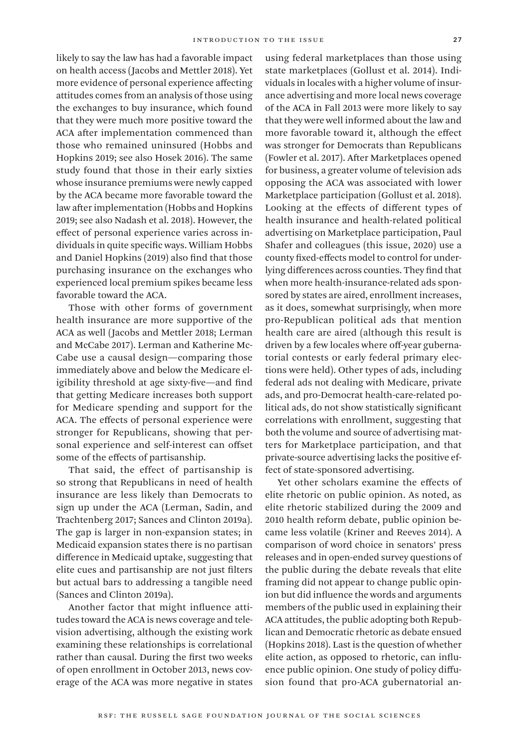likely to say the law has had a favorable impact on health access (Jacobs and Mettler 2018). Yet more evidence of personal experience affecting attitudes comes from an analysis of those using the exchanges to buy insurance, which found that they were much more positive toward the ACA after implementation commenced than those who remained uninsured (Hobbs and Hopkins 2019; see also Hosek 2016). The same study found that those in their early sixties whose insurance premiums were newly capped by the ACA became more favorable toward the law after implementation (Hobbs and Hopkins 2019; see also Nadash et al. 2018). However, the effect of personal experience varies across individuals in quite specific ways. William Hobbs and Daniel Hopkins (2019) also find that those purchasing insurance on the exchanges who experienced local premium spikes became less favorable toward the ACA.

Those with other forms of government health insurance are more supportive of the ACA as well (Jacobs and Mettler 2018; Lerman and McCabe 2017). Lerman and Katherine McCabe use a causal design—comparing those immediately above and below the Medicare eligibility threshold at age sixty-five—and find that getting Medicare increases both support for Medicare spending and support for the ACA. The effects of personal experience were stronger for Republicans, showing that personal experience and self-interest can offset some of the effects of partisanship.

That said, the effect of partisanship is so strong that Republicans in need of health insurance are less likely than Democrats to sign up under the ACA (Lerman, Sadin, and Trachtenberg 2017; Sances and Clinton 2019a). The gap is larger in non-expansion states; in Medicaid expansion states there is no partisan difference in Medicaid uptake, suggesting that elite cues and partisanship are not just filters but actual bars to addressing a tangible need (Sances and Clinton 2019a).

Another factor that might influence attitudes toward the ACA is news coverage and television advertising, although the existing work examining these relationships is correlational rather than causal. During the first two weeks of open enrollment in October 2013, news coverage of the ACA was more negative in states using federal marketplaces than those using state marketplaces (Gollust et al. 2014). Individuals in locales with a higher volume of insurance advertising and more local news coverage of the ACA in Fall 2013 were more likely to say that they were well informed about the law and more favorable toward it, although the effect was stronger for Democrats than Republicans (Fowler et al. 2017). After Marketplaces opened for business, a greater volume of television ads opposing the ACA was associated with lower Marketplace participation (Gollust et al. 2018). Looking at the effects of different types of health insurance and health-related political advertising on Marketplace participation, Paul Shafer and colleagues (this issue, 2020) use a county fixed-effects model to control for underlying differences across counties. They find that when more health-insurance-related ads sponsored by states are aired, enrollment increases, as it does, somewhat surprisingly, when more pro-Republican political ads that mention health care are aired (although this result is driven by a few locales where off-year gubernatorial contests or early federal primary elections were held). Other types of ads, including federal ads not dealing with Medicare, private ads, and pro-Democrat health-care-related political ads, do not show statistically significant correlations with enrollment, suggesting that both the volume and source of advertising matters for Marketplace participation, and that private-source advertising lacks the positive effect of state-sponsored advertising.

Yet other scholars examine the effects of elite rhetoric on public opinion. As noted, as elite rhetoric stabilized during the 2009 and 2010 health reform debate, public opinion became less volatile (Kriner and Reeves 2014). A comparison of word choice in senators' press releases and in open-ended survey questions of the public during the debate reveals that elite framing did not appear to change public opinion but did influence the words and arguments members of the public used in explaining their ACA attitudes, the public adopting both Republican and Democratic rhetoric as debate ensued (Hopkins 2018). Last is the question of whether elite action, as opposed to rhetoric, can influence public opinion. One study of policy diffusion found that pro-ACA gubernatorial an-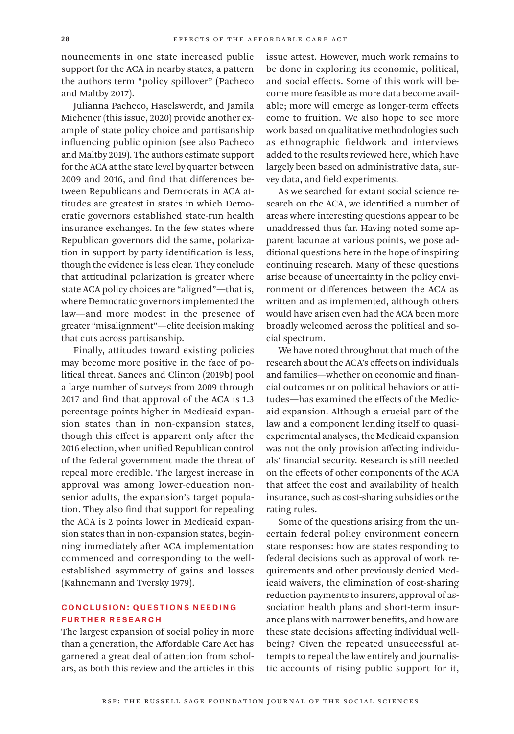nouncements in one state increased public support for the ACA in nearby states, a pattern the authors term "policy spillover" (Pacheco and Maltby 2017).

Julianna Pacheco, Haselswerdt, and Jamila Michener (this issue, 2020) provide another example of state policy choice and partisanship influencing public opinion (see also Pacheco and Maltby 2019). The authors estimate support for the ACA at the state level by quarter between 2009 and 2016, and find that differences between Republicans and Democrats in ACA attitudes are greatest in states in which Democratic governors established state-run health insurance exchanges. In the few states where Republican governors did the same, polarization in support by party identification is less, though the evidence is less clear. They conclude that attitudinal polarization is greater where state ACA policy choices are "aligned"—that is, where Democratic governors implemented the law—and more modest in the presence of greater "misalignment"—elite decision making that cuts across partisanship.

Finally, attitudes toward existing policies may become more positive in the face of political threat. Sances and Clinton (2019b) pool a large number of surveys from 2009 through 2017 and find that approval of the ACA is 1.3 percentage points higher in Medicaid expansion states than in non-expansion states, though this effect is apparent only after the 2016 election, when unified Republican control of the federal government made the threat of repeal more credible. The largest increase in approval was among lower-education nonsenior adults, the expansion's target population. They also find that support for repealing the ACA is 2 points lower in Medicaid expansion states than in non-expansion states, beginning immediately after ACA implementation commenced and corresponding to the well-established asymmetry of gains and losses (Kahnemann and Tversky 1979).

## CONCLUSION: QUESTIONS NEEDING FURTHER RESEARCH

The largest expansion of social policy in more than a generation, the Affordable Care Act has garnered a great deal of attention from scholars, as both this review and the articles in this issue attest. However, much work remains to be done in exploring its economic, political, and social effects. Some of this work will become more feasible as more data become available; more will emerge as longer-term effects come to fruition. We also hope to see more work based on qualitative methodologies such as ethnographic fieldwork and interviews added to the results reviewed here, which have largely been based on administrative data, survey data, and field experiments.

As we searched for extant social science research on the ACA, we identified a number of areas where interesting questions appear to be unaddressed thus far. Having noted some apparent lacunae at various points, we pose additional questions here in the hope of inspiring continuing research. Many of these questions arise because of uncertainty in the policy environment or differences between the ACA as written and as implemented, although others would have arisen even had the ACA been more broadly welcomed across the political and social spectrum.

We have noted throughout that much of the research about the ACA's effects on individuals and families—whether on economic and financial outcomes or on political behaviors or attitudes—has examined the effects of the Medicaid expansion. Although a crucial part of the law and a component lending itself to quasi-experimental analyses, the Medicaid expansion was not the only provision affecting individuals' financial security. Research is still needed on the effects of other components of the ACA that affect the cost and availability of health insurance, such as cost-sharing subsidies or the rating rules.

Some of the questions arising from the uncertain federal policy environment concern state responses: how are states responding to federal decisions such as approval of work requirements and other previously denied Medicaid waivers, the elimination of cost-sharing reduction payments to insurers, approval of association health plans and short-term insurance plans with narrower benefits, and how are these state decisions affecting individual well-being? Given the repeated unsuccessful attempts to repeal the law entirely and journalistic accounts of rising public support for it,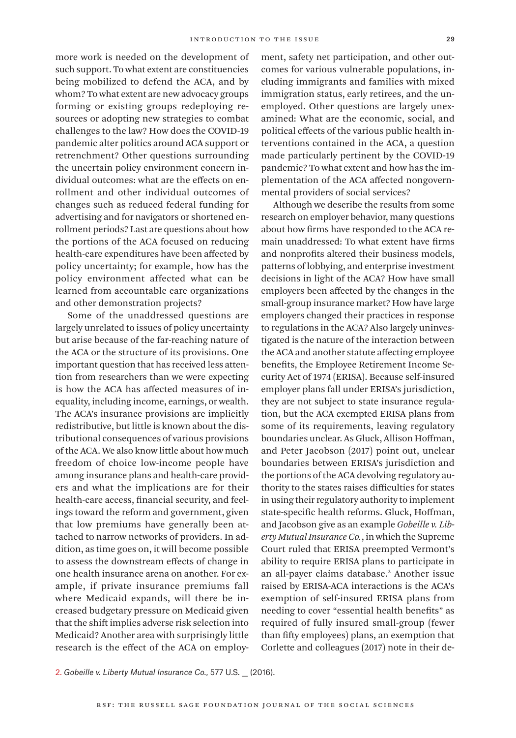more work is needed on the development of such support. To what extent are constituencies being mobilized to defend the ACA, and by whom? To what extent are new advocacy groups forming or existing groups redeploying resources or adopting new strategies to combat challenges to the law? How does the COVID-19 pandemic alter politics around ACA support or retrenchment? Other questions surrounding the uncertain policy environment concern individual outcomes: what are the effects on enrollment and other individual outcomes of changes such as reduced federal funding for advertising and for navigators or shortened enrollment periods? Last are questions about how the portions of the ACA focused on reducing health-care expenditures have been affected by policy uncertainty; for example, how has the policy environment affected what can be learned from accountable care organizations and other demonstration projects?

Some of the unaddressed questions are largely unrelated to issues of policy uncertainty but arise because of the far-reaching nature of the ACA or the structure of its provisions. One important question that has received less attention from researchers than we were expecting is how the ACA has affected measures of inequality, including income, earnings, or wealth. The ACA's insurance provisions are implicitly redistributive, but little is known about the distributional consequences of various provisions of the ACA. We also know little about how much freedom of choice low-income people have among insurance plans and health-care providers and what the implications are for their health-care access, financial security, and feelings toward the reform and government, given that low premiums have generally been attached to narrow networks of providers. In addition, as time goes on, it will become possible to assess the downstream effects of change in one health insurance arena on another. For example, if private insurance premiums fall where Medicaid expands, will there be increased budgetary pressure on Medicaid given that the shift implies adverse risk selection into Medicaid? Another area with surprisingly little research is the effect of the ACA on employment, safety net participation, and other outcomes for various vulnerable populations, including immigrants and families with mixed immigration status, early retirees, and the unemployed. Other questions are largely unexamined: What are the economic, social, and political effects of the various public health interventions contained in the ACA, a question made particularly pertinent by the COVID-19 pandemic? To what extent and how has the implementation of the ACA affected nongovernmental providers of social services?

Although we describe the results from some research on employer behavior, many questions about how firms have responded to the ACA remain unaddressed: To what extent have firms and nonprofits altered their business models, patterns of lobbying, and enterprise investment decisions in light of the ACA? How have small employers been affected by the changes in the small-group insurance market? How have large employers changed their practices in response to regulations in the ACA? Also largely uninvestigated is the nature of the interaction between the ACA and another statute affecting employee benefits, the Employee Retirement Income Security Act of 1974 (ERISA). Because self-insured employer plans fall under ERISA's jurisdiction, they are not subject to state insurance regulation, but the ACA exempted ERISA plans from some of its requirements, leaving regulatory boundaries unclear. As Gluck, Allison Hoffman, and Peter Jacobson (2017) point out, unclear boundaries between ERISA's jurisdiction and the portions of the ACA devolving regulatory authority to the states raises difficulties for states in using their regulatory authority to implement state-specific health reforms. Gluck, Hoffman, and Jacobson give as an example *Gobeille v. Liberty Mutual Insurance Co.*, in which the Supreme Court ruled that ERISA preempted Vermont's ability to require ERISA plans to participate in an all-payer claims database.[2] Another issue raised by ERISA-ACA interactions is the ACA's exemption of self-insured ERISA plans from needing to cover "essential health benefits" as required of fully insured small-group (fewer than fifty employees) plans, an exemption that Corlette and colleagues (2017) note in their de-

2. *Gobeille v. Liberty Mutual Insurance Co.,* 577 U.S. __ (2016).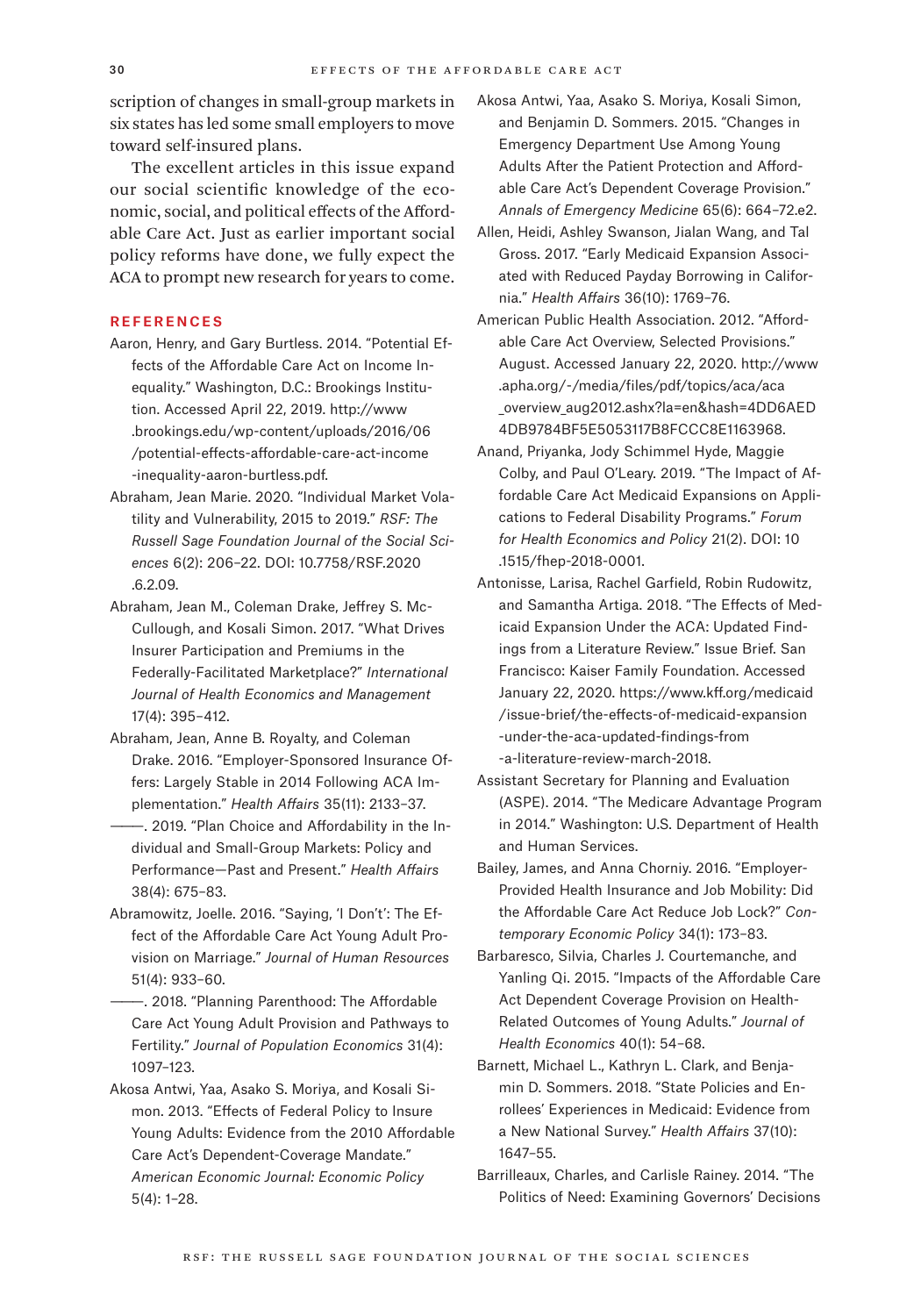scription of changes in small-group markets in six states has led some small employers to move toward self-insured plans.

The excellent articles in this issue expand our social scientific knowledge of the economic, social, and political effects of the Affordable Care Act. Just as earlier important social policy reforms have done, we fully expect the ACA to prompt new research for years to come.

## REFERENCES

Aaron, Henry, and Gary Burtless. 2014. "Potential Effects of the Affordable Care Act on Income Inequality." Washington, D.C.: Brookings Institution. Accessed April 22, 2019. http://www.brookings.edu/wp-content/uploads/2016/06/potential-effects-affordable-care-act-income-inequality-aaron-burtless.pdf.

Abraham, Jean Marie. 2020. "Individual Market Volatility and Vulnerability, 2015 to 2019." *RSF: The Russell Sage Foundation Journal of the Social Sciences* 6(2): 206–22. DOI: 10.7758/RSF.2020.6.2.09.

Abraham, Jean M., Coleman Drake, Jeffrey S. McCullough, and Kosali Simon. 2017. "What Drives Insurer Participation and Premiums in the Federally-Facilitated Marketplace?" *International Journal of Health Economics and Management* 17(4): 395–412.

Abraham, Jean, Anne B. Royalty, and Coleman Drake. 2016. "Employer-Sponsored Insurance Offers: Largely Stable in 2014 Following ACA Implementation." *Health Affairs* 35(11): 2133–37.

———. 2019. "Plan Choice and Affordability in the Individual and Small-Group Markets: Policy and Performance—Past and Present." *Health Affairs* 38(4): 675–83.

Abramowitz, Joelle. 2016. "Saying, 'I Don't': The Effect of the Affordable Care Act Young Adult Provision on Marriage." *Journal of Human Resources* 51(4): 933–60.

———. 2018. "Planning Parenthood: The Affordable Care Act Young Adult Provision and Pathways to Fertility." *Journal of Population Economics* 31(4): 1097–123.

Akosa Antwi, Yaa, Asako S. Moriya, and Kosali Simon. 2013. "Effects of Federal Policy to Insure Young Adults: Evidence from the 2010 Affordable Care Act's Dependent-Coverage Mandate." *American Economic Journal: Economic Policy* 5(4): 1–28.

Akosa Antwi, Yaa, Asako S. Moriya, Kosali Simon, and Benjamin D. Sommers. 2015. "Changes in Emergency Department Use Among Young Adults After the Patient Protection and Affordable Care Act's Dependent Coverage Provision." *Annals of Emergency Medicine* 65(6): 664–72.e2.

Allen, Heidi, Ashley Swanson, Jialan Wang, and Tal Gross. 2017. "Early Medicaid Expansion Associated with Reduced Payday Borrowing in California." *Health Affairs* 36(10): 1769–76.

American Public Health Association. 2012. "Affordable Care Act Overview, Selected Provisions." August. Accessed January 22, 2020. http://www.apha.org/-/media/files/pdf/topics/aca/aca_overview_aug2012.ashx?la=en&hash=4DD6AED4DB9784BF5E5053117B8FCCC8E1163968.

Anand, Priyanka, Jody Schimmel Hyde, Maggie Colby, and Paul O'Leary. 2019. "The Impact of Affordable Care Act Medicaid Expansions on Applications to Federal Disability Programs." *Forum for Health Economics and Policy* 21(2). DOI: 10.1515/fhep-2018-0001.

Antonisse, Larisa, Rachel Garfield, Robin Rudowitz, and Samantha Artiga. 2018. "The Effects of Medicaid Expansion Under the ACA: Updated Findings from a Literature Review." Issue Brief. San Francisco: Kaiser Family Foundation. Accessed January 22, 2020. https://www.kff.org/medicaid/issue-brief/the-effects-of-medicaid-expansion-under-the-aca-updated-findings-from-a-literature-review-march-2018.

Assistant Secretary for Planning and Evaluation (ASPE). 2014. "The Medicare Advantage Program in 2014." Washington: U.S. Department of Health and Human Services.

Bailey, James, and Anna Chorniy. 2016. "Employer-Provided Health Insurance and Job Mobility: Did the Affordable Care Act Reduce Job Lock?" *Contemporary Economic Policy* 34(1): 173–83.

Barbaresco, Silvia, Charles J. Courtemanche, and Yanling Qi. 2015. "Impacts of the Affordable Care Act Dependent Coverage Provision on Health-Related Outcomes of Young Adults." *Journal of Health Economics* 40(1): 54–68.

Barnett, Michael L., Kathryn L. Clark, and Benjamin D. Sommers. 2018. "State Policies and Enrollees' Experiences in Medicaid: Evidence from a New National Survey." *Health Affairs* 37(10): 1647–55.

Barrilleaux, Charles, and Carlisle Rainey. 2014. "The Politics of Need: Examining Governors' Decisions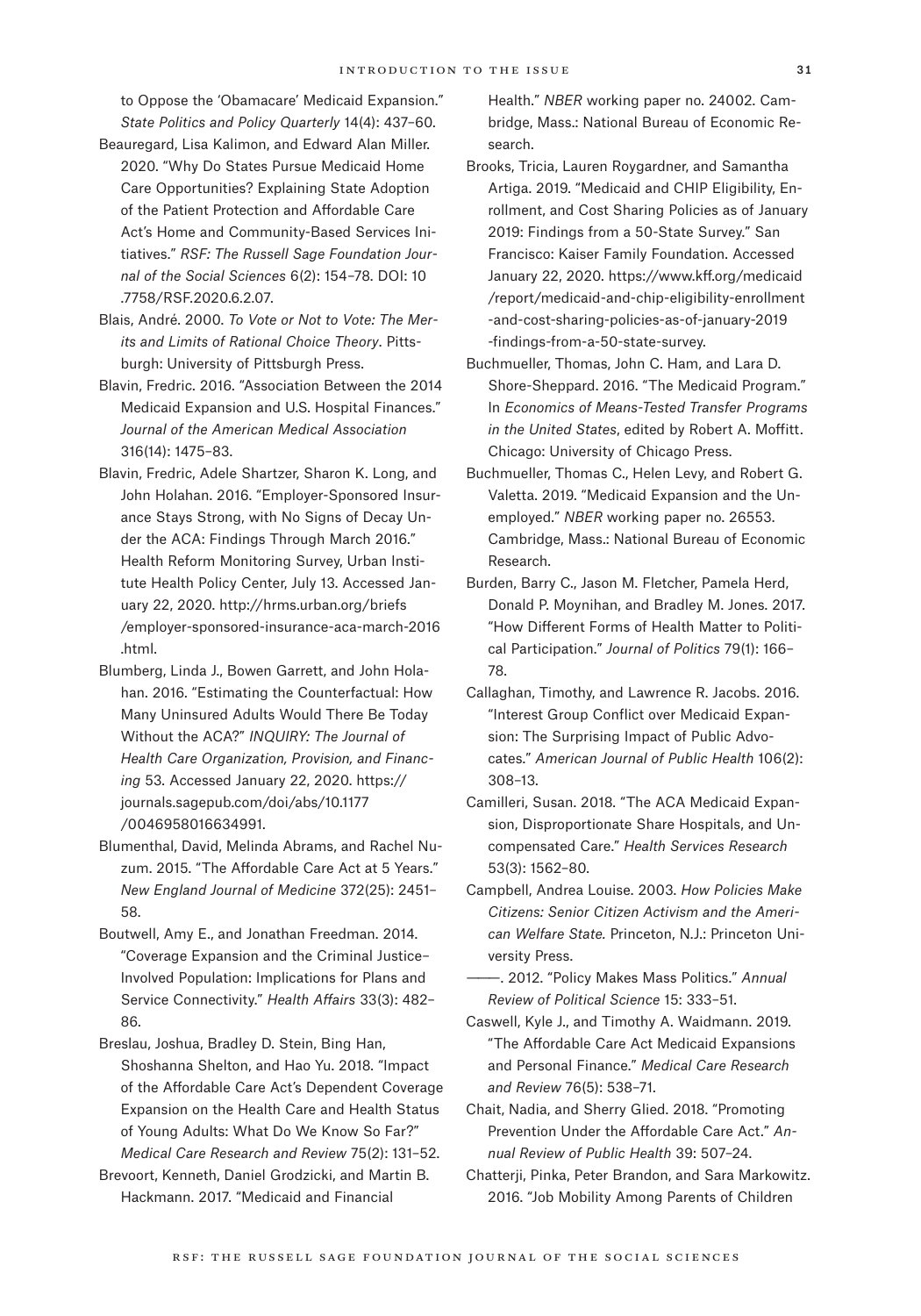to Oppose the 'Obamacare' Medicaid Expansion." *State Politics and Policy Quarterly* 14(4): 437–60.

Beauregard, Lisa Kalimon, and Edward Alan Miller. 2020. "Why Do States Pursue Medicaid Home Care Opportunities? Explaining State Adoption of the Patient Protection and Affordable Care Act's Home and Community-Based Services Initiatives." *RSF: The Russell Sage Foundation Journal of the Social Sciences* 6(2): 154–78. DOI: 10.7758/RSF.2020.6.2.07.

Blais, André. 2000. *To Vote or Not to Vote: The Merits and Limits of Rational Choice Theory*. Pittsburgh: University of Pittsburgh Press.

Blavin, Fredric. 2016. "Association Between the 2014 Medicaid Expansion and U.S. Hospital Finances." *Journal of the American Medical Association* 316(14): 1475–83.

Blavin, Fredric, Adele Shartzer, Sharon K. Long, and John Holahan. 2016. "Employer-Sponsored Insurance Stays Strong, with No Signs of Decay Under the ACA: Findings Through March 2016." Health Reform Monitoring Survey, Urban Institute Health Policy Center, July 13. Accessed January 22, 2020. http://hrms.urban.org/briefs/employer-sponsored-insurance-aca-march-2016.html.

Blumberg, Linda J., Bowen Garrett, and John Holahan. 2016. "Estimating the Counterfactual: How Many Uninsured Adults Would There Be Today Without the ACA?" *INQUIRY: The Journal of Health Care Organization, Provision, and Financing* 53. Accessed January 22, 2020. https://journals.sagepub.com/doi/abs/10.1177/0046958016634991.

Blumenthal, David, Melinda Abrams, and Rachel Nuzum. 2015. "The Affordable Care Act at 5 Years." *New England Journal of Medicine* 372(25): 2451–58.

Boutwell, Amy E., and Jonathan Freedman. 2014. "Coverage Expansion and the Criminal Justice–Involved Population: Implications for Plans and Service Connectivity." *Health Affairs* 33(3): 482–86.

Breslau, Joshua, Bradley D. Stein, Bing Han, Shoshanna Shelton, and Hao Yu. 2018. "Impact of the Affordable Care Act's Dependent Coverage Expansion on the Health Care and Health Status of Young Adults: What Do We Know So Far?" *Medical Care Research and Review* 75(2): 131–52.

Brevoort, Kenneth, Daniel Grodzicki, and Martin B. Hackmann. 2017. "Medicaid and Financial Health." *NBER* working paper no. 24002. Cambridge, Mass.: National Bureau of Economic Research.

Brooks, Tricia, Lauren Roygardner, and Samantha Artiga. 2019. "Medicaid and CHIP Eligibility, Enrollment, and Cost Sharing Policies as of January 2019: Findings from a 50-State Survey." San Francisco: Kaiser Family Foundation. Accessed January 22, 2020. https://www.kff.org/medicaid/report/medicaid-and-chip-eligibility-enrollment-and-cost-sharing-policies-as-of-january-2019-findings-from-a-50-state-survey.

Buchmueller, Thomas, John C. Ham, and Lara D. Shore-Sheppard. 2016. "The Medicaid Program." In *Economics of Means-Tested Transfer Programs in the United States*, edited by Robert A. Moffitt. Chicago: University of Chicago Press.

Buchmueller, Thomas C., Helen Levy, and Robert G. Valetta. 2019. "Medicaid Expansion and the Unemployed." *NBER* working paper no. 26553. Cambridge, Mass.: National Bureau of Economic Research.

Burden, Barry C., Jason M. Fletcher, Pamela Herd, Donald P. Moynihan, and Bradley M. Jones. 2017. "How Different Forms of Health Matter to Political Participation." *Journal of Politics* 79(1): 166–78.

Callaghan, Timothy, and Lawrence R. Jacobs. 2016. "Interest Group Conflict over Medicaid Expansion: The Surprising Impact of Public Advocates." *American Journal of Public Health* 106(2): 308–13.

Camilleri, Susan. 2018. "The ACA Medicaid Expansion, Disproportionate Share Hospitals, and Uncompensated Care." *Health Services Research* 53(3): 1562–80.

Campbell, Andrea Louise. 2003. *How Policies Make Citizens: Senior Citizen Activism and the American Welfare State.* Princeton, N.J.: Princeton University Press.

———. 2012. "Policy Makes Mass Politics." *Annual Review of Political Science* 15: 333–51.

Caswell, Kyle J., and Timothy A. Waidmann. 2019. "The Affordable Care Act Medicaid Expansions and Personal Finance." *Medical Care Research and Review* 76(5): 538–71.

Chait, Nadia, and Sherry Glied. 2018. "Promoting Prevention Under the Affordable Care Act." *Annual Review of Public Health* 39: 507–24.

Chatterji, Pinka, Peter Brandon, and Sara Markowitz. 2016. "Job Mobility Among Parents of Children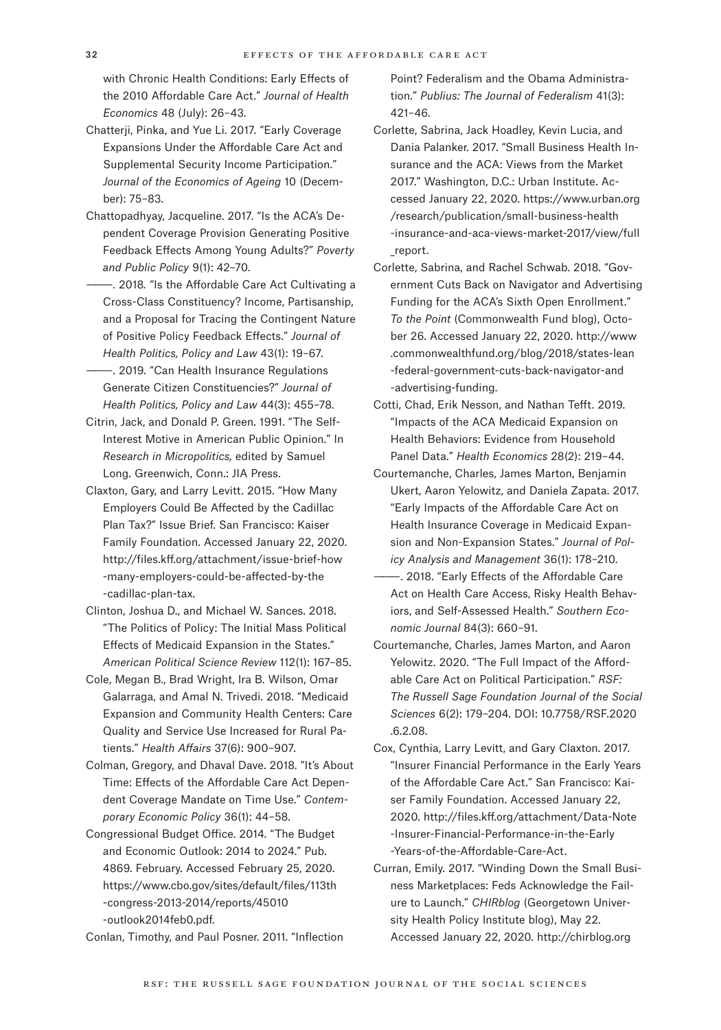with Chronic Health Conditions: Early Effects of the 2010 Affordable Care Act." *Journal of Health Economics* 48 (July): 26–43.

Chatterji, Pinka, and Yue Li. 2017. "Early Coverage Expansions Under the Affordable Care Act and Supplemental Security Income Participation." *Journal of the Economics of Ageing* 10 (December): 75–83.

Chattopadhyay, Jacqueline. 2017. "Is the ACA's Dependent Coverage Provision Generating Positive Feedback Effects Among Young Adults?" *Poverty and Public Policy* 9(1): 42–70.

———. 2018. "Is the Affordable Care Act Cultivating a Cross-Class Constituency? Income, Partisanship, and a Proposal for Tracing the Contingent Nature of Positive Policy Feedback Effects." *Journal of Health Politics, Policy and Law* 43(1): 19–67.

———. 2019. "Can Health Insurance Regulations Generate Citizen Constituencies?" *Journal of Health Politics, Policy and Law* 44(3): 455–78.

Citrin, Jack, and Donald P. Green. 1991. "The Self-Interest Motive in American Public Opinion." In *Research in Micropolitics,* edited by Samuel Long. Greenwich, Conn.: JIA Press.

Claxton, Gary, and Larry Levitt. 2015. "How Many Employers Could Be Affected by the Cadillac Plan Tax?" Issue Brief. San Francisco: Kaiser Family Foundation. Accessed January 22, 2020. http://files.kff.org/attachment/issue-brief-how-many-employers-could-be-affected-by-the-cadillac-plan-tax.

Clinton, Joshua D., and Michael W. Sances. 2018. "The Politics of Policy: The Initial Mass Political Effects of Medicaid Expansion in the States." *American Political Science Review* 112(1): 167–85.

Cole, Megan B., Brad Wright, Ira B. Wilson, Omar Galarraga, and Amal N. Trivedi. 2018. "Medicaid Expansion and Community Health Centers: Care Quality and Service Use Increased for Rural Patients." *Health Affairs* 37(6): 900–907.

Colman, Gregory, and Dhaval Dave. 2018. "It's About Time: Effects of the Affordable Care Act Dependent Coverage Mandate on Time Use." *Contemporary Economic Policy* 36(1): 44–58.

Congressional Budget Office. 2014. "The Budget and Economic Outlook: 2014 to 2024." Pub. 4869. February. Accessed February 25, 2020. https://www.cbo.gov/sites/default/files/113th-congress-2013-2014/reports/45010-outlook2014feb0.pdf.

Conlan, Timothy, and Paul Posner. 2011. "Inflection Point? Federalism and the Obama Administration." *Publius: The Journal of Federalism* 41(3): 421–46.

Corlette, Sabrina, Jack Hoadley, Kevin Lucia, and Dania Palanker. 2017. "Small Business Health Insurance and the ACA: Views from the Market 2017." Washington, D.C.: Urban Institute. Accessed January 22, 2020. https://www.urban.org/research/publication/small-business-health-insurance-and-aca-views-market-2017/view/full_report.

Corlette, Sabrina, and Rachel Schwab. 2018. "Government Cuts Back on Navigator and Advertising Funding for the ACA's Sixth Open Enrollment." *To the Point* (Commonwealth Fund blog), October 26. Accessed January 22, 2020. http://www.commonwealthfund.org/blog/2018/states-lean-federal-government-cuts-back-navigator-and-advertising-funding.

Cotti, Chad, Erik Nesson, and Nathan Tefft. 2019. "Impacts of the ACA Medicaid Expansion on Health Behaviors: Evidence from Household Panel Data." *Health Economics* 28(2): 219–44.

Courtemanche, Charles, James Marton, Benjamin Ukert, Aaron Yelowitz, and Daniela Zapata. 2017. "Early Impacts of the Affordable Care Act on Health Insurance Coverage in Medicaid Expansion and Non-Expansion States." *Journal of Policy Analysis and Management* 36(1): 178–210.

———. 2018. "Early Effects of the Affordable Care Act on Health Care Access, Risky Health Behaviors, and Self-Assessed Health." *Southern Economic Journal* 84(3): 660–91.

Courtemanche, Charles, James Marton, and Aaron Yelowitz. 2020. "The Full Impact of the Affordable Care Act on Political Participation." *RSF: The Russell Sage Foundation Journal of the Social Sciences* 6(2): 179–204. DOI: 10.7758/RSF.2020.6.2.08.

Cox, Cynthia, Larry Levitt, and Gary Claxton. 2017. "Insurer Financial Performance in the Early Years of the Affordable Care Act." San Francisco: Kaiser Family Foundation. Accessed January 22, 2020. http://files.kff.org/attachment/Data-Note-Insurer-Financial-Performance-in-the-Early-Years-of-the-Affordable-Care-Act.

Curran, Emily. 2017. "Winding Down the Small Business Marketplaces: Feds Acknowledge the Failure to Launch." *CHIRblog* (Georgetown University Health Policy Institute blog), May 22. Accessed January 22, 2020. http://chirblog.org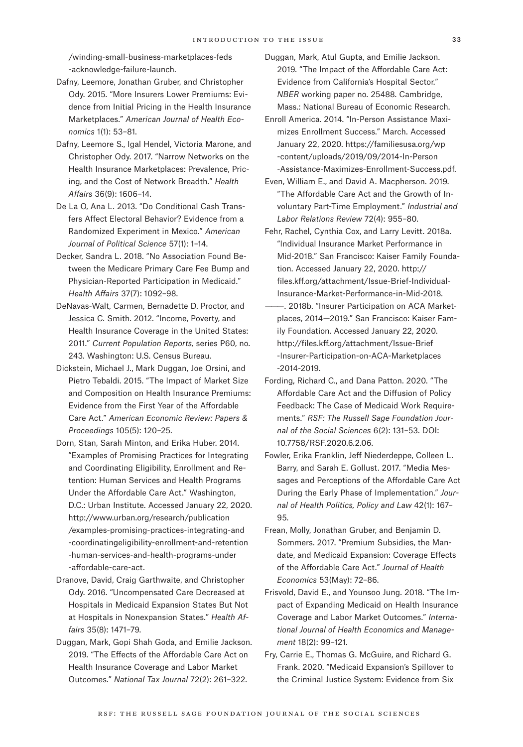/winding-small-business-marketplaces-feds-acknowledge-failure-launch.

Dafny, Leemore, Jonathan Gruber, and Christopher Ody. 2015. "More Insurers Lower Premiums: Evidence from Initial Pricing in the Health Insurance Marketplaces." *American Journal of Health Economics* 1(1): 53–81.

Dafny, Leemore S., Igal Hendel, Victoria Marone, and Christopher Ody. 2017. "Narrow Networks on the Health Insurance Marketplaces: Prevalence, Pricing, and the Cost of Network Breadth." *Health Affairs* 36(9): 1606–14.

De La O, Ana L. 2013. "Do Conditional Cash Transfers Affect Electoral Behavior? Evidence from a Randomized Experiment in Mexico." *American Journal of Political Science* 57(1): 1–14.

Decker, Sandra L. 2018. "No Association Found Between the Medicare Primary Care Fee Bump and Physician-Reported Participation in Medicaid." *Health Affairs* 37(7): 1092–98.

DeNavas-Walt, Carmen, Bernadette D. Proctor, and Jessica C. Smith. 2012. "Income, Poverty, and Health Insurance Coverage in the United States: 2011." *Current Population Reports,* series P60, no. 243. Washington: U.S. Census Bureau.

Dickstein, Michael J., Mark Duggan, Joe Orsini, and Pietro Tebaldi. 2015. "The Impact of Market Size and Composition on Health Insurance Premiums: Evidence from the First Year of the Affordable Care Act." *American Economic Review: Papers & Proceedings* 105(5): 120–25.

Dorn, Stan, Sarah Minton, and Erika Huber. 2014. "Examples of Promising Practices for Integrating and Coordinating Eligibility, Enrollment and Retention: Human Services and Health Programs Under the Affordable Care Act." Washington, D.C.: Urban Institute. Accessed January 22, 2020. http://www.urban.org/research/publication/examples-promising-practices-integrating-and-coordinatingeligibility-enrollment-and-retention-human-services-and-health-programs-under-affordable-care-act.

Dranove, David, Craig Garthwaite, and Christopher Ody. 2016. "Uncompensated Care Decreased at Hospitals in Medicaid Expansion States But Not at Hospitals in Nonexpansion States." *Health Affairs* 35(8): 1471–79.

Duggan, Mark, Gopi Shah Goda, and Emilie Jackson. 2019. "The Effects of the Affordable Care Act on Health Insurance Coverage and Labor Market Outcomes." *National Tax Journal* 72(2): 261–322.

Duggan, Mark, Atul Gupta, and Emilie Jackson. 2019. "The Impact of the Affordable Care Act: Evidence from California's Hospital Sector." *NBER* working paper no. 25488. Cambridge, Mass.: National Bureau of Economic Research.

Enroll America. 2014. "In-Person Assistance Maximizes Enrollment Success." March. Accessed January 22, 2020. https://familiesusa.org/wp-content/uploads/2019/09/2014-In-Person-Assistance-Maximizes-Enrollment-Success.pdf.

Even, William E., and David A. Macpherson. 2019. "The Affordable Care Act and the Growth of Involuntary Part-Time Employment." *Industrial and Labor Relations Review* 72(4): 955–80.

Fehr, Rachel, Cynthia Cox, and Larry Levitt. 2018a. "Individual Insurance Market Performance in Mid-2018." San Francisco: Kaiser Family Foundation. Accessed January 22, 2020. http://files.kff.org/attachment/Issue-Brief-Individual-Insurance-Market-Performance-in-Mid-2018.

———. 2018b. "Insurer Participation on ACA Marketplaces, 2014—2019." San Francisco: Kaiser Family Foundation. Accessed January 22, 2020. http://files.kff.org/attachment/Issue-Brief-Insurer-Participation-on-ACA-Marketplaces-2014-2019.

Fording, Richard C., and Dana Patton. 2020. "The Affordable Care Act and the Diffusion of Policy Feedback: The Case of Medicaid Work Requirements." *RSF: The Russell Sage Foundation Journal of the Social Sciences* 6(2): 131–53. DOI: 10.7758/RSF.2020.6.2.06.

Fowler, Erika Franklin, Jeff Niederdeppe, Colleen L. Barry, and Sarah E. Gollust. 2017. "Media Messages and Perceptions of the Affordable Care Act During the Early Phase of Implementation." *Journal of Health Politics, Policy and Law* 42(1): 167–95.

Frean, Molly, Jonathan Gruber, and Benjamin D. Sommers. 2017. "Premium Subsidies, the Mandate, and Medicaid Expansion: Coverage Effects of the Affordable Care Act." *Journal of Health Economics* 53(May): 72–86.

Frisvold, David E., and Younsoo Jung. 2018. "The Impact of Expanding Medicaid on Health Insurance Coverage and Labor Market Outcomes." *International Journal of Health Economics and Management* 18(2): 99–121.

Fry, Carrie E., Thomas G. McGuire, and Richard G. Frank. 2020. "Medicaid Expansion's Spillover to the Criminal Justice System: Evidence from Six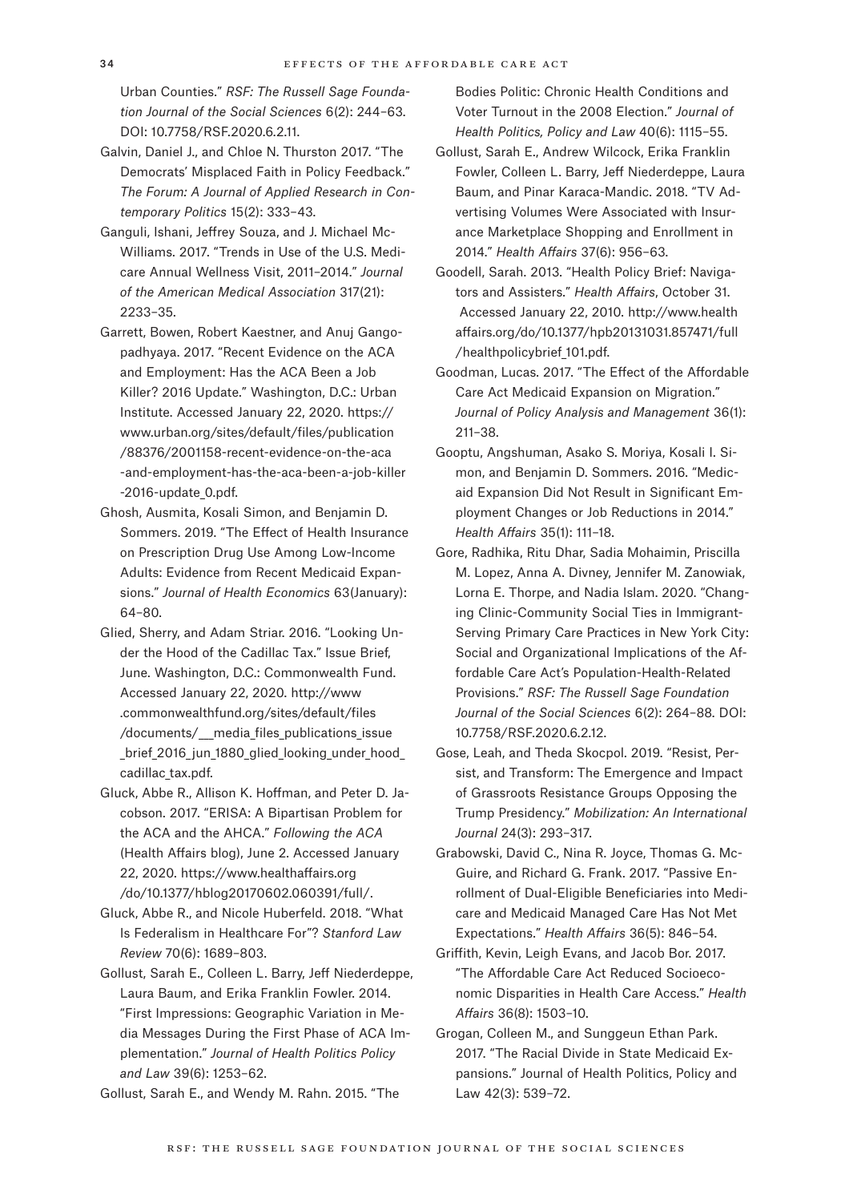Urban Counties." *RSF: The Russell Sage Foundation Journal of the Social Sciences* 6(2): 244–63. DOI: 10.7758/RSF.2020.6.2.11.

Galvin, Daniel J., and Chloe N. Thurston 2017. "The Democrats' Misplaced Faith in Policy Feedback." *The Forum: A Journal of Applied Research in Contemporary Politics* 15(2): 333–43.

Ganguli, Ishani, Jeffrey Souza, and J. Michael McWilliams. 2017. "Trends in Use of the U.S. Medicare Annual Wellness Visit, 2011–2014." *Journal of the American Medical Association* 317(21): 2233–35.

Garrett, Bowen, Robert Kaestner, and Anuj Gangopadhyaya. 2017. "Recent Evidence on the ACA and Employment: Has the ACA Been a Job Killer? 2016 Update." Washington, D.C.: Urban Institute. Accessed January 22, 2020. https://www.urban.org/sites/default/files/publication/88376/2001158-recent-evidence-on-the-aca-and-employment-has-the-aca-been-a-job-killer-2016-update_0.pdf.

Ghosh, Ausmita, Kosali Simon, and Benjamin D. Sommers. 2019. "The Effect of Health Insurance on Prescription Drug Use Among Low-Income Adults: Evidence from Recent Medicaid Expansions." *Journal of Health Economics* 63(January): 64–80.

Glied, Sherry, and Adam Striar. 2016. "Looking Under the Hood of the Cadillac Tax." Issue Brief, June. Washington, D.C.: Commonwealth Fund. Accessed January 22, 2020. http://www.commonwealthfund.org/sites/default/files/documents/__media_files_publications_issue_brief_2016_jun_1880_glied_looking_under_hood_cadillac_tax.pdf.

Gluck, Abbe R., Allison K. Hoffman, and Peter D. Jacobson. 2017. "ERISA: A Bipartisan Problem for the ACA and the AHCA." *Following the ACA* (Health Affairs blog), June 2. Accessed January 22, 2020. https://www.healthaffairs.org/do/10.1377/hblog20170602.060391/full/.

Gluck, Abbe R., and Nicole Huberfeld. 2018. "What Is Federalism in Healthcare For"? *Stanford Law Review* 70(6): 1689–803.

Gollust, Sarah E., Colleen L. Barry, Jeff Niederdeppe, Laura Baum, and Erika Franklin Fowler. 2014. "First Impressions: Geographic Variation in Media Messages During the First Phase of ACA Implementation." *Journal of Health Politics Policy and Law* 39(6): 1253–62.

Gollust, Sarah E., and Wendy M. Rahn. 2015. "The Bodies Politic: Chronic Health Conditions and Voter Turnout in the 2008 Election." *Journal of Health Politics, Policy and Law* 40(6): 1115–55.

Gollust, Sarah E., Andrew Wilcock, Erika Franklin Fowler, Colleen L. Barry, Jeff Niederdeppe, Laura Baum, and Pinar Karaca-Mandic. 2018. "TV Advertising Volumes Were Associated with Insurance Marketplace Shopping and Enrollment in 2014." *Health Affairs* 37(6): 956–63.

Goodell, Sarah. 2013. "Health Policy Brief: Navigators and Assisters." *Health Affairs*, October 31. Accessed January 22, 2010. http://www.healthaffairs.org/do/10.1377/hpb20131031.857471/full/healthpolicybrief_101.pdf.

Goodman, Lucas. 2017. "The Effect of the Affordable Care Act Medicaid Expansion on Migration." *Journal of Policy Analysis and Management* 36(1): 211–38.

Gooptu, Angshuman, Asako S. Moriya, Kosali I. Simon, and Benjamin D. Sommers. 2016. "Medicaid Expansion Did Not Result in Significant Employment Changes or Job Reductions in 2014." *Health Affairs* 35(1): 111–18.

Gore, Radhika, Ritu Dhar, Sadia Mohaimin, Priscilla M. Lopez, Anna A. Divney, Jennifer M. Zanowiak, Lorna E. Thorpe, and Nadia Islam. 2020. "Changing Clinic-Community Social Ties in Immigrant-Serving Primary Care Practices in New York City: Social and Organizational Implications of the Affordable Care Act's Population-Health-Related Provisions." *RSF: The Russell Sage Foundation Journal of the Social Sciences* 6(2): 264–88. DOI: 10.7758/RSF.2020.6.2.12.

Gose, Leah, and Theda Skocpol. 2019. "Resist, Persist, and Transform: The Emergence and Impact of Grassroots Resistance Groups Opposing the Trump Presidency." *Mobilization: An International Journal* 24(3): 293–317.

Grabowski, David C., Nina R. Joyce, Thomas G. McGuire, and Richard G. Frank. 2017. "Passive Enrollment of Dual-Eligible Beneficiaries into Medicare and Medicaid Managed Care Has Not Met Expectations." *Health Affairs* 36(5): 846–54.

Griffith, Kevin, Leigh Evans, and Jacob Bor. 2017. "The Affordable Care Act Reduced Socioeconomic Disparities in Health Care Access." *Health Affairs* 36(8): 1503–10.

Grogan, Colleen M., and Sunggeun Ethan Park. 2017. "The Racial Divide in State Medicaid Expansions." Journal of Health Politics, Policy and Law 42(3): 539–72.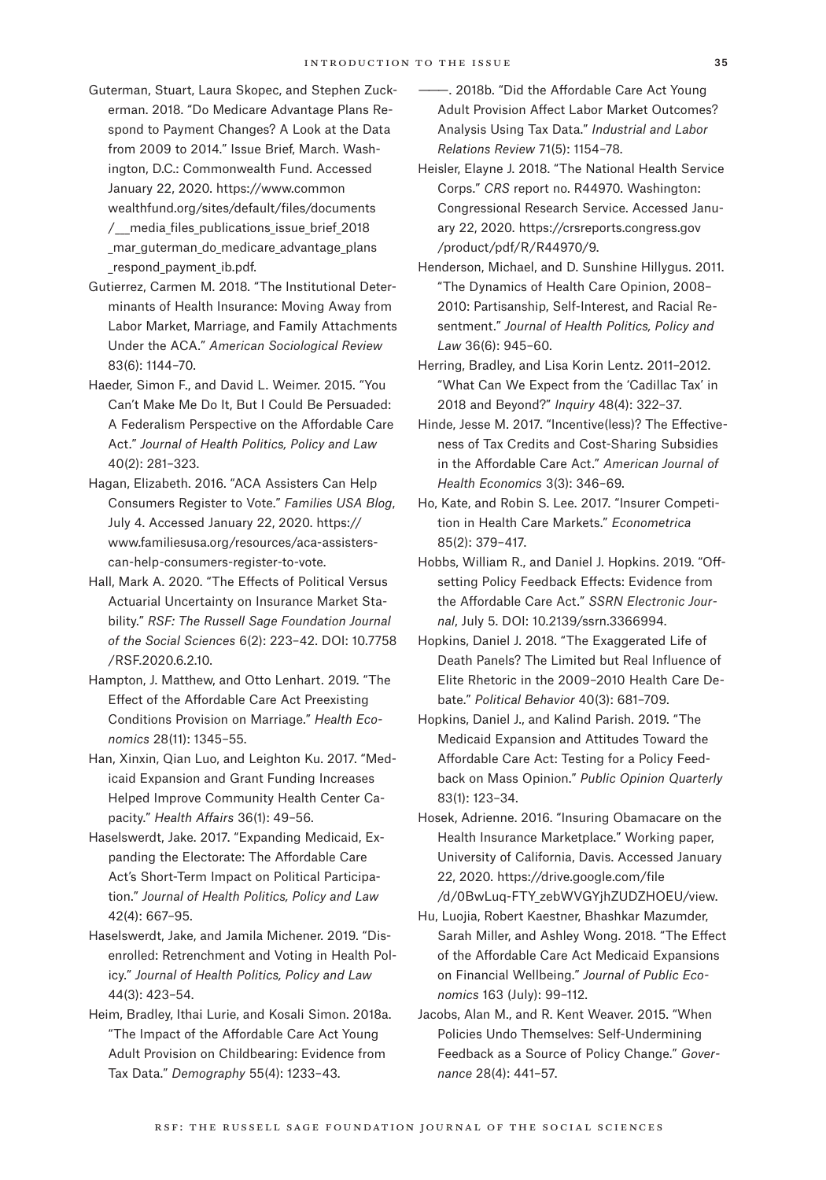Guterman, Stuart, Laura Skopec, and Stephen Zuckerman. 2018. "Do Medicare Advantage Plans Respond to Payment Changes? A Look at the Data from 2009 to 2014." Issue Brief, March. Washington, D.C.: Commonwealth Fund. Accessed January 22, 2020. https://www.commonwealthfund.org/sites/default/files/documents/__media_files_publications_issue_brief_2018_mar_guterman_do_medicare_advantage_plans_respond_payment_ib.pdf.

Gutierrez, Carmen M. 2018. "The Institutional Determinants of Health Insurance: Moving Away from Labor Market, Marriage, and Family Attachments Under the ACA." *American Sociological Review* 83(6): 1144–70.

Haeder, Simon F., and David L. Weimer. 2015. "You Can't Make Me Do It, But I Could Be Persuaded: A Federalism Perspective on the Affordable Care Act." *Journal of Health Politics, Policy and Law* 40(2): 281–323.

Hagan, Elizabeth. 2016. "ACA Assisters Can Help Consumers Register to Vote." *Families USA Blog*, July 4. Accessed January 22, 2020. https://www.familiesusa.org/resources/aca-assisters-can-help-consumers-register-to-vote.

Hall, Mark A. 2020. "The Effects of Political Versus Actuarial Uncertainty on Insurance Market Stability." *RSF: The Russell Sage Foundation Journal of the Social Sciences* 6(2): 223–42. DOI: 10.7758/RSF.2020.6.2.10.

Hampton, J. Matthew, and Otto Lenhart. 2019. "The Effect of the Affordable Care Act Preexisting Conditions Provision on Marriage." *Health Economics* 28(11): 1345–55.

Han, Xinxin, Qian Luo, and Leighton Ku. 2017. "Medicaid Expansion and Grant Funding Increases Helped Improve Community Health Center Capacity." *Health Affairs* 36(1): 49–56.

Haselswerdt, Jake. 2017. "Expanding Medicaid, Expanding the Electorate: The Affordable Care Act's Short-Term Impact on Political Participation." *Journal of Health Politics, Policy and Law* 42(4): 667–95.

Haselswerdt, Jake, and Jamila Michener. 2019. "Disenrolled: Retrenchment and Voting in Health Policy." *Journal of Health Politics, Policy and Law* 44(3): 423–54.

Heim, Bradley, Ithai Lurie, and Kosali Simon. 2018a. "The Impact of the Affordable Care Act Young Adult Provision on Childbearing: Evidence from Tax Data." *Demography* 55(4): 1233–43.

———. 2018b. "Did the Affordable Care Act Young Adult Provision Affect Labor Market Outcomes? Analysis Using Tax Data." *Industrial and Labor Relations Review* 71(5): 1154–78.

Heisler, Elayne J. 2018. "The National Health Service Corps." *CRS* report no. R44970. Washington: Congressional Research Service. Accessed January 22, 2020. https://crsreports.congress.gov/product/pdf/R/R44970/9.

Henderson, Michael, and D. Sunshine Hillygus. 2011. "The Dynamics of Health Care Opinion, 2008–2010: Partisanship, Self-Interest, and Racial Resentment." *Journal of Health Politics, Policy and Law* 36(6): 945–60.

Herring, Bradley, and Lisa Korin Lentz. 2011–2012. "What Can We Expect from the 'Cadillac Tax' in 2018 and Beyond?" *Inquiry* 48(4): 322–37.

Hinde, Jesse M. 2017. "Incentive(less)? The Effectiveness of Tax Credits and Cost-Sharing Subsidies in the Affordable Care Act." *American Journal of Health Economics* 3(3): 346–69.

Ho, Kate, and Robin S. Lee. 2017. "Insurer Competition in Health Care Markets." *Econometrica* 85(2): 379–417.

Hobbs, William R., and Daniel J. Hopkins. 2019. "Offsetting Policy Feedback Effects: Evidence from the Affordable Care Act." *SSRN Electronic Journal*, July 5. DOI: 10.2139/ssrn.3366994.

Hopkins, Daniel J. 2018. "The Exaggerated Life of Death Panels? The Limited but Real Influence of Elite Rhetoric in the 2009–2010 Health Care Debate." *Political Behavior* 40(3): 681–709.

Hopkins, Daniel J., and Kalind Parish. 2019. "The Medicaid Expansion and Attitudes Toward the Affordable Care Act: Testing for a Policy Feedback on Mass Opinion." *Public Opinion Quarterly* 83(1): 123–34.

Hosek, Adrienne. 2016. "Insuring Obamacare on the Health Insurance Marketplace." Working paper, University of California, Davis. Accessed January 22, 2020. https://drive.google.com/file/d/0BwLuq-FTY_zebWVGYjhZUDZHOEU/view.

Hu, Luojia, Robert Kaestner, Bhashkar Mazumder, Sarah Miller, and Ashley Wong. 2018. "The Effect of the Affordable Care Act Medicaid Expansions on Financial Wellbeing." *Journal of Public Economics* 163 (July): 99–112.

Jacobs, Alan M., and R. Kent Weaver. 2015. "When Policies Undo Themselves: Self-Undermining Feedback as a Source of Policy Change." *Governance* 28(4): 441–57.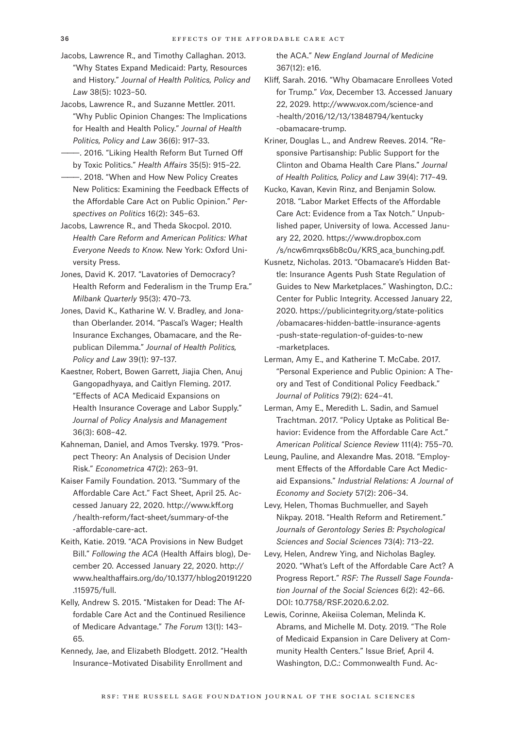Jacobs, Lawrence R., and Timothy Callaghan. 2013. "Why States Expand Medicaid: Party, Resources and History." *Journal of Health Politics, Policy and Law* 38(5): 1023–50.

Jacobs, Lawrence R., and Suzanne Mettler. 2011. "Why Public Opinion Changes: The Implications for Health and Health Policy." *Journal of Health Politics, Policy and Law* 36(6): 917–33.

———. 2016. "Liking Health Reform But Turned Off by Toxic Politics." *Health Affairs* 35(5): 915–22.

———. 2018. "When and How New Policy Creates New Politics: Examining the Feedback Effects of the Affordable Care Act on Public Opinion." *Perspectives on Politics* 16(2): 345–63.

Jacobs, Lawrence R., and Theda Skocpol. 2010. *Health Care Reform and American Politics: What Everyone Needs to Know.* New York: Oxford University Press.

Jones, David K. 2017. "Lavatories of Democracy? Health Reform and Federalism in the Trump Era." *Milbank Quarterly* 95(3): 470–73.

Jones, David K., Katharine W. V. Bradley, and Jonathan Oberlander. 2014. "Pascal's Wager; Health Insurance Exchanges, Obamacare, and the Republican Dilemma." *Journal of Health Politics, Policy and Law* 39(1): 97–137.

Kaestner, Robert, Bowen Garrett, Jiajia Chen, Anuj Gangopadhyaya, and Caitlyn Fleming. 2017. "Effects of ACA Medicaid Expansions on Health Insurance Coverage and Labor Supply." *Journal of Policy Analysis and Management* 36(3): 608–42.

Kahneman, Daniel, and Amos Tversky. 1979. "Prospect Theory: An Analysis of Decision Under Risk." *Econometrica* 47(2): 263–91.

Kaiser Family Foundation. 2013. "Summary of the Affordable Care Act." Fact Sheet, April 25. Accessed January 22, 2020. http://www.kff.org/health-reform/fact-sheet/summary-of-the-affordable-care-act.

Keith, Katie. 2019. "ACA Provisions in New Budget Bill." *Following the ACA* (Health Affairs blog), December 20. Accessed January 22, 2020. http://www.healthaffairs.org/do/10.1377/hblog20191220.115975/full.

Kelly, Andrew S. 2015. "Mistaken for Dead: The Affordable Care Act and the Continued Resilience of Medicare Advantage." *The Forum* 13(1): 143–65.

Kennedy, Jae, and Elizabeth Blodgett. 2012. "Health Insurance–Motivated Disability Enrollment and the ACA." *New England Journal of Medicine* 367(12): e16.

Kliff, Sarah. 2016. "Why Obamacare Enrollees Voted for Trump." *Vox*, December 13. Accessed January 22, 2029. http://www.vox.com/science-and-health/2016/12/13/13848794/kentucky-obamacare-trump.

Kriner, Douglas L., and Andrew Reeves. 2014. "Responsive Partisanship: Public Support for the Clinton and Obama Health Care Plans." *Journal of Health Politics, Policy and Law* 39(4): 717–49.

Kucko, Kavan, Kevin Rinz, and Benjamin Solow. 2018. "Labor Market Effects of the Affordable Care Act: Evidence from a Tax Notch." Unpublished paper, University of Iowa. Accessed January 22, 2020. https://www.dropbox.com/s/ncw6mrqxs6b8c0u/KRS_aca_bunching.pdf.

Kusnetz, Nicholas. 2013. "Obamacare's Hidden Battle: Insurance Agents Push State Regulation of Guides to New Marketplaces." Washington, D.C.: Center for Public Integrity. Accessed January 22, 2020. https://publicintegrity.org/state-politics/obamacares-hidden-battle-insurance-agents-push-state-regulation-of-guides-to-new-marketplaces.

Lerman, Amy E., and Katherine T. McCabe. 2017. "Personal Experience and Public Opinion: A Theory and Test of Conditional Policy Feedback." *Journal of Politics* 79(2): 624–41.

Lerman, Amy E., Meredith L. Sadin, and Samuel Trachtman. 2017. "Policy Uptake as Political Behavior: Evidence from the Affordable Care Act." *American Political Science Review* 111(4): 755–70.

Leung, Pauline, and Alexandre Mas. 2018. "Employment Effects of the Affordable Care Act Medicaid Expansions." *Industrial Relations: A Journal of Economy and Society* 57(2): 206–34.

Levy, Helen, Thomas Buchmueller, and Sayeh Nikpay. 2018. "Health Reform and Retirement." *Journals of Gerontology Series B: Psychological Sciences and Social Sciences* 73(4): 713–22.

Levy, Helen, Andrew Ying, and Nicholas Bagley. 2020. "What's Left of the Affordable Care Act? A Progress Report." *RSF: The Russell Sage Foundation Journal of the Social Sciences* 6(2): 42–66. DOI: 10.7758/RSF.2020.6.2.02.

Lewis, Corinne, Akeiisa Coleman, Melinda K. Abrams, and Michelle M. Doty. 2019. "The Role of Medicaid Expansion in Care Delivery at Community Health Centers." Issue Brief, April 4. Washington, D.C.: Commonwealth Fund. Ac-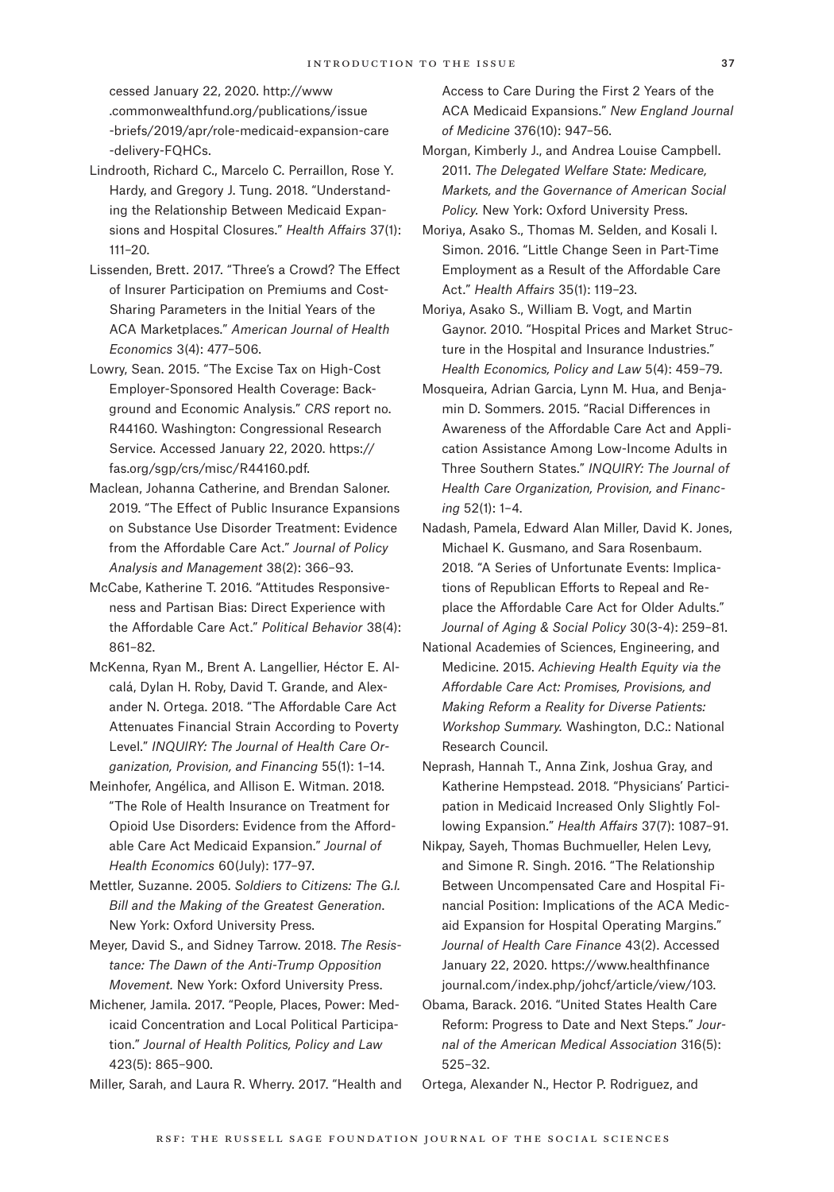cessed January 22, 2020. http://www.commonwealthfund.org/publications/issue-briefs/2019/apr/role-medicaid-expansion-care-delivery-FQHCs.

Lindrooth, Richard C., Marcelo C. Perraillon, Rose Y. Hardy, and Gregory J. Tung. 2018. "Understanding the Relationship Between Medicaid Expansions and Hospital Closures." *Health Affairs* 37(1): 111–20.

Lissenden, Brett. 2017. "Three's a Crowd? The Effect of Insurer Participation on Premiums and Cost-Sharing Parameters in the Initial Years of the ACA Marketplaces." *American Journal of Health Economics* 3(4): 477–506.

Lowry, Sean. 2015. "The Excise Tax on High-Cost Employer-Sponsored Health Coverage: Background and Economic Analysis." *CRS* report no. R44160. Washington: Congressional Research Service. Accessed January 22, 2020. https://fas.org/sgp/crs/misc/R44160.pdf.

Maclean, Johanna Catherine, and Brendan Saloner. 2019. "The Effect of Public Insurance Expansions on Substance Use Disorder Treatment: Evidence from the Affordable Care Act." *Journal of Policy Analysis and Management* 38(2): 366–93.

McCabe, Katherine T. 2016. "Attitudes Responsiveness and Partisan Bias: Direct Experience with the Affordable Care Act." *Political Behavior* 38(4): 861–82.

McKenna, Ryan M., Brent A. Langellier, Héctor E. Alcalá, Dylan H. Roby, David T. Grande, and Alexander N. Ortega. 2018. "The Affordable Care Act Attenuates Financial Strain According to Poverty Level." *INQUIRY: The Journal of Health Care Organization, Provision, and Financing* 55(1): 1–14.

Meinhofer, Angélica, and Allison E. Witman. 2018. "The Role of Health Insurance on Treatment for Opioid Use Disorders: Evidence from the Affordable Care Act Medicaid Expansion." *Journal of Health Economics* 60(July): 177–97.

Mettler, Suzanne. 2005. *Soldiers to Citizens: The G.I. Bill and the Making of the Greatest Generation*. New York: Oxford University Press.

Meyer, David S., and Sidney Tarrow. 2018. *The Resistance: The Dawn of the Anti-Trump Opposition Movement.* New York: Oxford University Press.

Michener, Jamila. 2017. "People, Places, Power: Medicaid Concentration and Local Political Participation." *Journal of Health Politics, Policy and Law* 423(5): 865–900.

Miller, Sarah, and Laura R. Wherry. 2017. "Health and Access to Care During the First 2 Years of the ACA Medicaid Expansions." *New England Journal of Medicine* 376(10): 947–56.

Morgan, Kimberly J., and Andrea Louise Campbell. 2011. *The Delegated Welfare State: Medicare, Markets, and the Governance of American Social Policy.* New York: Oxford University Press.

Moriya, Asako S., Thomas M. Selden, and Kosali I. Simon. 2016. "Little Change Seen in Part-Time Employment as a Result of the Affordable Care Act." *Health Affairs* 35(1): 119–23.

Moriya, Asako S., William B. Vogt, and Martin Gaynor. 2010. "Hospital Prices and Market Structure in the Hospital and Insurance Industries." *Health Economics, Policy and Law* 5(4): 459–79.

Mosqueira, Adrian Garcia, Lynn M. Hua, and Benjamin D. Sommers. 2015. "Racial Differences in Awareness of the Affordable Care Act and Application Assistance Among Low-Income Adults in Three Southern States." *INQUIRY: The Journal of Health Care Organization, Provision, and Financing* 52(1): 1–4.

Nadash, Pamela, Edward Alan Miller, David K. Jones, Michael K. Gusmano, and Sara Rosenbaum. 2018. "A Series of Unfortunate Events: Implications of Republican Efforts to Repeal and Replace the Affordable Care Act for Older Adults." *Journal of Aging & Social Policy* 30(3-4): 259–81.

National Academies of Sciences, Engineering, and Medicine. 2015. *Achieving Health Equity via the Affordable Care Act: Promises, Provisions, and Making Reform a Reality for Diverse Patients: Workshop Summary.* Washington, D.C.: National Research Council.

Neprash, Hannah T., Anna Zink, Joshua Gray, and Katherine Hempstead. 2018. "Physicians' Participation in Medicaid Increased Only Slightly Following Expansion." *Health Affairs* 37(7): 1087–91.

Nikpay, Sayeh, Thomas Buchmueller, Helen Levy, and Simone R. Singh. 2016. "The Relationship Between Uncompensated Care and Hospital Financial Position: Implications of the ACA Medicaid Expansion for Hospital Operating Margins." *Journal of Health Care Finance* 43(2). Accessed January 22, 2020. https://www.healthfinancejournal.com/index.php/johcf/article/view/103.

Obama, Barack. 2016. "United States Health Care Reform: Progress to Date and Next Steps." *Journal of the American Medical Association* 316(5): 525–32.

Ortega, Alexander N., Hector P. Rodriguez, and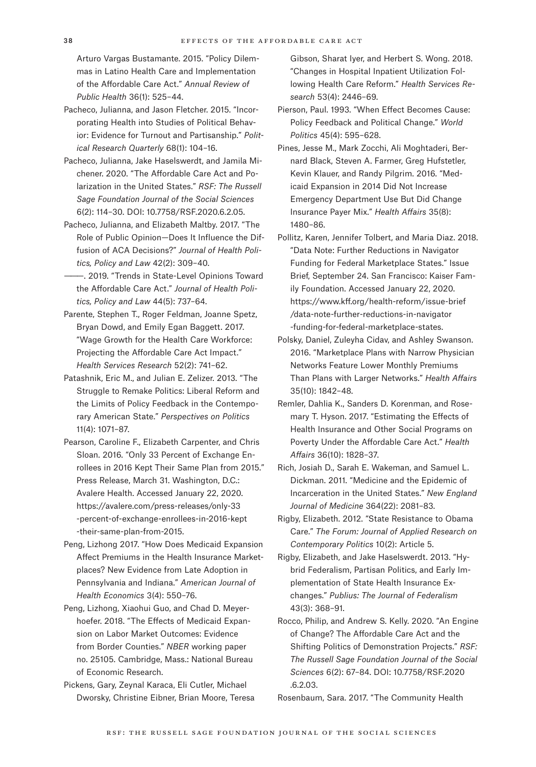Arturo Vargas Bustamante. 2015. "Policy Dilemmas in Latino Health Care and Implementation of the Affordable Care Act." *Annual Review of Public Health* 36(1): 525–44.

Pacheco, Julianna, and Jason Fletcher. 2015. "Incorporating Health into Studies of Political Behavior: Evidence for Turnout and Partisanship." *Political Research Quarterly* 68(1): 104–16.

Pacheco, Julianna, Jake Haselswerdt, and Jamila Michener. 2020. "The Affordable Care Act and Polarization in the United States." *RSF: The Russell Sage Foundation Journal of the Social Sciences* 6(2): 114–30. DOI: 10.7758/RSF.2020.6.2.05.

Pacheco, Julianna, and Elizabeth Maltby. 2017. "The Role of Public Opinion—Does It Influence the Diffusion of ACA Decisions?" *Journal of Health Politics, Policy and Law* 42(2): 309–40.

———. 2019. "Trends in State-Level Opinions Toward the Affordable Care Act." *Journal of Health Politics, Policy and Law* 44(5): 737–64.

Parente, Stephen T., Roger Feldman, Joanne Spetz, Bryan Dowd, and Emily Egan Baggett. 2017. "Wage Growth for the Health Care Workforce: Projecting the Affordable Care Act Impact." *Health Services Research* 52(2): 741–62.

Patashnik, Eric M., and Julian E. Zelizer. 2013. "The Struggle to Remake Politics: Liberal Reform and the Limits of Policy Feedback in the Contemporary American State." *Perspectives on Politics* 11(4): 1071–87.

Pearson, Caroline F., Elizabeth Carpenter, and Chris Sloan. 2016. "Only 33 Percent of Exchange Enrollees in 2016 Kept Their Same Plan from 2015." Press Release, March 31. Washington, D.C.: Avalere Health. Accessed January 22, 2020. https://avalere.com/press-releases/only-33-percent-of-exchange-enrollees-in-2016-kept-their-same-plan-from-2015.

Peng, Lizhong 2017. "How Does Medicaid Expansion Affect Premiums in the Health Insurance Marketplaces? New Evidence from Late Adoption in Pennsylvania and Indiana." *American Journal of Health Economics* 3(4): 550–76.

Peng, Lizhong, Xiaohui Guo, and Chad D. Meyerhoefer. 2018. "The Effects of Medicaid Expansion on Labor Market Outcomes: Evidence from Border Counties." *NBER* working paper no. 25105. Cambridge, Mass.: National Bureau of Economic Research.

Pickens, Gary, Zeynal Karaca, Eli Cutler, Michael Dworsky, Christine Eibner, Brian Moore, Teresa Gibson, Sharat Iyer, and Herbert S. Wong. 2018. "Changes in Hospital Inpatient Utilization Following Health Care Reform." *Health Services Research* 53(4): 2446–69.

Pierson, Paul. 1993. "When Effect Becomes Cause: Policy Feedback and Political Change." *World Politics* 45(4): 595–628.

Pines, Jesse M., Mark Zocchi, Ali Moghtaderi, Bernard Black, Steven A. Farmer, Greg Hufstetler, Kevin Klauer, and Randy Pilgrim. 2016. "Medicaid Expansion in 2014 Did Not Increase Emergency Department Use But Did Change Insurance Payer Mix." *Health Affairs* 35(8): 1480–86.

Pollitz, Karen, Jennifer Tolbert, and Maria Diaz. 2018. "Data Note: Further Reductions in Navigator Funding for Federal Marketplace States." Issue Brief, September 24. San Francisco: Kaiser Family Foundation. Accessed January 22, 2020. https://www.kff.org/health-reform/issue-brief/data-note-further-reductions-in-navigator-funding-for-federal-marketplace-states.

Polsky, Daniel, Zuleyha Cidav, and Ashley Swanson. 2016. "Marketplace Plans with Narrow Physician Networks Feature Lower Monthly Premiums Than Plans with Larger Networks." *Health Affairs* 35(10): 1842–48.

Remler, Dahlia K., Sanders D. Korenman, and Rosemary T. Hyson. 2017. "Estimating the Effects of Health Insurance and Other Social Programs on Poverty Under the Affordable Care Act." *Health Affairs* 36(10): 1828–37.

Rich, Josiah D., Sarah E. Wakeman, and Samuel L. Dickman. 2011. "Medicine and the Epidemic of Incarceration in the United States." *New England Journal of Medicine* 364(22): 2081–83.

Rigby, Elizabeth. 2012. "State Resistance to Obama Care." *The Forum: Journal of Applied Research on Contemporary Politics* 10(2): Article 5.

Rigby, Elizabeth, and Jake Haselswerdt. 2013. "Hybrid Federalism, Partisan Politics, and Early Implementation of State Health Insurance Exchanges." *Publius: The Journal of Federalism* 43(3): 368–91.

Rocco, Philip, and Andrew S. Kelly. 2020. "An Engine of Change? The Affordable Care Act and the Shifting Politics of Demonstration Projects." *RSF: The Russell Sage Foundation Journal of the Social Sciences* 6(2): 67–84. DOI: 10.7758/RSF.2020.6.2.03.

Rosenbaum, Sara. 2017. "The Community Health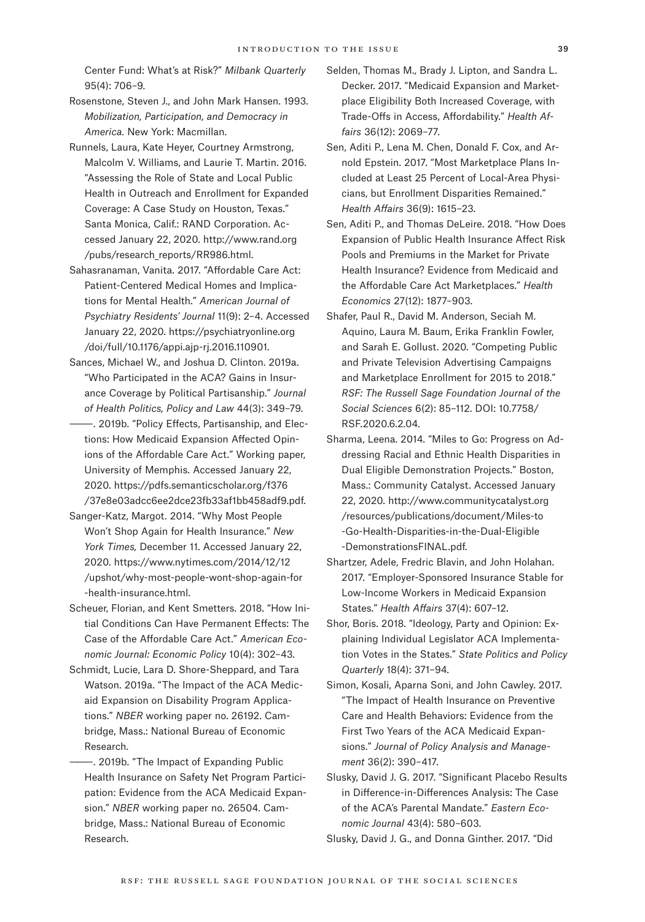Center Fund: What's at Risk?" *Milbank Quarterly* 95(4): 706–9.

Rosenstone, Steven J., and John Mark Hansen. 1993. *Mobilization, Participation, and Democracy in America.* New York: Macmillan.

Runnels, Laura, Kate Heyer, Courtney Armstrong, Malcolm V. Williams, and Laurie T. Martin. 2016. "Assessing the Role of State and Local Public Health in Outreach and Enrollment for Expanded Coverage: A Case Study on Houston, Texas." Santa Monica, Calif.: RAND Corporation. Accessed January 22, 2020. http://www.rand.org/pubs/research_reports/RR986.html.

Sahasranaman, Vanita. 2017. "Affordable Care Act: Patient-Centered Medical Homes and Implications for Mental Health." *American Journal of Psychiatry Residents' Journal* 11(9): 2–4. Accessed January 22, 2020. https://psychiatryonline.org/doi/full/10.1176/appi.ajp-rj.2016.110901.

Sances, Michael W., and Joshua D. Clinton. 2019a. "Who Participated in the ACA? Gains in Insurance Coverage by Political Partisanship." *Journal of Health Politics, Policy and Law* 44(3): 349–79.

———. 2019b. "Policy Effects, Partisanship, and Elections: How Medicaid Expansion Affected Opinions of the Affordable Care Act." Working paper, University of Memphis. Accessed January 22, 2020. https://pdfs.semanticscholar.org/f376/37e8e03adcc6ee2dce23fb33af1bb458adf9.pdf.

Sanger-Katz, Margot. 2014. "Why Most People Won't Shop Again for Health Insurance." *New York Times,* December 11. Accessed January 22, 2020. https://www.nytimes.com/2014/12/12/upshot/why-most-people-wont-shop-again-for-health-insurance.html.

Scheuer, Florian, and Kent Smetters. 2018. "How Initial Conditions Can Have Permanent Effects: The Case of the Affordable Care Act." *American Economic Journal: Economic Policy* 10(4): 302–43.

Schmidt, Lucie, Lara D. Shore-Sheppard, and Tara Watson. 2019a. "The Impact of the ACA Medicaid Expansion on Disability Program Applications." *NBER* working paper no. 26192. Cambridge, Mass.: National Bureau of Economic Research.

———. 2019b. "The Impact of Expanding Public Health Insurance on Safety Net Program Participation: Evidence from the ACA Medicaid Expansion." *NBER* working paper no. 26504. Cambridge, Mass.: National Bureau of Economic Research.

Selden, Thomas M., Brady J. Lipton, and Sandra L. Decker. 2017. "Medicaid Expansion and Marketplace Eligibility Both Increased Coverage, with Trade-Offs in Access, Affordability." *Health Affairs* 36(12): 2069–77.

Sen, Aditi P., Lena M. Chen, Donald F. Cox, and Arnold Epstein. 2017. "Most Marketplace Plans Included at Least 25 Percent of Local-Area Physicians, but Enrollment Disparities Remained." *Health Affairs* 36(9): 1615–23.

Sen, Aditi P., and Thomas DeLeire. 2018. "How Does Expansion of Public Health Insurance Affect Risk Pools and Premiums in the Market for Private Health Insurance? Evidence from Medicaid and the Affordable Care Act Marketplaces." *Health Economics* 27(12): 1877–903.

Shafer, Paul R., David M. Anderson, Seciah M. Aquino, Laura M. Baum, Erika Franklin Fowler, and Sarah E. Gollust. 2020. "Competing Public and Private Television Advertising Campaigns and Marketplace Enrollment for 2015 to 2018." *RSF: The Russell Sage Foundation Journal of the Social Sciences* 6(2): 85–112. DOI: 10.7758/RSF.2020.6.2.04.

Sharma, Leena. 2014. "Miles to Go: Progress on Addressing Racial and Ethnic Health Disparities in Dual Eligible Demonstration Projects." Boston, Mass.: Community Catalyst. Accessed January 22, 2020. http://www.communitycatalyst.org/resources/publications/document/Miles-to-Go-Health-Disparities-in-the-Dual-Eligible-DemonstrationsFINAL.pdf.

Shartzer, Adele, Fredric Blavin, and John Holahan. 2017. "Employer-Sponsored Insurance Stable for Low-Income Workers in Medicaid Expansion States." *Health Affairs* 37(4): 607–12.

Shor, Boris. 2018. "Ideology, Party and Opinion: Explaining Individual Legislator ACA Implementation Votes in the States." *State Politics and Policy Quarterly* 18(4): 371–94.

Simon, Kosali, Aparna Soni, and John Cawley. 2017. "The Impact of Health Insurance on Preventive Care and Health Behaviors: Evidence from the First Two Years of the ACA Medicaid Expansions." *Journal of Policy Analysis and Management* 36(2): 390–417.

Slusky, David J. G. 2017. "Significant Placebo Results in Difference-in-Differences Analysis: The Case of the ACA's Parental Mandate." *Eastern Economic Journal* 43(4): 580–603.

Slusky, David J. G., and Donna Ginther. 2017. "Did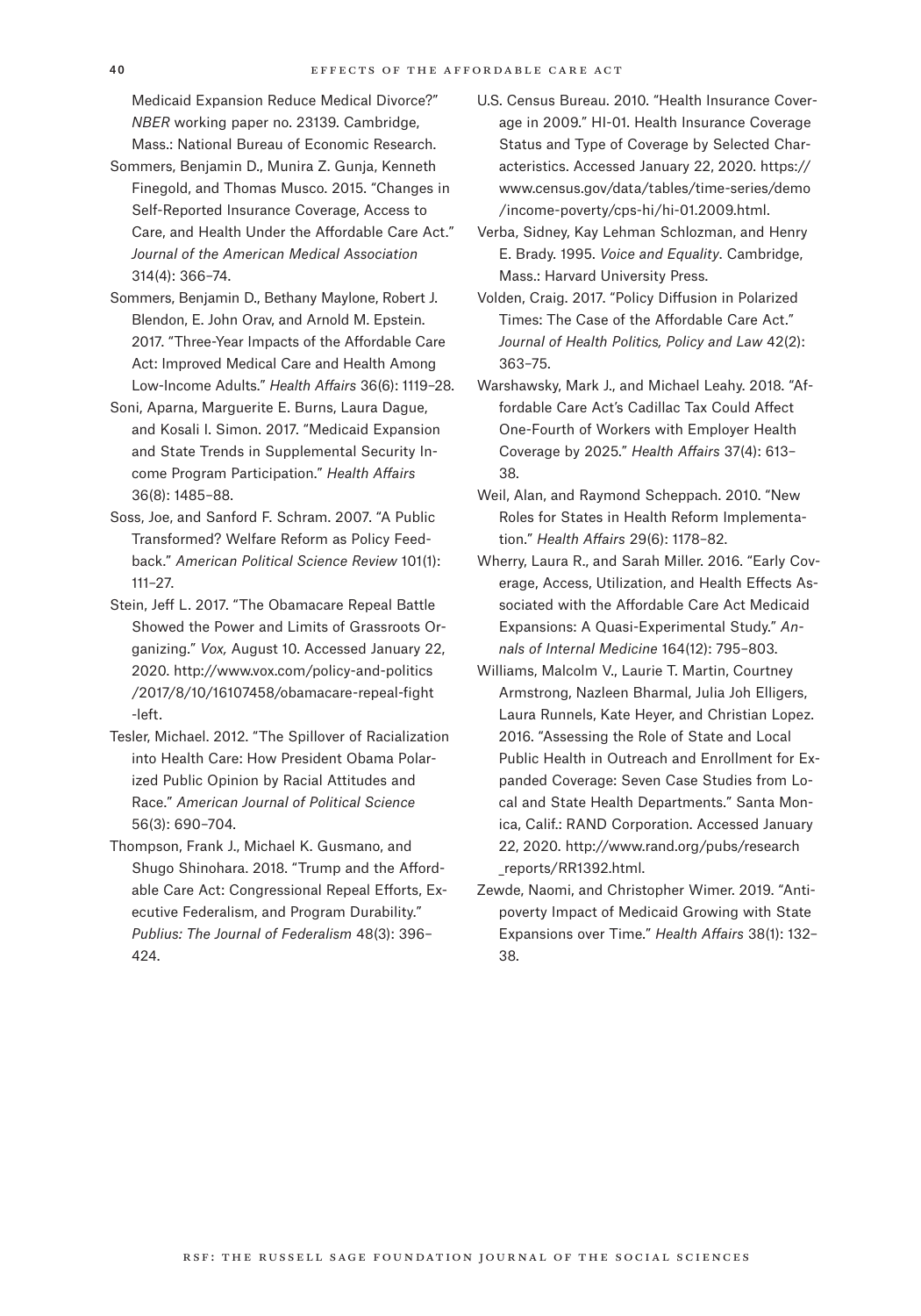Medicaid Expansion Reduce Medical Divorce?" *NBER* working paper no. 23139. Cambridge, Mass.: National Bureau of Economic Research.

Sommers, Benjamin D., Munira Z. Gunja, Kenneth Finegold, and Thomas Musco. 2015. "Changes in Self-Reported Insurance Coverage, Access to Care, and Health Under the Affordable Care Act." *Journal of the American Medical Association* 314(4): 366–74.

Sommers, Benjamin D., Bethany Maylone, Robert J. Blendon, E. John Orav, and Arnold M. Epstein. 2017. "Three-Year Impacts of the Affordable Care Act: Improved Medical Care and Health Among Low-Income Adults." *Health Affairs* 36(6): 1119–28.

Soni, Aparna, Marguerite E. Burns, Laura Dague, and Kosali I. Simon. 2017. "Medicaid Expansion and State Trends in Supplemental Security Income Program Participation." *Health Affairs* 36(8): 1485–88.

Soss, Joe, and Sanford F. Schram. 2007. "A Public Transformed? Welfare Reform as Policy Feedback." *American Political Science Review* 101(1): 111–27.

Stein, Jeff L. 2017. "The Obamacare Repeal Battle Showed the Power and Limits of Grassroots Organizing." *Vox,* August 10. Accessed January 22, 2020. http://www.vox.com/policy-and-politics/2017/8/10/16107458/obamacare-repeal-fight-left.

Tesler, Michael. 2012. "The Spillover of Racialization into Health Care: How President Obama Polarized Public Opinion by Racial Attitudes and Race." *American Journal of Political Science* 56(3): 690–704.

Thompson, Frank J., Michael K. Gusmano, and Shugo Shinohara. 2018. "Trump and the Affordable Care Act: Congressional Repeal Efforts, Executive Federalism, and Program Durability." *Publius: The Journal of Federalism* 48(3): 396–424.

U.S. Census Bureau. 2010. "Health Insurance Coverage in 2009." HI-01. Health Insurance Coverage Status and Type of Coverage by Selected Characteristics. Accessed January 22, 2020. https://www.census.gov/data/tables/time-series/demo/income-poverty/cps-hi/hi-01.2009.html.

Verba, Sidney, Kay Lehman Schlozman, and Henry E. Brady. 1995. *Voice and Equality*. Cambridge, Mass.: Harvard University Press.

Volden, Craig. 2017. "Policy Diffusion in Polarized Times: The Case of the Affordable Care Act." *Journal of Health Politics, Policy and Law* 42(2): 363–75.

Warshawsky, Mark J., and Michael Leahy. 2018. "Affordable Care Act's Cadillac Tax Could Affect One-Fourth of Workers with Employer Health Coverage by 2025." *Health Affairs* 37(4): 613–38.

Weil, Alan, and Raymond Scheppach. 2010. "New Roles for States in Health Reform Implementation." *Health Affairs* 29(6): 1178–82.

Wherry, Laura R., and Sarah Miller. 2016. "Early Coverage, Access, Utilization, and Health Effects Associated with the Affordable Care Act Medicaid Expansions: A Quasi-Experimental Study." *Annals of Internal Medicine* 164(12): 795–803.

Williams, Malcolm V., Laurie T. Martin, Courtney Armstrong, Nazleen Bharmal, Julia Joh Elligers, Laura Runnels, Kate Heyer, and Christian Lopez. 2016. "Assessing the Role of State and Local Public Health in Outreach and Enrollment for Expanded Coverage: Seven Case Studies from Local and State Health Departments." Santa Monica, Calif.: RAND Corporation. Accessed January 22, 2020. http://www.rand.org/pubs/research_reports/RR1392.html.

Zewde, Naomi, and Christopher Wimer. 2019. "Antipoverty Impact of Medicaid Growing with State Expansions over Time." *Health Affairs* 38(1): 132–38.